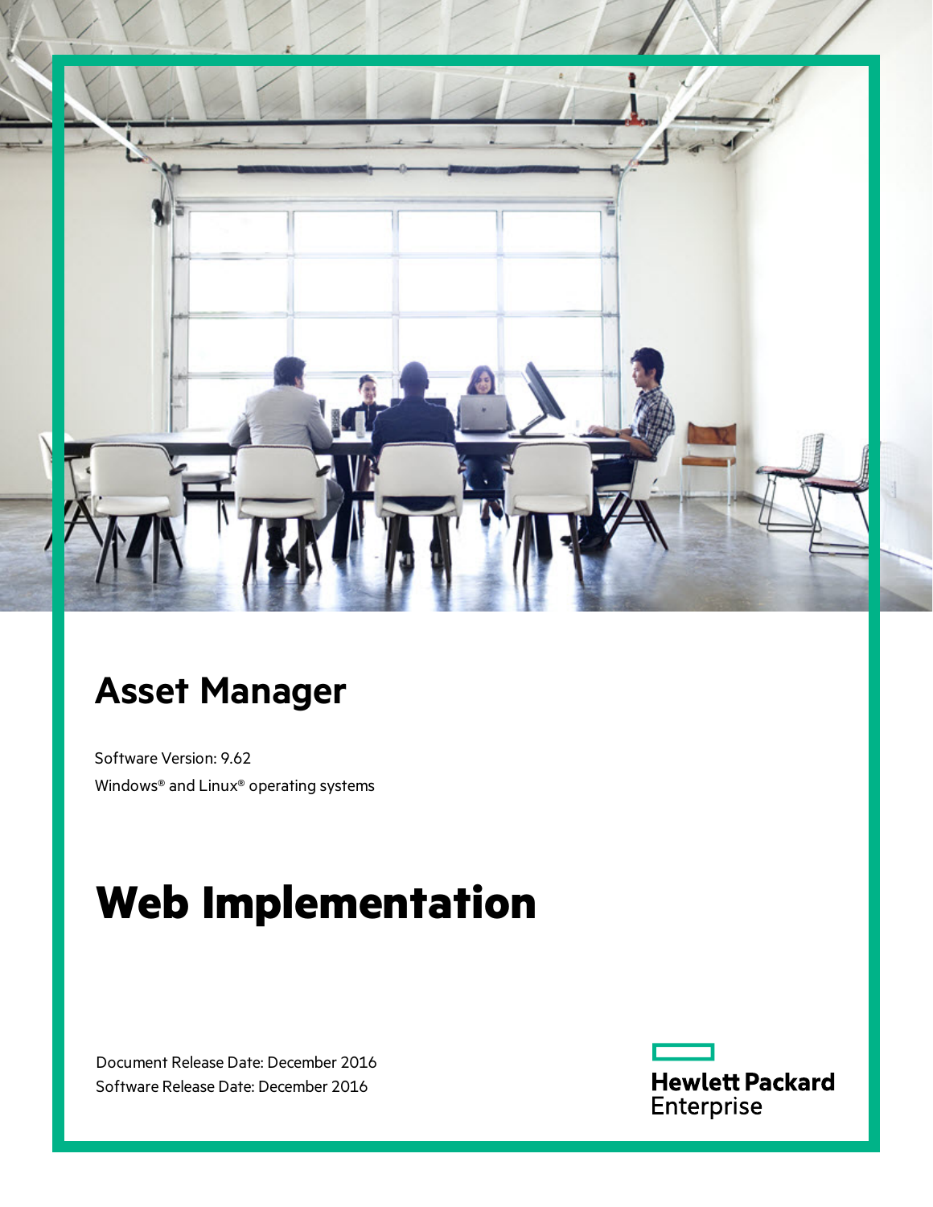# Asset Manager

Software Version: 9.62

Windows® and Linux® operating systems

# Web Implementation

Document Release Date: December 2016

Software Release Date: December 2016

Hewlett Packard Enterprise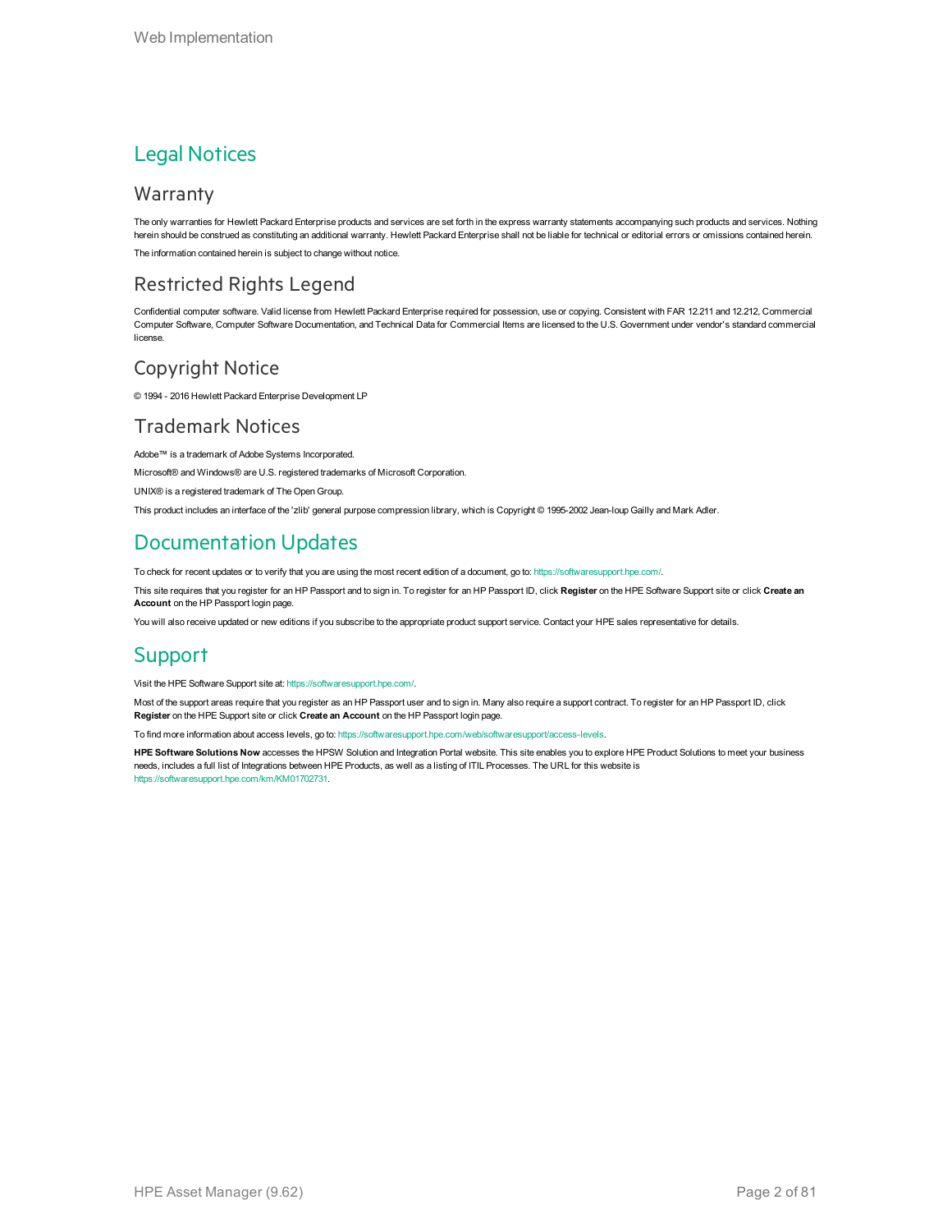# Legal Notices

## Warranty

The only warranties for Hewlett Packard Enterprise products and services are set forth in the express warranty statements accompanying such products and services. Nothing herein should be construed as constituting an additional warranty. Hewlett Packard Enterprise shall not be liable for technical or editorial errors or omissions contained herein.

The information contained herein is subject to change without notice.

## Restricted Rights Legend

Confidential computer software. Valid license from Hewlett Packard Enterprise required for possession, use or copying. Consistent with FAR 12.211 and 12.212, Commercial Computer Software, Computer Software Documentation, and Technical Data for Commercial Items are licensed to the U.S. Government under vendor's standard commercial license.

## Copyright Notice

© 1994 - 2016 Hewlett Packard Enterprise Development LP

## Trademark Notices

Adobe™ is a trademark of Adobe Systems Incorporated.

Microsoft® and Windows® are U.S. registered trademarks of Microsoft Corporation.

UNIX® is a registered trademark of The Open Group.

This product includes an interface of the 'zlib' general purpose compression library, which is Copyright © 1995-2002 Jean-loup Gailly and Mark Adler.

# Documentation Updates

To check for recent updates or to verify that you are using the most recent edition of a document, go to: https://softwaresupport.hpe.com/.

This site requires that you register for an HP Passport and to sign in. To register for an HP Passport ID, click **Register** on the HPE Software Support site or click **Create an Account** on the HP Passport login page.

You will also receive updated or new editions if you subscribe to the appropriate product support service. Contact your HPE sales representative for details.

# Support

Visit the HPE Software Support site at: https://softwaresupport.hpe.com/.

Most of the support areas require that you register as an HP Passport user and to sign in. Many also require a support contract. To register for an HP Passport ID, click **Register** on the HPE Support site or click **Create an Account** on the HP Passport login page.

To find more information about access levels, go to: https://softwaresupport.hpe.com/web/softwaresupport/access-levels.

**HPE Software Solutions Now** accesses the HPSW Solution and Integration Portal website. This site enables you to explore HPE Product Solutions to meet your business needs, includes a full list of Integrations between HPE Products, as well as a listing of ITIL Processes. The URL for this website is https://softwaresupport.hpe.com/km/KM01702731.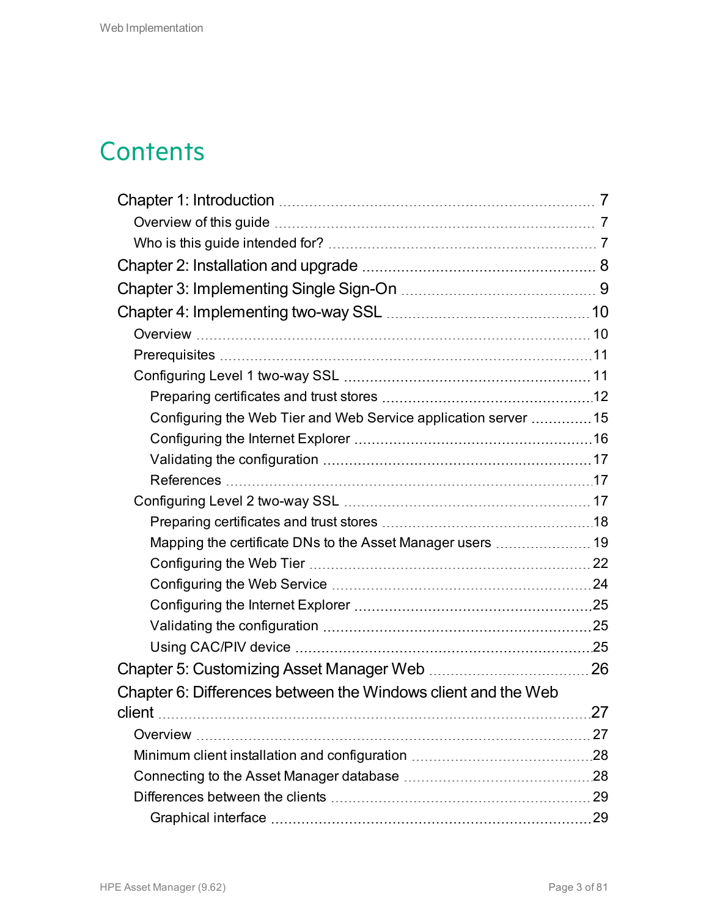# Contents

- Chapter 1: Introduction ..... 7
  - Overview of this guide ..... 7
  - Who is this guide intended for? ..... 7
- Chapter 2: Installation and upgrade ..... 8
- Chapter 3: Implementing Single Sign-On ..... 9
- Chapter 4: Implementing two-way SSL ..... 10
  - Overview ..... 10
  - Prerequisites ..... 11
  - Configuring Level 1 two-way SSL ..... 11
    - Preparing certificates and trust stores ..... 12
    - Configuring the Web Tier and Web Service application server ..... 15
    - Configuring the Internet Explorer ..... 16
    - Validating the configuration ..... 17
    - References ..... 17
  - Configuring Level 2 two-way SSL ..... 17
    - Preparing certificates and trust stores ..... 18
    - Mapping the certificate DNs to the Asset Manager users ..... 19
    - Configuring the Web Tier ..... 22
    - Configuring the Web Service ..... 24
    - Configuring the Internet Explorer ..... 25
    - Validating the configuration ..... 25
    - Using CAC/PIV device ..... 25
- Chapter 5: Customizing Asset Manager Web ..... 26
- Chapter 6: Differences between the Windows client and the Web client ..... 27
  - Overview ..... 27
  - Minimum client installation and configuration ..... 28
  - Connecting to the Asset Manager database ..... 28
  - Differences between the clients ..... 29
    - Graphical interface ..... 29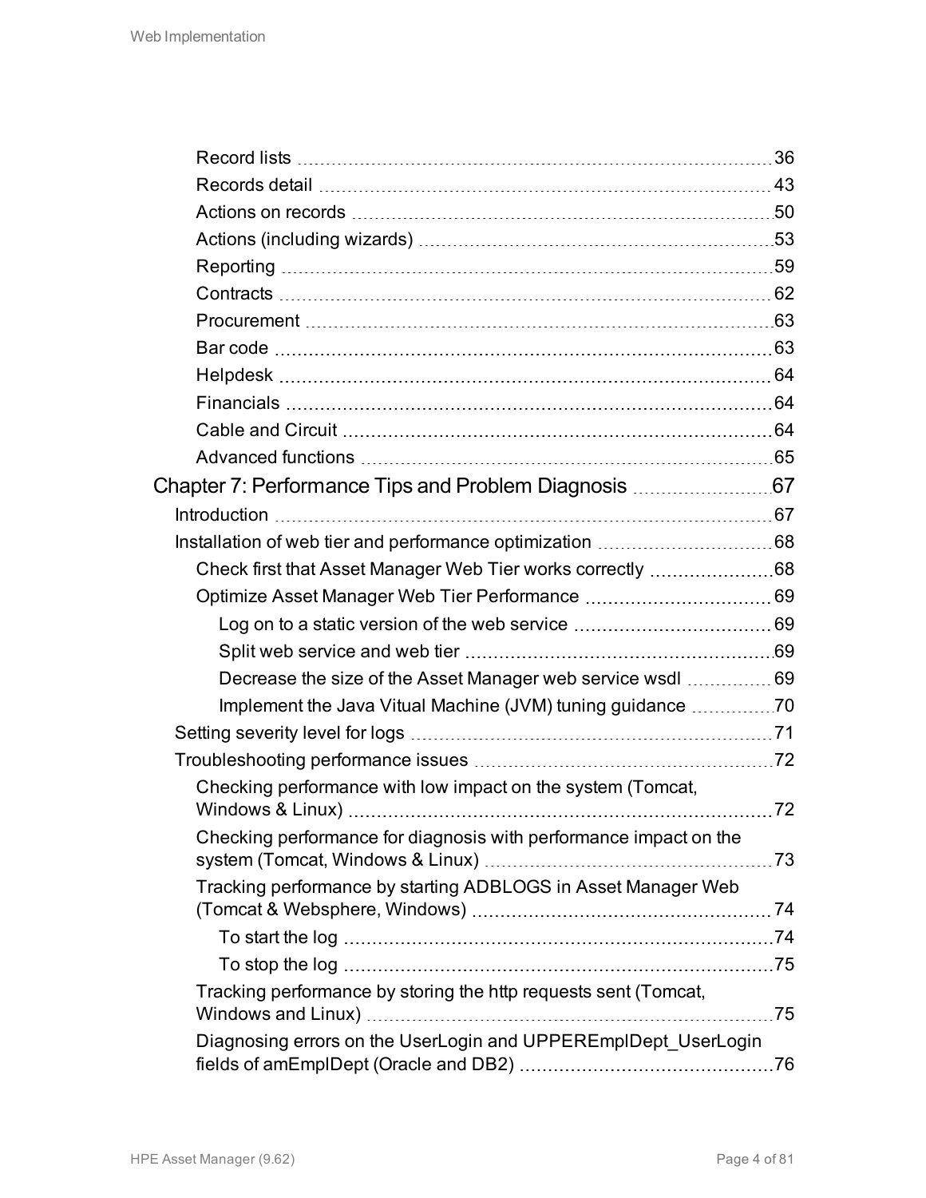Record lists 36
Records detail 43
Actions on records 50
Actions (including wizards) 53
Reporting 59
Contracts 62
Procurement 63
Bar code 63
Helpdesk 64
Financials 64
Cable and Circuit 64
Advanced functions 65

Chapter 7: Performance Tips and Problem Diagnosis 67

Introduction 67

Installation of web tier and performance optimization 68

Check first that Asset Manager Web Tier works correctly 68

Optimize Asset Manager Web Tier Performance 69

Log on to a static version of the web service 69

Split web service and web tier 69

Decrease the size of the Asset Manager web service wsdl 69

Implement the Java Vitual Machine (JVM) tuning guidance 70

Setting severity level for logs 71

Troubleshooting performance issues 72

Checking performance with low impact on the system (Tomcat, Windows & Linux) 72

Checking performance for diagnosis with performance impact on the system (Tomcat, Windows & Linux) 73

Tracking performance by starting ADBLOGS in Asset Manager Web (Tomcat & Websphere, Windows) 74

To start the log 74

To stop the log 75

Tracking performance by storing the http requests sent (Tomcat, Windows and Linux) 75

Diagnosing errors on the UserLogin and UPPEREmplDept_UserLogin fields of amEmplDept (Oracle and DB2) 76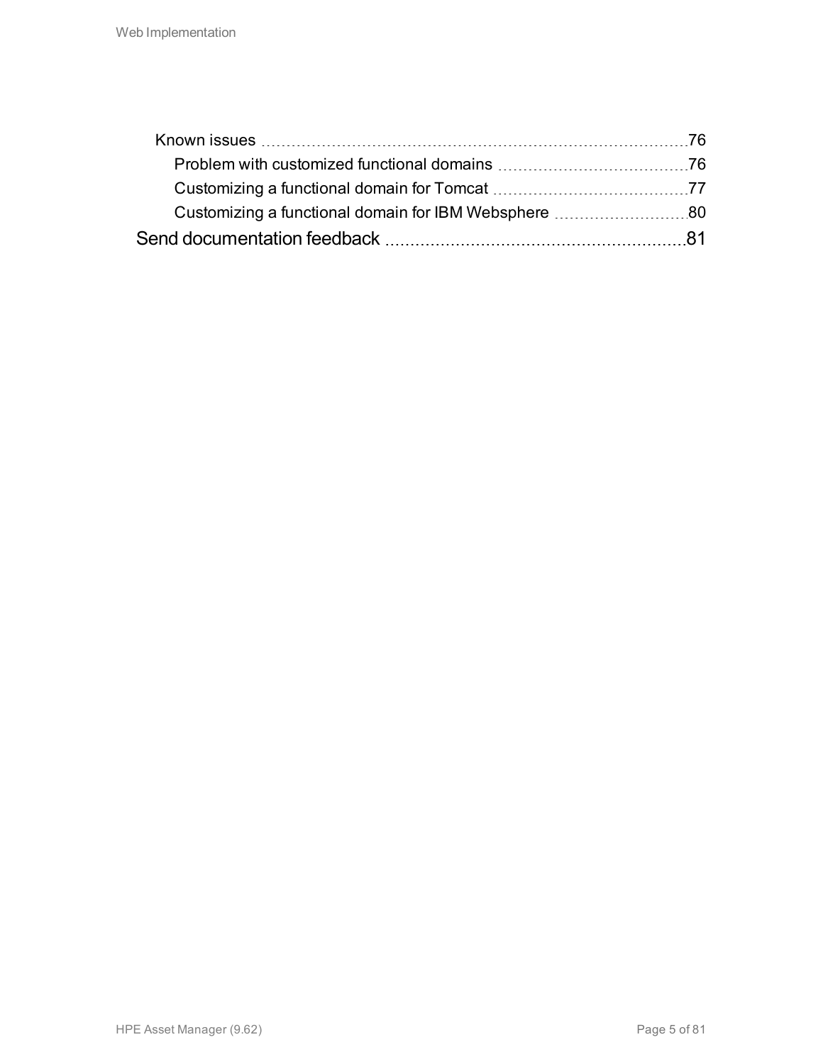- Known issues ... 76
  - Problem with customized functional domains ... 76
  - Customizing a functional domain for Tomcat ... 77
  - Customizing a functional domain for IBM Websphere ... 80

Send documentation feedback ... 81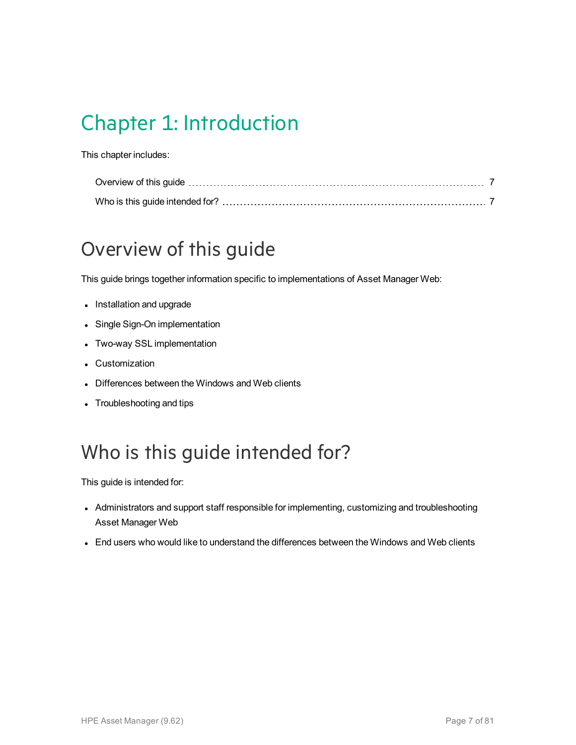# Chapter 1: Introduction

This chapter includes:

- Overview of this guide ....... 7
- Who is this guide intended for? ....... 7

## Overview of this guide

This guide brings together information specific to implementations of Asset Manager Web:

- Installation and upgrade
- Single Sign-On implementation
- Two-way SSL implementation
- Customization
- Differences between the Windows and Web clients
- Troubleshooting and tips

## Who is this guide intended for?

This guide is intended for:

- Administrators and support staff responsible for implementing, customizing and troubleshooting Asset Manager Web
- End users who would like to understand the differences between the Windows and Web clients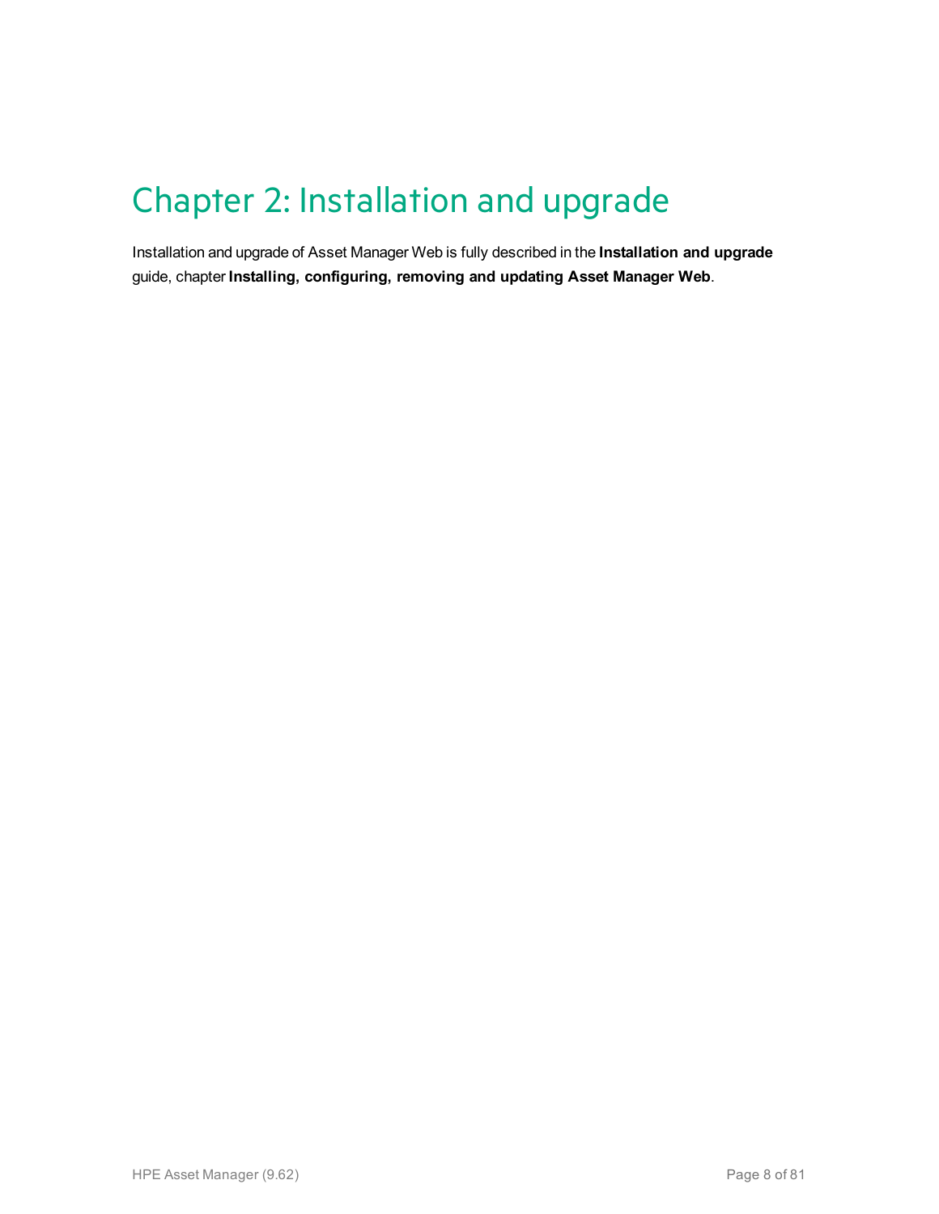# Chapter 2: Installation and upgrade

Installation and upgrade of Asset Manager Web is fully described in the **Installation and upgrade** guide, chapter **Installing, configuring, removing and updating Asset Manager Web**.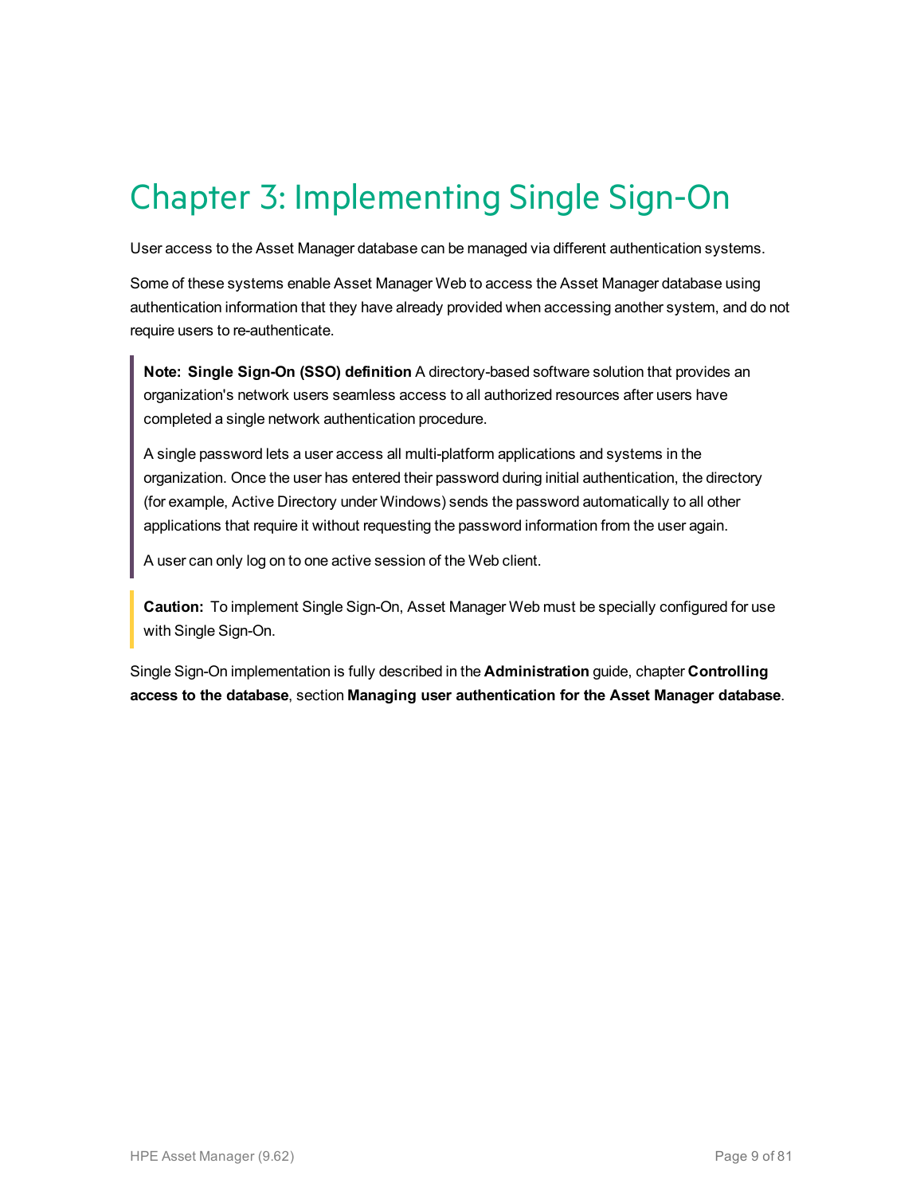# Chapter 3: Implementing Single Sign-On

User access to the Asset Manager database can be managed via different authentication systems.

Some of these systems enable Asset Manager Web to access the Asset Manager database using authentication information that they have already provided when accessing another system, and do not require users to re-authenticate.

> **Note: Single Sign-On (SSO) definition** A directory-based software solution that provides an organization's network users seamless access to all authorized resources after users have completed a single network authentication procedure.
>
> A single password lets a user access all multi-platform applications and systems in the organization. Once the user has entered their password during initial authentication, the directory (for example, Active Directory under Windows) sends the password automatically to all other applications that require it without requesting the password information from the user again.
>
> A user can only log on to one active session of the Web client.

> **Caution:** To implement Single Sign-On, Asset Manager Web must be specially configured for use with Single Sign-On.

Single Sign-On implementation is fully described in the **Administration** guide, chapter **Controlling access to the database**, section **Managing user authentication for the Asset Manager database**.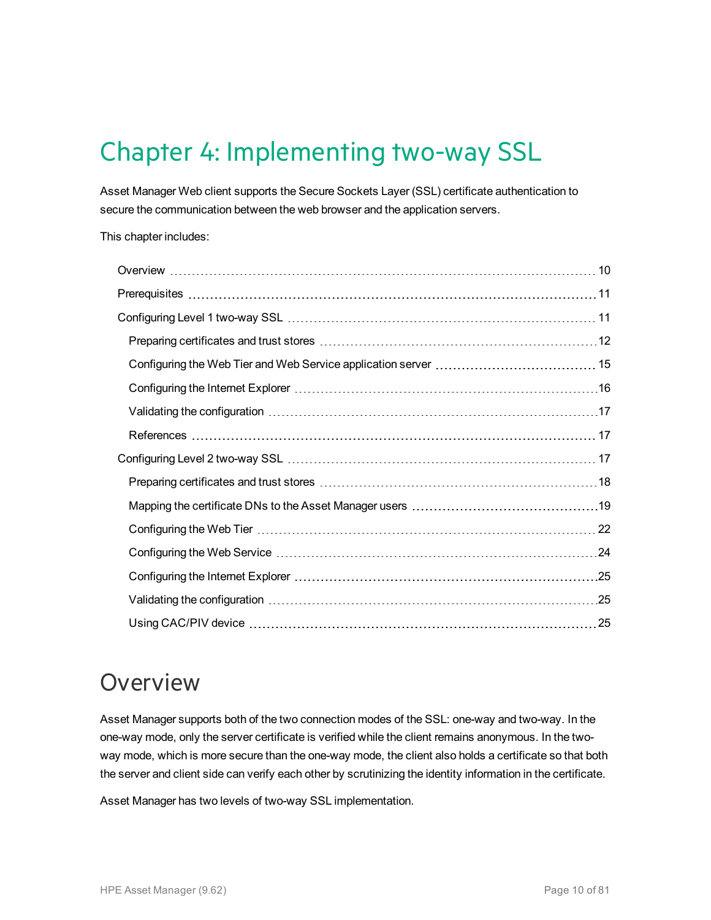# Chapter 4: Implementing two-way SSL

Asset Manager Web client supports the Secure Sockets Layer (SSL) certificate authentication to secure the communication between the web browser and the application servers.

This chapter includes:

- Overview ........ 10
- Prerequisites ........ 11
- Configuring Level 1 two-way SSL ........ 11
  - Preparing certificates and trust stores ........ 12
  - Configuring the Web Tier and Web Service application server ........ 15
  - Configuring the Internet Explorer ........ 16
  - Validating the configuration ........ 17
  - References ........ 17
- Configuring Level 2 two-way SSL ........ 17
  - Preparing certificates and trust stores ........ 18
  - Mapping the certificate DNs to the Asset Manager users ........ 19
  - Configuring the Web Tier ........ 22
  - Configuring the Web Service ........ 24
  - Configuring the Internet Explorer ........ 25
  - Validating the configuration ........ 25
  - Using CAC/PIV device ........ 25

## Overview

Asset Manager supports both of the two connection modes of the SSL: one-way and two-way. In the one-way mode, only the server certificate is verified while the client remains anonymous. In the two-way mode, which is more secure than the one-way mode, the client also holds a certificate so that both the server and client side can verify each other by scrutinizing the identity information in the certificate.

Asset Manager has two levels of two-way SSL implementation.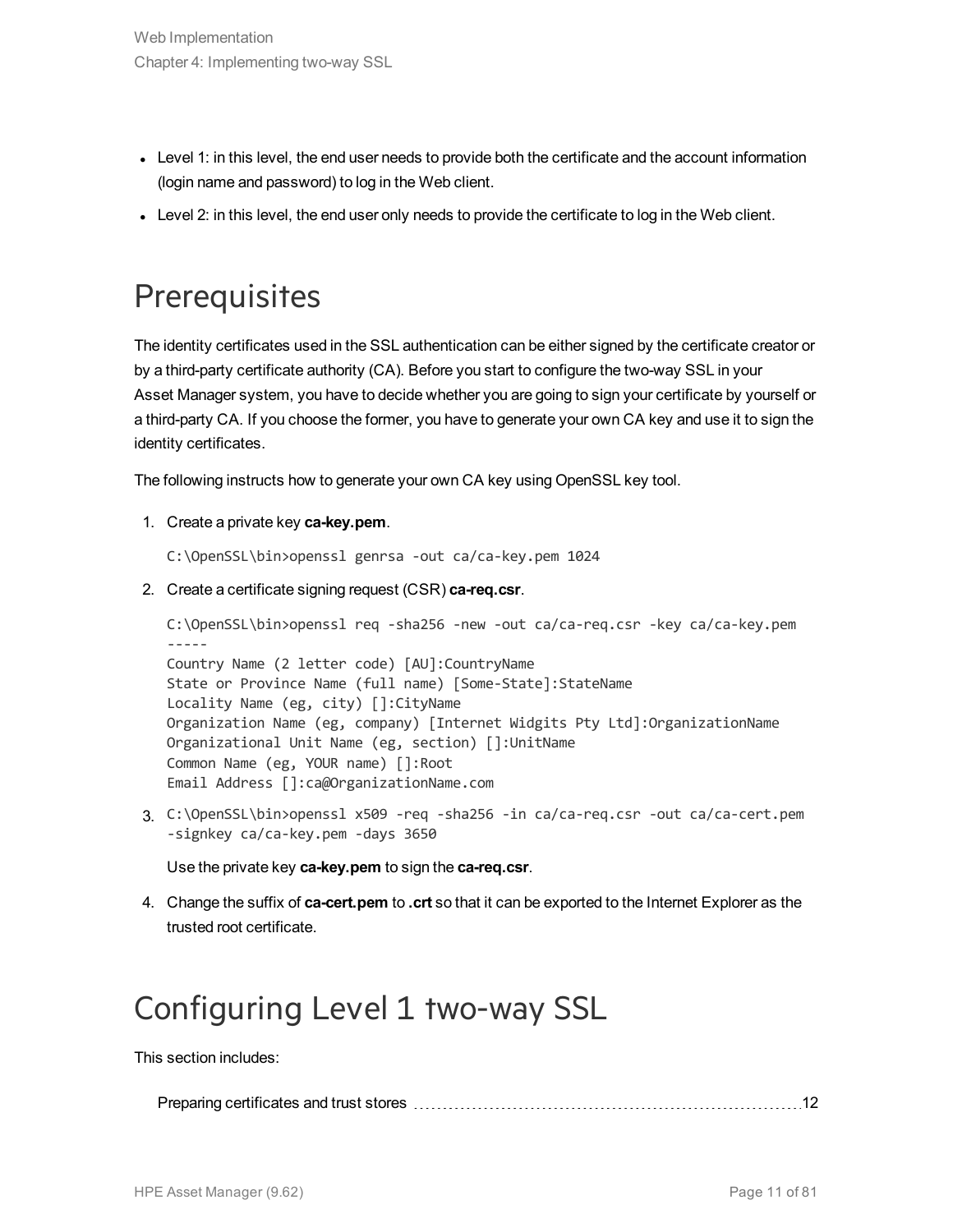- Level 1: in this level, the end user needs to provide both the certificate and the account information (login name and password) to log in the Web client.
- Level 2: in this level, the end user only needs to provide the certificate to log in the Web client.

# Prerequisites

The identity certificates used in the SSL authentication can be either signed by the certificate creator or by a third-party certificate authority (CA). Before you start to configure the two-way SSL in your Asset Manager system, you have to decide whether you are going to sign your certificate by yourself or a third-party CA. If you choose the former, you have to generate your own CA key and use it to sign the identity certificates.

The following instructs how to generate your own CA key using OpenSSL key tool.

1. Create a private key **ca-key.pem**.

   ```
   C:\OpenSSL\bin>openssl genrsa -out ca/ca-key.pem 1024
   ```

2. Create a certificate signing request (CSR) **ca-req.csr**.

   ```
   C:\OpenSSL\bin>openssl req -sha256 -new -out ca/ca-req.csr -key ca/ca-key.pem
   -----
   Country Name (2 letter code) [AU]:CountryName
   State or Province Name (full name) [Some-State]:StateName
   Locality Name (eg, city) []:CityName
   Organization Name (eg, company) [Internet Widgits Pty Ltd]:OrganizationName
   Organizational Unit Name (eg, section) []:UnitName
   Common Name (eg, YOUR name) []:Root
   Email Address []:ca@OrganizationName.com
   ```

3. ```
   C:\OpenSSL\bin>openssl x509 -req -sha256 -in ca/ca-req.csr -out ca/ca-cert.pem
   -signkey ca/ca-key.pem -days 3650
   ```

   Use the private key **ca-key.pem** to sign the **ca-req.csr**.

4. Change the suffix of **ca-cert.pem** to **.crt** so that it can be exported to the Internet Explorer as the trusted root certificate.

# Configuring Level 1 two-way SSL

This section includes:

Preparing certificates and trust stores 12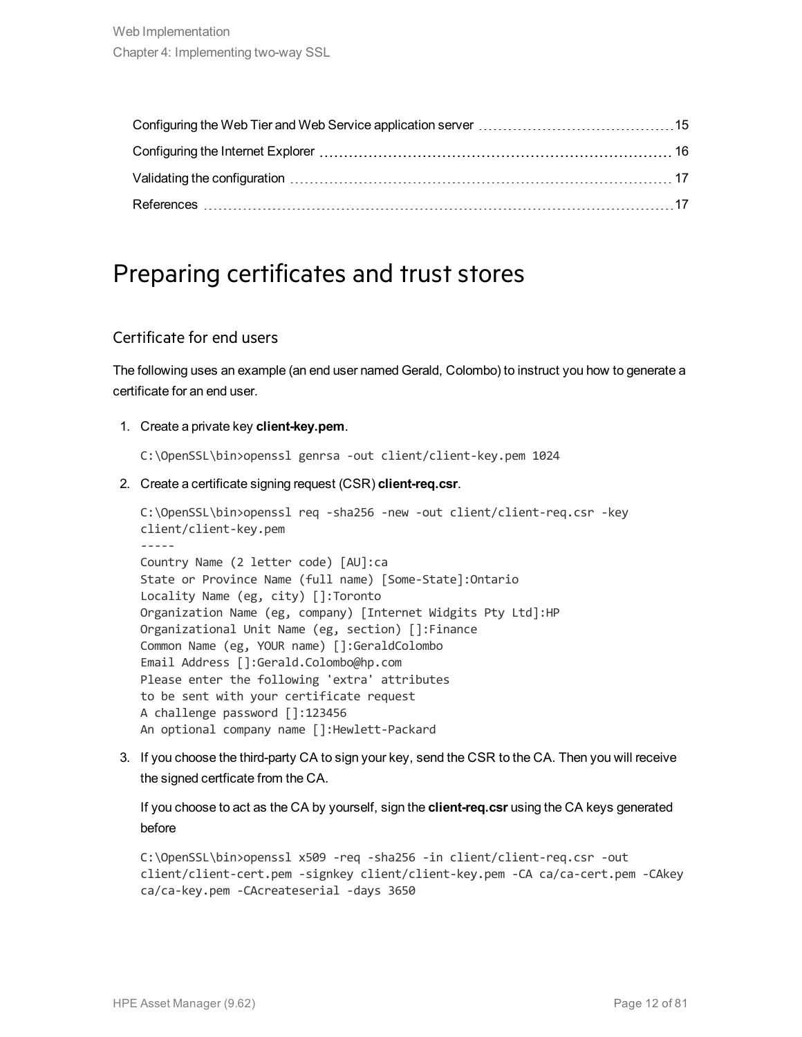| | |
|---|---|
| Configuring the Web Tier and Web Service application server | 15 |
| Configuring the Internet Explorer | 16 |
| Validating the configuration | 17 |
| References | 17 |

# Preparing certificates and trust stores

## Certificate for end users

The following uses an example (an end user named Gerald, Colombo) to instruct you how to generate a certificate for an end user.

1. Create a private key **client-key.pem**.

   ```
   C:\OpenSSL\bin>openssl genrsa -out client/client-key.pem 1024
   ```

2. Create a certificate signing request (CSR) **client-req.csr**.

   ```
   C:\OpenSSL\bin>openssl req -sha256 -new -out client/client-req.csr -key
   client/client-key.pem
   -----
   Country Name (2 letter code) [AU]:ca
   State or Province Name (full name) [Some-State]:Ontario
   Locality Name (eg, city) []:Toronto
   Organization Name (eg, company) [Internet Widgits Pty Ltd]:HP
   Organizational Unit Name (eg, section) []:Finance
   Common Name (eg, YOUR name) []:GeraldColombo
   Email Address []:Gerald.Colombo@hp.com
   Please enter the following 'extra' attributes
   to be sent with your certificate request
   A challenge password []:123456
   An optional company name []:Hewlett-Packard
   ```

3. If you choose the third-party CA to sign your key, send the CSR to the CA. Then you will receive the signed certficate from the CA.

   If you choose to act as the CA by yourself, sign the **client-req.csr** using the CA keys generated before

   ```
   C:\OpenSSL\bin>openssl x509 -req -sha256 -in client/client-req.csr -out
   client/client-cert.pem -signkey client/client-key.pem -CA ca/ca-cert.pem -CAkey
   ca/ca-key.pem -CAcreateserial -days 3650
   ```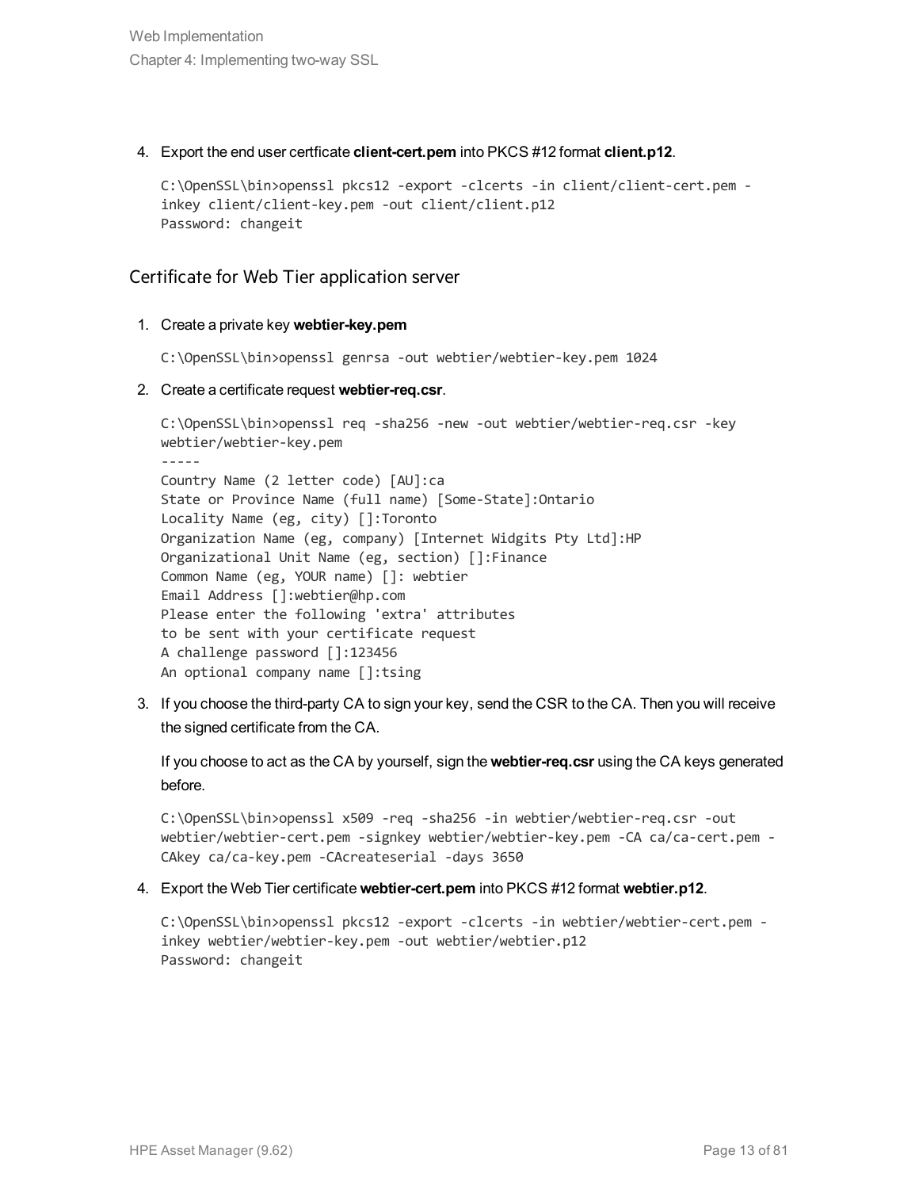4. Export the end user certficate **client-cert.pem** into PKCS #12 format **client.p12**.

   ```
   C:\OpenSSL\bin>openssl pkcs12 -export -clcerts -in client/client-cert.pem -
   inkey client/client-key.pem -out client/client.p12
   Password: changeit
   ```

## Certificate for Web Tier application server

1. Create a private key **webtier-key.pem**

   ```
   C:\OpenSSL\bin>openssl genrsa -out webtier/webtier-key.pem 1024
   ```

2. Create a certificate request **webtier-req.csr**.

   ```
   C:\OpenSSL\bin>openssl req -sha256 -new -out webtier/webtier-req.csr -key
   webtier/webtier-key.pem
   -----
   Country Name (2 letter code) [AU]:ca
   State or Province Name (full name) [Some-State]:Ontario
   Locality Name (eg, city) []:Toronto
   Organization Name (eg, company) [Internet Widgits Pty Ltd]:HP
   Organizational Unit Name (eg, section) []:Finance
   Common Name (eg, YOUR name) []: webtier
   Email Address []:webtier@hp.com
   Please enter the following 'extra' attributes
   to be sent with your certificate request
   A challenge password []:123456
   An optional company name []:tsing
   ```

3. If you choose the third-party CA to sign your key, send the CSR to the CA. Then you will receive the signed certificate from the CA.

   If you choose to act as the CA by yourself, sign the **webtier-req.csr** using the CA keys generated before.

   ```
   C:\OpenSSL\bin>openssl x509 -req -sha256 -in webtier/webtier-req.csr -out
   webtier/webtier-cert.pem -signkey webtier/webtier-key.pem -CA ca/ca-cert.pem -
   CAkey ca/ca-key.pem -CAcreateserial -days 3650
   ```

4. Export the Web Tier certificate **webtier-cert.pem** into PKCS #12 format **webtier.p12**.

   ```
   C:\OpenSSL\bin>openssl pkcs12 -export -clcerts -in webtier/webtier-cert.pem -
   inkey webtier/webtier-key.pem -out webtier/webtier.p12
   Password: changeit
   ```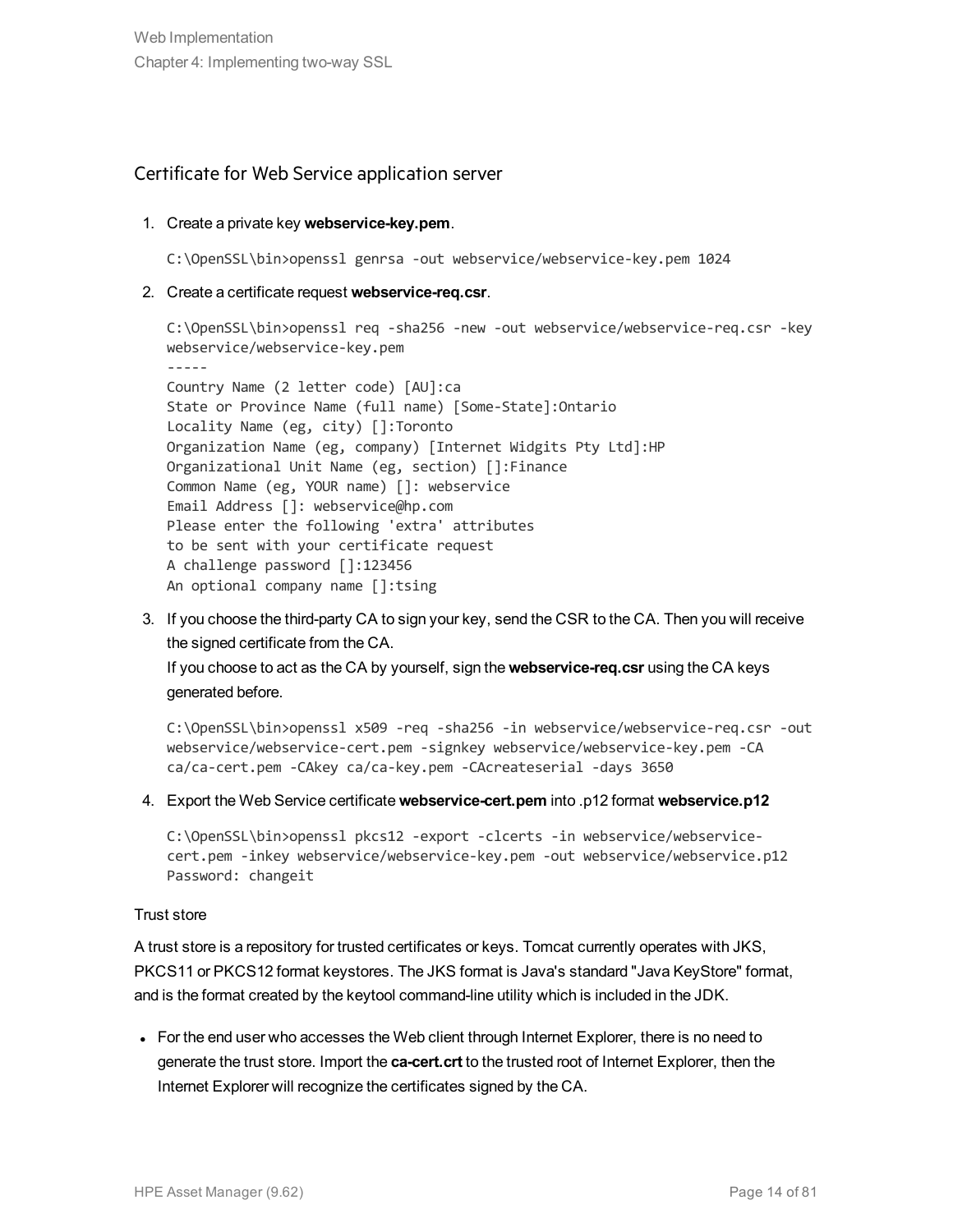## Certificate for Web Service application server

1. Create a private key **webservice-key.pem**.

   ```
   C:\OpenSSL\bin>openssl genrsa -out webservice/webservice-key.pem 1024
   ```

2. Create a certificate request **webservice-req.csr**.

   ```
   C:\OpenSSL\bin>openssl req -sha256 -new -out webservice/webservice-req.csr -key
   webservice/webservice-key.pem
   -----
   Country Name (2 letter code) [AU]:ca
   State or Province Name (full name) [Some-State]:Ontario
   Locality Name (eg, city) []:Toronto
   Organization Name (eg, company) [Internet Widgits Pty Ltd]:HP
   Organizational Unit Name (eg, section) []:Finance
   Common Name (eg, YOUR name) []: webservice
   Email Address []: webservice@hp.com
   Please enter the following 'extra' attributes
   to be sent with your certificate request
   A challenge password []:123456
   An optional company name []:tsing
   ```

3. If you choose the third-party CA to sign your key, send the CSR to the CA. Then you will receive the signed certificate from the CA.
   If you choose to act as the CA by yourself, sign the **webservice-req.csr** using the CA keys generated before.

   ```
   C:\OpenSSL\bin>openssl x509 -req -sha256 -in webservice/webservice-req.csr -out
   webservice/webservice-cert.pem -signkey webservice/webservice-key.pem -CA
   ca/ca-cert.pem -CAkey ca/ca-key.pem -CAcreateserial -days 3650
   ```

4. Export the Web Service certificate **webservice-cert.pem** into .p12 format **webservice.p12**

   ```
   C:\OpenSSL\bin>openssl pkcs12 -export -clcerts -in webservice/webservice-
   cert.pem -inkey webservice/webservice-key.pem -out webservice/webservice.p12
   Password: changeit
   ```

#### Trust store

A trust store is a repository for trusted certificates or keys. Tomcat currently operates with JKS, PKCS11 or PKCS12 format keystores. The JKS format is Java's standard "Java KeyStore" format, and is the format created by the keytool command-line utility which is included in the JDK.

- For the end user who accesses the Web client through Internet Explorer, there is no need to generate the trust store. Import the **ca-cert.crt** to the trusted root of Internet Explorer, then the Internet Explorer will recognize the certificates signed by the CA.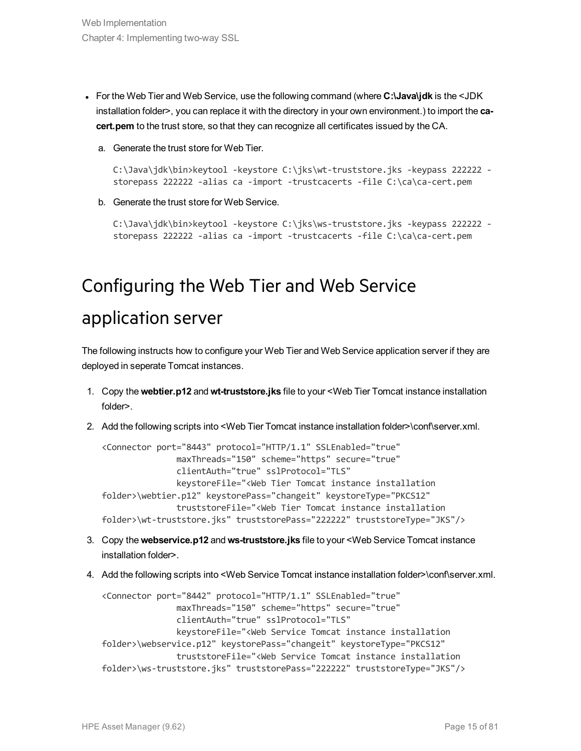- For the Web Tier and Web Service, use the following command (where **C:\Java\jdk** is the <JDK installation folder>, you can replace it with the directory in your own environment.) to import the **ca-cert.pem** to the trust store, so that they can recognize all certificates issued by the CA.

  a. Generate the trust store for Web Tier.

  ```
  C:\Java\jdk\bin>keytool -keystore C:\jks\wt-truststore.jks -keypass 222222 -storepass 222222 -alias ca -import -trustcacerts -file C:\ca\ca-cert.pem
  ```

  b. Generate the trust store for Web Service.

  ```
  C:\Java\jdk\bin>keytool -keystore C:\jks\ws-truststore.jks -keypass 222222 -storepass 222222 -alias ca -import -trustcacerts -file C:\ca\ca-cert.pem
  ```

# Configuring the Web Tier and Web Service application server

The following instructs how to configure your Web Tier and Web Service application server if they are deployed in seperate Tomcat instances.

1. Copy the **webtier.p12** and **wt-truststore.jks** file to your <Web Tier Tomcat instance installation folder>.
2. Add the following scripts into <Web Tier Tomcat instance installation folder>\conf\server.xml.

   ```
   <Connector port="8443" protocol="HTTP/1.1" SSLEnabled="true"
                  maxThreads="150" scheme="https" secure="true"
                  clientAuth="true" sslProtocol="TLS"
                  keystoreFile="<Web Tier Tomcat instance installation
   folder>\webtier.p12" keystorePass="changeit" keystoreType="PKCS12"
                  truststoreFile="<Web Tier Tomcat instance installation
   folder>\wt-truststore.jks" truststorePass="222222" truststoreType="JKS"/>
   ```

3. Copy the **webservice.p12** and **ws-truststore.jks** file to your <Web Service Tomcat instance installation folder>.
4. Add the following scripts into <Web Service Tomcat instance installation folder>\conf\server.xml.

   ```
   <Connector port="8442" protocol="HTTP/1.1" SSLEnabled="true"
                  maxThreads="150" scheme="https" secure="true"
                  clientAuth="true" sslProtocol="TLS"
                  keystoreFile="<Web Service Tomcat instance installation
   folder>\webservice.p12" keystorePass="changeit" keystoreType="PKCS12"
                  truststoreFile="<Web Service Tomcat instance installation
   folder>\ws-truststore.jks" truststorePass="222222" truststoreType="JKS"/>
   ```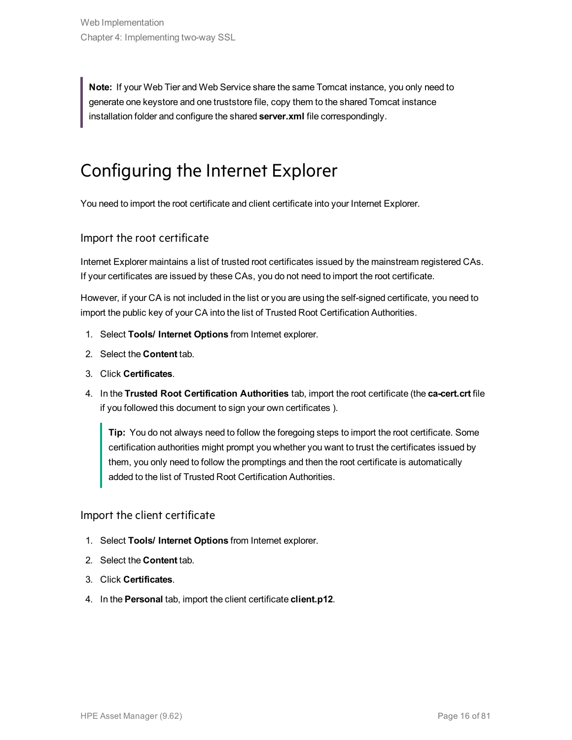> **Note:** If your Web Tier and Web Service share the same Tomcat instance, you only need to generate one keystore and one truststore file, copy them to the shared Tomcat instance installation folder and configure the shared **server.xml** file correspondingly.

# Configuring the Internet Explorer

You need to import the root certificate and client certificate into your Internet Explorer.

## Import the root certificate

Internet Explorer maintains a list of trusted root certificates issued by the mainstream registered CAs. If your certificates are issued by these CAs, you do not need to import the root certificate.

However, if your CA is not included in the list or you are using the self-signed certificate, you need to import the public key of your CA into the list of Trusted Root Certification Authorities.

1. Select **Tools/ Internet Options** from Internet explorer.
2. Select the **Content** tab.
3. Click **Certificates**.
4. In the **Trusted Root Certification Authorities** tab, import the root certificate (the **ca-cert.crt** file if you followed this document to sign your own certificates ).

   > **Tip:** You do not always need to follow the foregoing steps to import the root certificate. Some certification authorities might prompt you whether you want to trust the certificates issued by them, you only need to follow the promptings and then the root certificate is automatically added to the list of Trusted Root Certification Authorities.

## Import the client certificate

1. Select **Tools/ Internet Options** from Internet explorer.
2. Select the **Content** tab.
3. Click **Certificates**.
4. In the **Personal** tab, import the client certificate **client.p12**.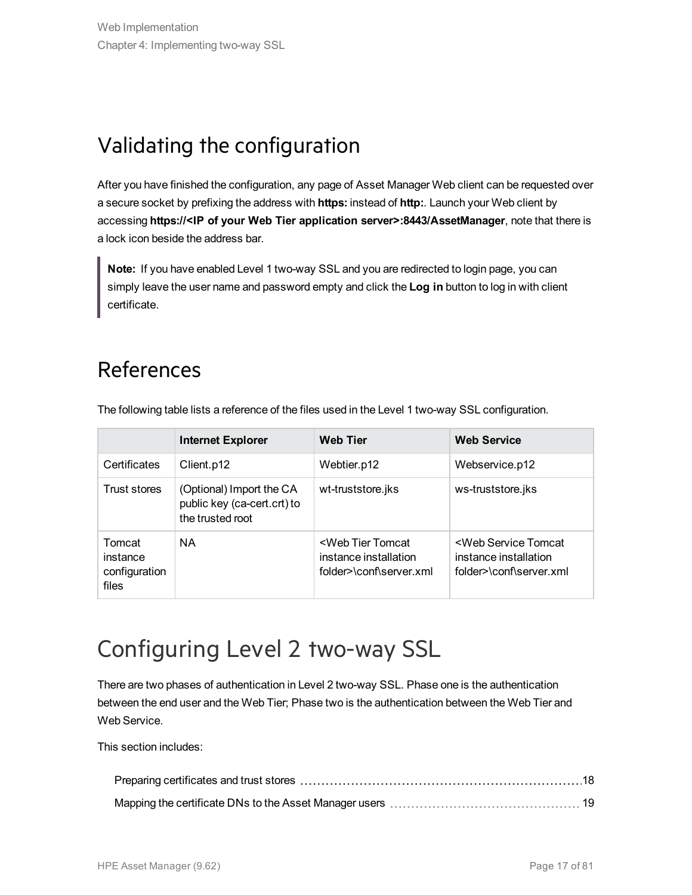## Validating the configuration

After you have finished the configuration, any page of Asset Manager Web client can be requested over a secure socket by prefixing the address with **https:** instead of **http:**. Launch your Web client by accessing **https://<IP of your Web Tier application server>:8443/AssetManager**, note that there is a lock icon beside the address bar.

> **Note:** If you have enabled Level 1 two-way SSL and you are redirected to login page, you can simply leave the user name and password empty and click the **Log in** button to log in with client certificate.

## References

The following table lists a reference of the files used in the Level 1 two-way SSL configuration.

| | Internet Explorer | Web Tier | Web Service |
|---|---|---|---|
| Certificates | Client.p12 | Webtier.p12 | Webservice.p12 |
| Trust stores | (Optional) Import the CA public key (ca-cert.crt) to the trusted root | wt-truststore.jks | ws-truststore.jks |
| Tomcat instance configuration files | NA | <Web Tier Tomcat instance installation folder>\conf\server.xml | <Web Service Tomcat instance installation folder>\conf\server.xml |

# Configuring Level 2 two-way SSL

There are two phases of authentication in Level 2 two-way SSL. Phase one is the authentication between the end user and the Web Tier; Phase two is the authentication between the Web Tier and Web Service.

This section includes:

- Preparing certificates and trust stores 18
- Mapping the certificate DNs to the Asset Manager users 19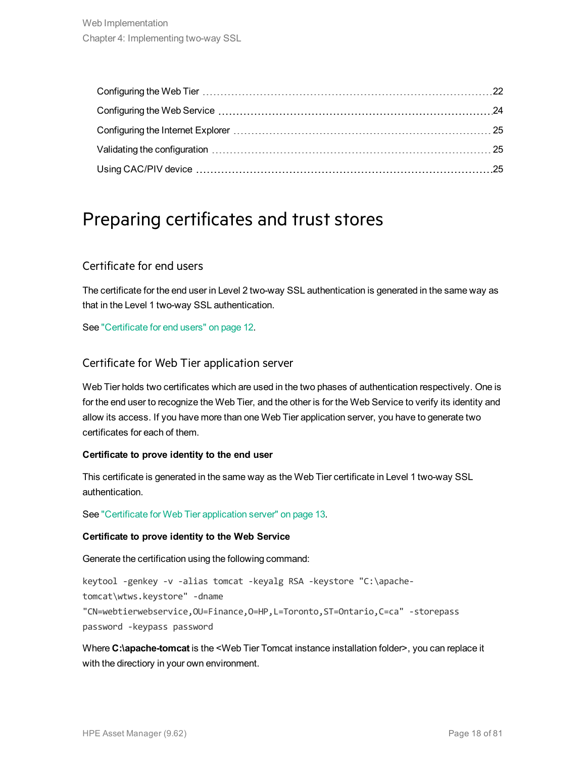Configuring the Web Tier ..... 22
Configuring the Web Service ..... 24
Configuring the Internet Explorer ..... 25
Validating the configuration ..... 25
Using CAC/PIV device ..... 25

# Preparing certificates and trust stores

## Certificate for end users

The certificate for the end user in Level 2 two-way SSL authentication is generated in the same way as that in the Level 1 two-way SSL authentication.

See "Certificate for end users" on page 12.

## Certificate for Web Tier application server

Web Tier holds two certificates which are used in the two phases of authentication respectively. One is for the end user to recognize the Web Tier, and the other is for the Web Service to verify its identity and allow its access. If you have more than one Web Tier application server, you have to generate two certificates for each of them.

**Certificate to prove identity to the end user**

This certificate is generated in the same way as the Web Tier certificate in Level 1 two-way SSL authentication.

See "Certificate for Web Tier application server" on page 13.

**Certificate to prove identity to the Web Service**

Generate the certification using the following command:

```
keytool -genkey -v -alias tomcat -keyalg RSA -keystore "C:\apache-tomcat\wtws.keystore" -dname "CN=webtierwebservice,OU=Finance,O=HP,L=Toronto,ST=Ontario,C=ca" -storepass password -keypass password
```

Where **C:\apache-tomcat** is the <Web Tier Tomcat instance installation folder>, you can replace it with the directiory in your own environment.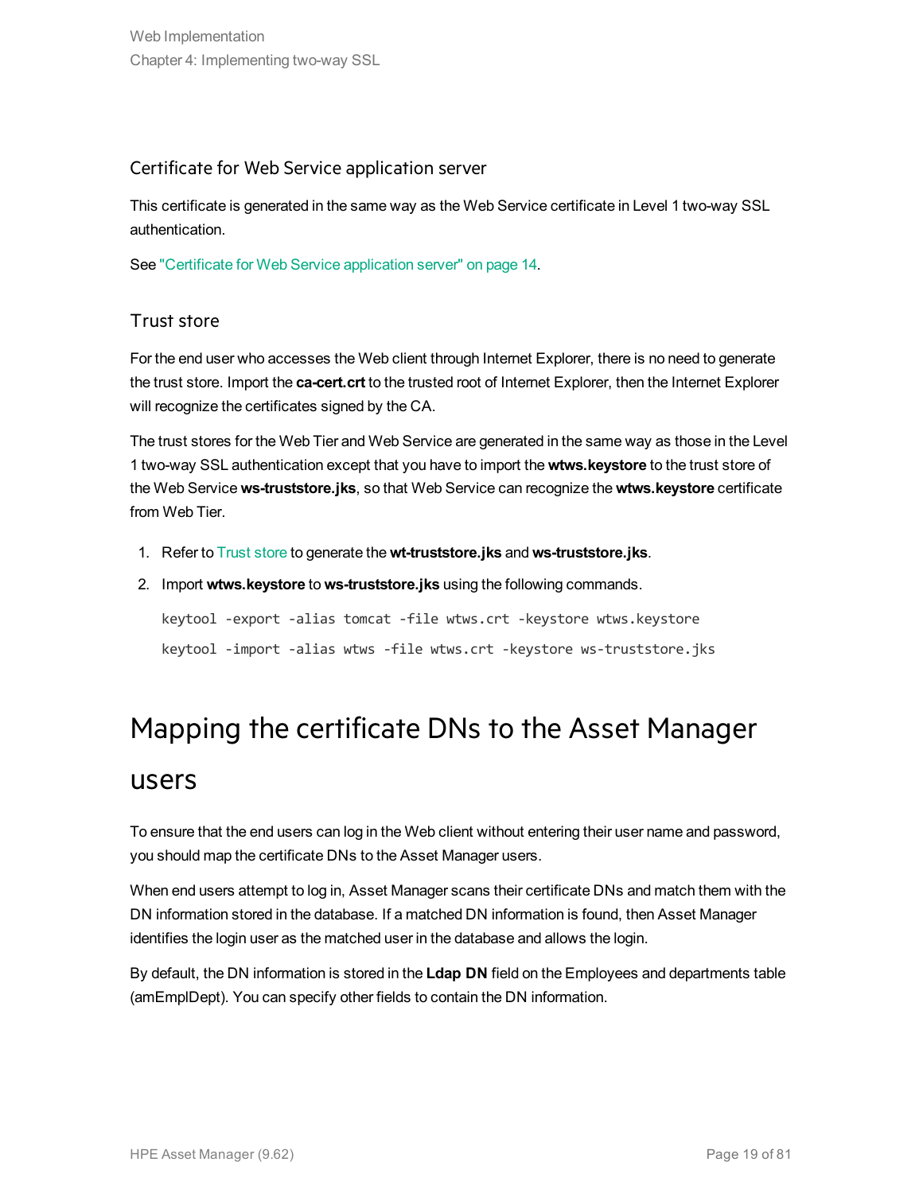### Certificate for Web Service application server

This certificate is generated in the same way as the Web Service certificate in Level 1 two-way SSL authentication.

See "Certificate for Web Service application server" on page 14.

### Trust store

For the end user who accesses the Web client through Internet Explorer, there is no need to generate the trust store. Import the **ca-cert.crt** to the trusted root of Internet Explorer, then the Internet Explorer will recognize the certificates signed by the CA.

The trust stores for the Web Tier and Web Service are generated in the same way as those in the Level 1 two-way SSL authentication except that you have to import the **wtws.keystore** to the trust store of the Web Service **ws-truststore.jks**, so that Web Service can recognize the **wtws.keystore** certificate from Web Tier.

1. Refer to Trust store to generate the **wt-truststore.jks** and **ws-truststore.jks**.
2. Import **wtws.keystore** to **ws-truststore.jks** using the following commands.

   ```
   keytool -export -alias tomcat -file wtws.crt -keystore wtws.keystore
   keytool -import -alias wtws -file wtws.crt -keystore ws-truststore.jks
   ```

## Mapping the certificate DNs to the Asset Manager users

To ensure that the end users can log in the Web client without entering their user name and password, you should map the certificate DNs to the Asset Manager users.

When end users attempt to log in, Asset Manager scans their certificate DNs and match them with the DN information stored in the database. If a matched DN information is found, then Asset Manager identifies the login user as the matched user in the database and allows the login.

By default, the DN information is stored in the **Ldap DN** field on the Employees and departments table (amEmplDept). You can specify other fields to contain the DN information.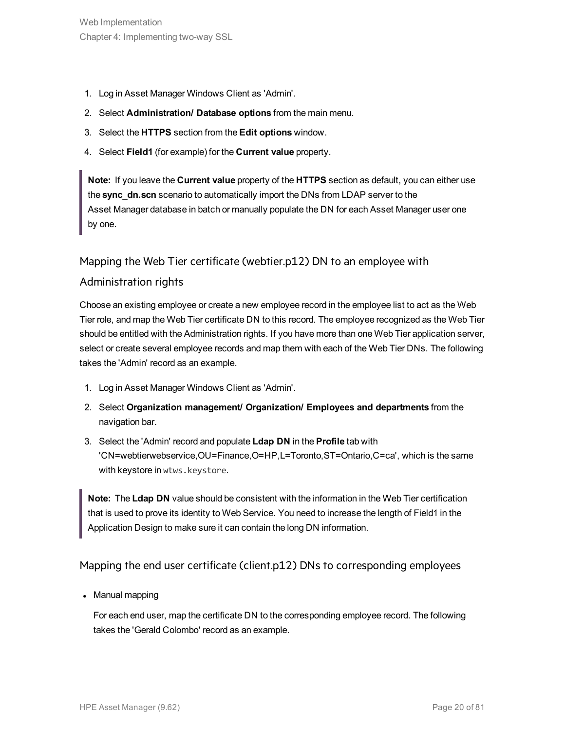1. Log in Asset Manager Windows Client as 'Admin'.
2. Select **Administration/ Database options** from the main menu.
3. Select the **HTTPS** section from the **Edit options** window.
4. Select **Field1** (for example) for the **Current value** property.

> **Note:** If you leave the **Current value** property of the **HTTPS** section as default, you can either use the **sync_dn.scn** scenario to automatically import the DNs from LDAP server to the Asset Manager database in batch or manually populate the DN for each Asset Manager user one by one.

### Mapping the Web Tier certificate (webtier.p12) DN to an employee with Administration rights

Choose an existing employee or create a new employee record in the employee list to act as the Web Tier role, and map the Web Tier certificate DN to this record. The employee recognized as the Web Tier should be entitled with the Administration rights. If you have more than one Web Tier application server, select or create several employee records and map them with each of the Web Tier DNs. The following takes the 'Admin' record as an example.

1. Log in Asset Manager Windows Client as 'Admin'.
2. Select **Organization management/ Organization/ Employees and departments** from the navigation bar.
3. Select the 'Admin' record and populate **Ldap DN** in the **Profile** tab with 'CN=webtierwebservice,OU=Finance,O=HP,L=Toronto,ST=Ontario,C=ca', which is the same with keystore in `wtws.keystore`.

> **Note:** The **Ldap DN** value should be consistent with the information in the Web Tier certification that is used to prove its identity to Web Service. You need to increase the length of Field1 in the Application Design to make sure it can contain the long DN information.

### Mapping the end user certificate (client.p12) DNs to corresponding employees

- Manual mapping

  For each end user, map the certificate DN to the corresponding employee record. The following takes the 'Gerald Colombo' record as an example.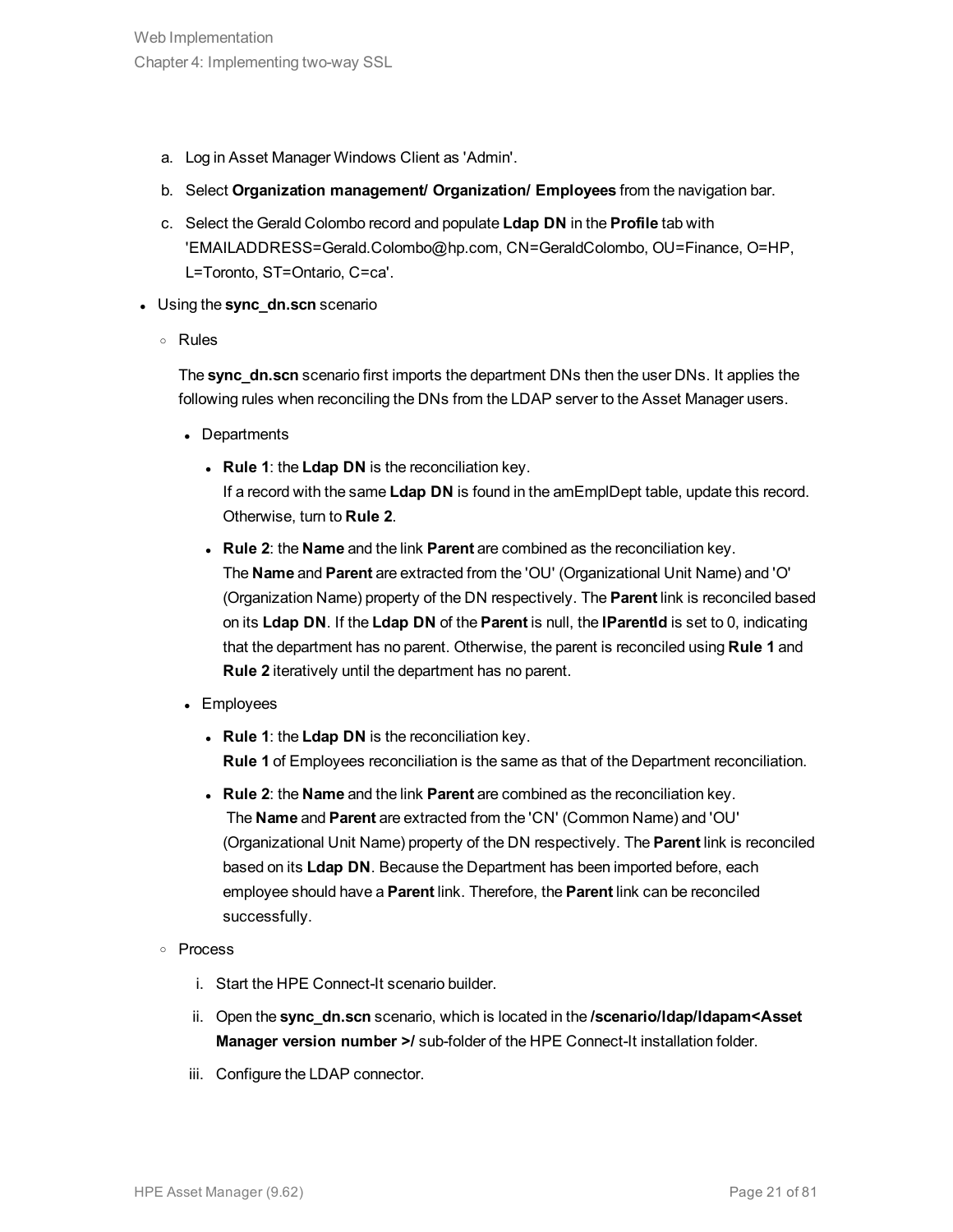a. Log in Asset Manager Windows Client as 'Admin'.
b. Select **Organization management/ Organization/ Employees** from the navigation bar.
c. Select the Gerald Colombo record and populate **Ldap DN** in the **Profile** tab with 'EMAILADDRESS=Gerald.Colombo@hp.com, CN=GeraldColombo, OU=Finance, O=HP, L=Toronto, ST=Ontario, C=ca'.

- Using the **sync_dn.scn** scenario
  - Rules

    The **sync_dn.scn** scenario first imports the department DNs then the user DNs. It applies the following rules when reconciling the DNs from the LDAP server to the Asset Manager users.

    - Departments
      - **Rule 1**: the **Ldap DN** is the reconciliation key.
        If a record with the same **Ldap DN** is found in the amEmplDept table, update this record. Otherwise, turn to **Rule 2**.
      - **Rule 2**: the **Name** and the link **Parent** are combined as the reconciliation key.
        The **Name** and **Parent** are extracted from the 'OU' (Organizational Unit Name) and 'O' (Organization Name) property of the DN respectively. The **Parent** link is reconciled based on its **Ldap DN**. If the **Ldap DN** of the **Parent** is null, the **lParentId** is set to 0, indicating that the department has no parent. Otherwise, the parent is reconciled using **Rule 1** and **Rule 2** iteratively until the department has no parent.
    - Employees
      - **Rule 1**: the **Ldap DN** is the reconciliation key.
        **Rule 1** of Employees reconciliation is the same as that of the Department reconciliation.
      - **Rule 2**: the **Name** and the link **Parent** are combined as the reconciliation key.
        The **Name** and **Parent** are extracted from the 'CN' (Common Name) and 'OU' (Organizational Unit Name) property of the DN respectively. The **Parent** link is reconciled based on its **Ldap DN**. Because the Department has been imported before, each employee should have a **Parent** link. Therefore, the **Parent** link can be reconciled successfully.
  - Process
    i. Start the HPE Connect-It scenario builder.
    ii. Open the **sync_dn.scn** scenario, which is located in the **/scenario/ldap/ldapam<Asset Manager version number >/** sub-folder of the HPE Connect-It installation folder.
    iii. Configure the LDAP connector.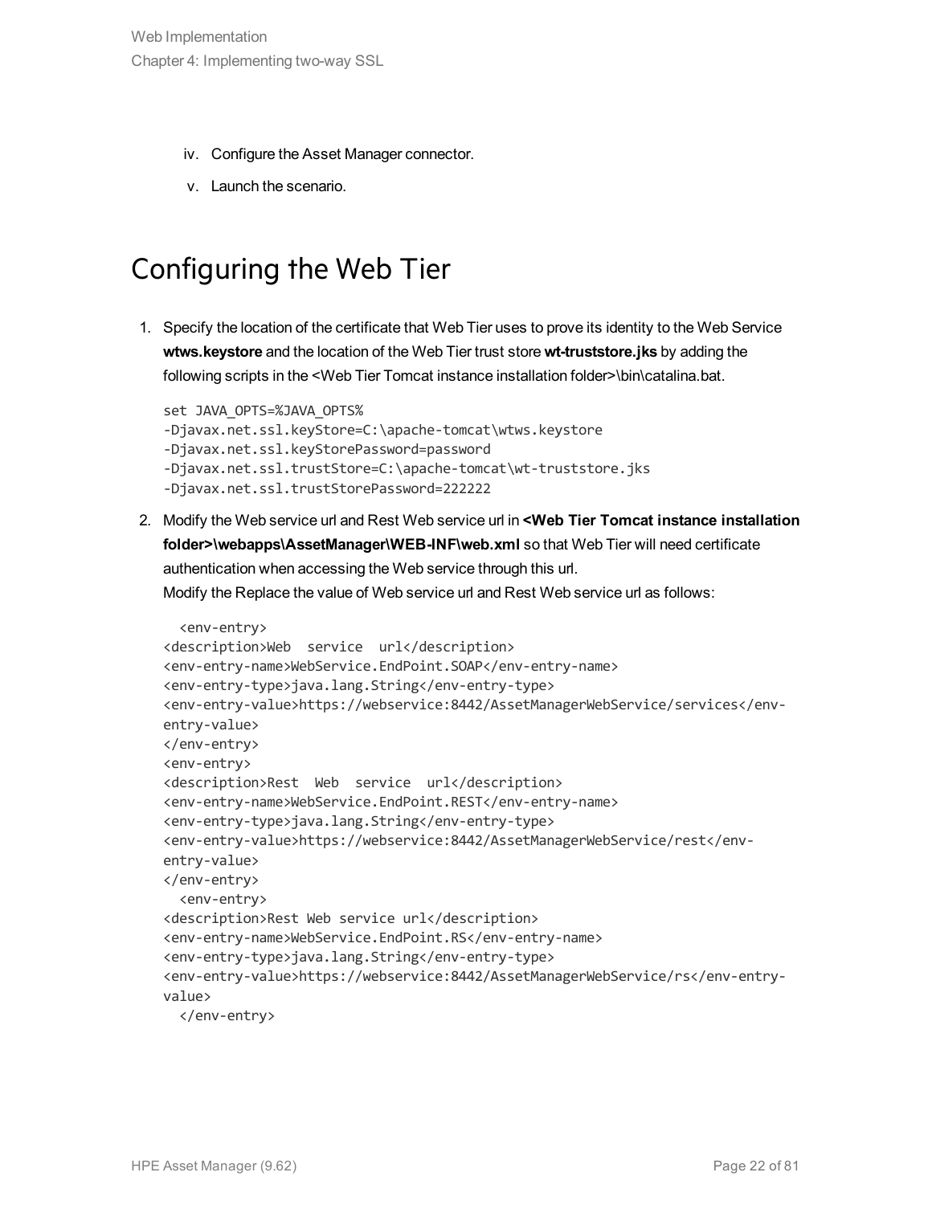iv. Configure the Asset Manager connector.

v. Launch the scenario.

## Configuring the Web Tier

1. Specify the location of the certificate that Web Tier uses to prove its identity to the Web Service **wtws.keystore** and the location of the Web Tier trust store **wt-truststore.jks** by adding the following scripts in the <Web Tier Tomcat instance installation folder>\bin\catalina.bat.

   ```
   set JAVA_OPTS=%JAVA_OPTS%
   -Djavax.net.ssl.keyStore=C:\apache-tomcat\wtws.keystore
   -Djavax.net.ssl.keyStorePassword=password
   -Djavax.net.ssl.trustStore=C:\apache-tomcat\wt-truststore.jks
   -Djavax.net.ssl.trustStorePassword=222222
   ```

2. Modify the Web service url and Rest Web service url in **<Web Tier Tomcat instance installation folder>\webapps\AssetManager\WEB-INF\web.xml** so that Web Tier will need certificate authentication when accessing the Web service through this url.
   Modify the Replace the value of Web service url and Rest Web service url as follows:

   ```
     <env-entry>
   <description>Web  service  url</description>
   <env-entry-name>WebService.EndPoint.SOAP</env-entry-name>
   <env-entry-type>java.lang.String</env-entry-type>
   <env-entry-value>https://webservice:8442/AssetManagerWebService/services</env-
   entry-value>
   </env-entry>
   <env-entry>
   <description>Rest  Web  service  url</description>
   <env-entry-name>WebService.EndPoint.REST</env-entry-name>
   <env-entry-type>java.lang.String</env-entry-type>
   <env-entry-value>https://webservice:8442/AssetManagerWebService/rest</env-
   entry-value>
   </env-entry>
     <env-entry>
   <description>Rest Web service url</description>
   <env-entry-name>WebService.EndPoint.RS</env-entry-name>
   <env-entry-type>java.lang.String</env-entry-type>
   <env-entry-value>https://webservice:8442/AssetManagerWebService/rs</env-entry-
   value>
     </env-entry>
   ```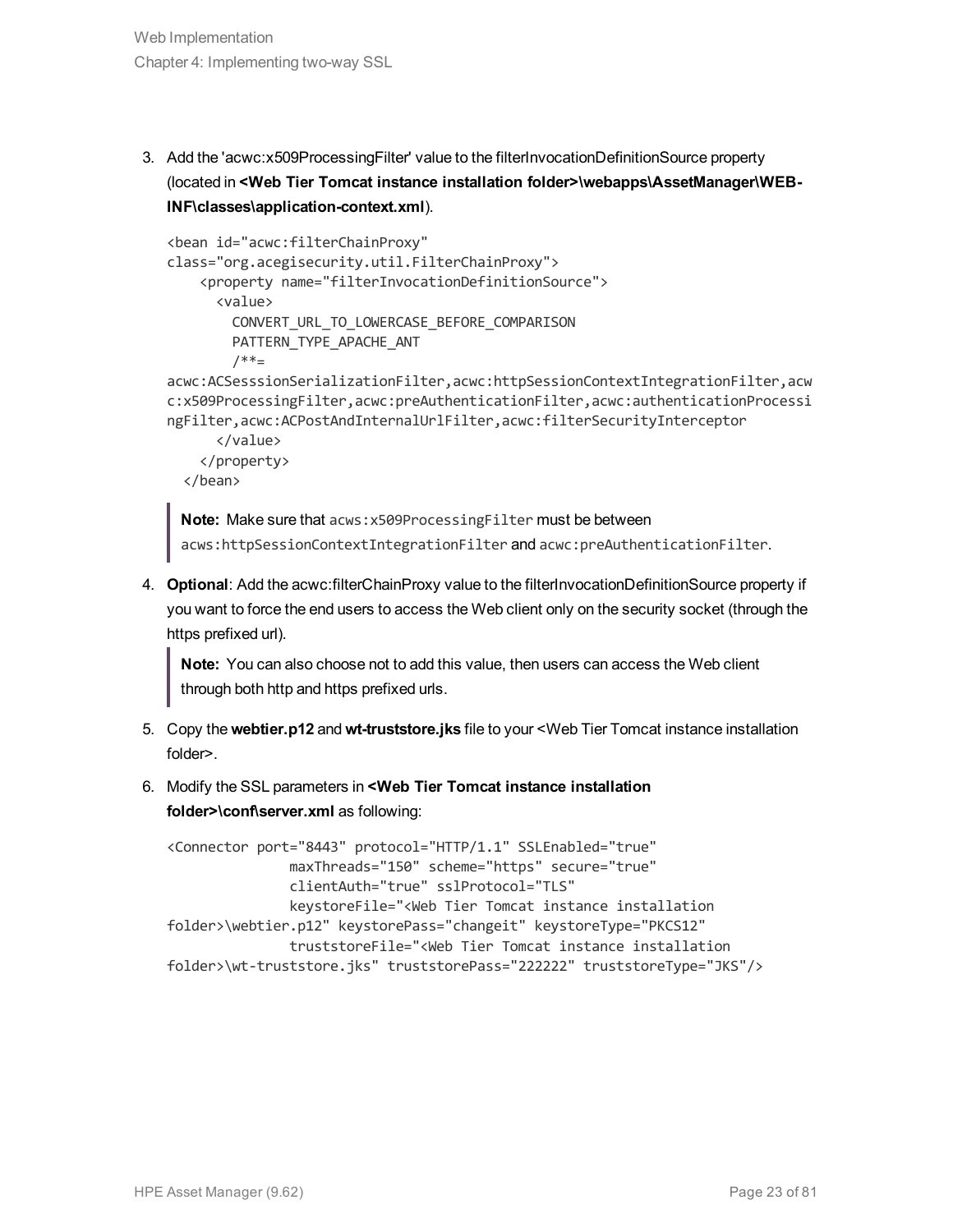3. Add the 'acwc:x509ProcessingFilter' value to the filterInvocationDefinitionSource property (located in **<Web Tier Tomcat instance installation folder>\webapps\AssetManager\WEB-INF\classes\application-context.xml**).

   ```
   <bean id="acwc:filterChainProxy"
   class="org.acegisecurity.util.FilterChainProxy">
       <property name="filterInvocationDefinitionSource">
         <value>
           CONVERT_URL_TO_LOWERCASE_BEFORE_COMPARISON
           PATTERN_TYPE_APACHE_ANT
           /**=
   acwc:ACSesssionSerializationFilter,acwc:httpSessionContextIntegrationFilter,acw
   c:x509ProcessingFilter,acwc:preAuthenticationFilter,acwc:authenticationProcessi
   ngFilter,acwc:ACPostAndInternalUrlFilter,acwc:filterSecurityInterceptor
         </value>
       </property>
     </bean>
   ```

   > **Note:** Make sure that `acws:x509ProcessingFilter` must be between `acws:httpSessionContextIntegrationFilter` and `acwc:preAuthenticationFilter`.

4. **Optional**: Add the acwc:filterChainProxy value to the filterInvocationDefinitionSource property if you want to force the end users to access the Web client only on the security socket (through the https prefixed url).

   > **Note:** You can also choose not to add this value, then users can access the Web client through both http and https prefixed urls.

5. Copy the **webtier.p12** and **wt-truststore.jks** file to your <Web Tier Tomcat instance installation folder>.

6. Modify the SSL parameters in **<Web Tier Tomcat instance installation folder>\conf\server.xml** as following:

   ```
   <Connector port="8443" protocol="HTTP/1.1" SSLEnabled="true"
                  maxThreads="150" scheme="https" secure="true"
                  clientAuth="true" sslProtocol="TLS"
                  keystoreFile="<Web Tier Tomcat instance installation
   folder>\webtier.p12" keystorePass="changeit" keystoreType="PKCS12"
                  truststoreFile="<Web Tier Tomcat instance installation
   folder>\wt-truststore.jks" truststorePass="222222" truststoreType="JKS"/>
   ```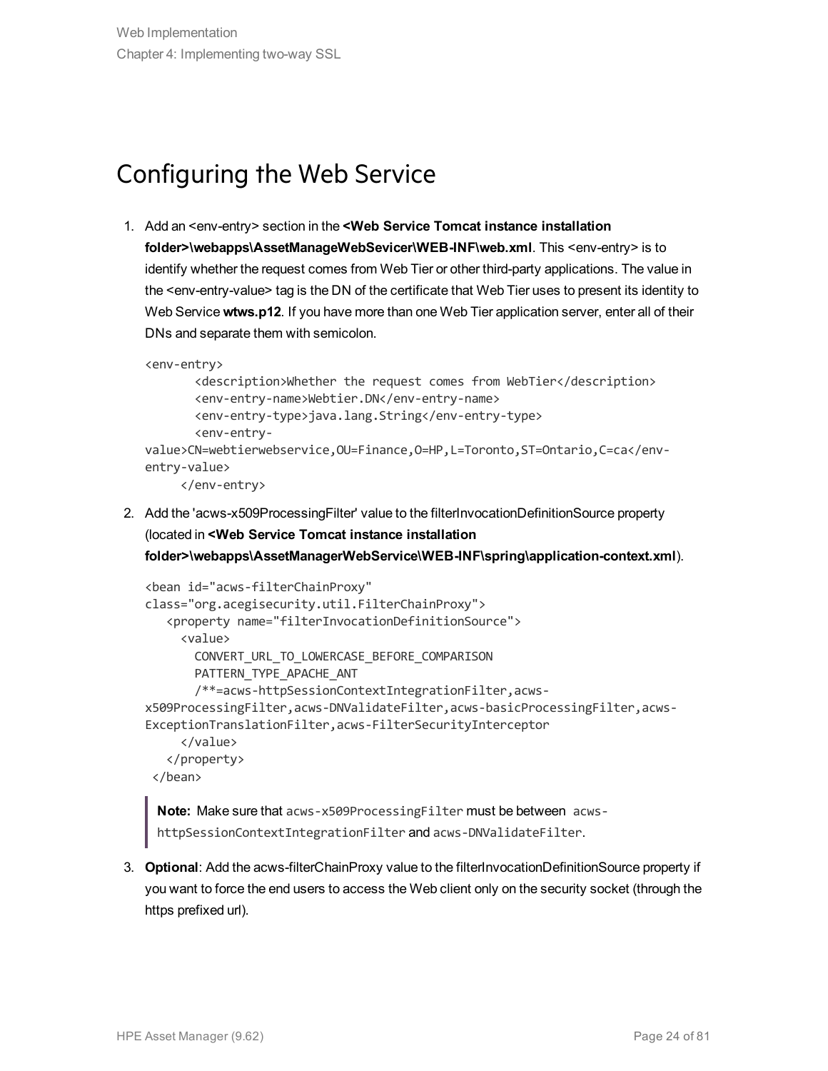## Configuring the Web Service

1. Add an <env-entry> section in the **<Web Service Tomcat instance installation folder>\webapps\AssetManageWebServicer\WEB-INF\web.xml**. This <env-entry> is to identify whether the request comes from Web Tier or other third-party applications. The value in the <env-entry-value> tag is the DN of the certificate that Web Tier uses to present its identity to Web Service **wtws.p12**. If you have more than one Web Tier application server, enter all of their DNs and separate them with semicolon.

   ```
   <env-entry>
          <description>Whether the request comes from WebTier</description>
          <env-entry-name>Webtier.DN</env-entry-name>
          <env-entry-type>java.lang.String</env-entry-type>
          <env-entry-
   value>CN=webtierwebservice,OU=Finance,O=HP,L=Toronto,ST=Ontario,C=ca</env-
   entry-value>
        </env-entry>
   ```

2. Add the 'acws-x509ProcessingFilter' value to the filterInvocationDefinitionSource property (located in **<Web Service Tomcat instance installation folder>\webapps\AssetManagerWebService\WEB-INF\spring\application-context.xml**).

   ```
   <bean id="acws-filterChainProxy"
   class="org.acegisecurity.util.FilterChainProxy">
      <property name="filterInvocationDefinitionSource">
        <value>
          CONVERT_URL_TO_LOWERCASE_BEFORE_COMPARISON
          PATTERN_TYPE_APACHE_ANT
          /**=acws-httpSessionContextIntegrationFilter,acws-
   x509ProcessingFilter,acws-DNValidateFilter,acws-basicProcessingFilter,acws-
   ExceptionTranslationFilter,acws-FilterSecurityInterceptor
        </value>
      </property>
    </bean>
   ```

   > **Note:** Make sure that `acws-x509ProcessingFilter` must be between `acws-httpSessionContextIntegrationFilter` and `acws-DNValidateFilter`.

3. **Optional**: Add the acws-filterChainProxy value to the filterInvocationDefinitionSource property if you want to force the end users to access the Web client only on the security socket (through the https prefixed url).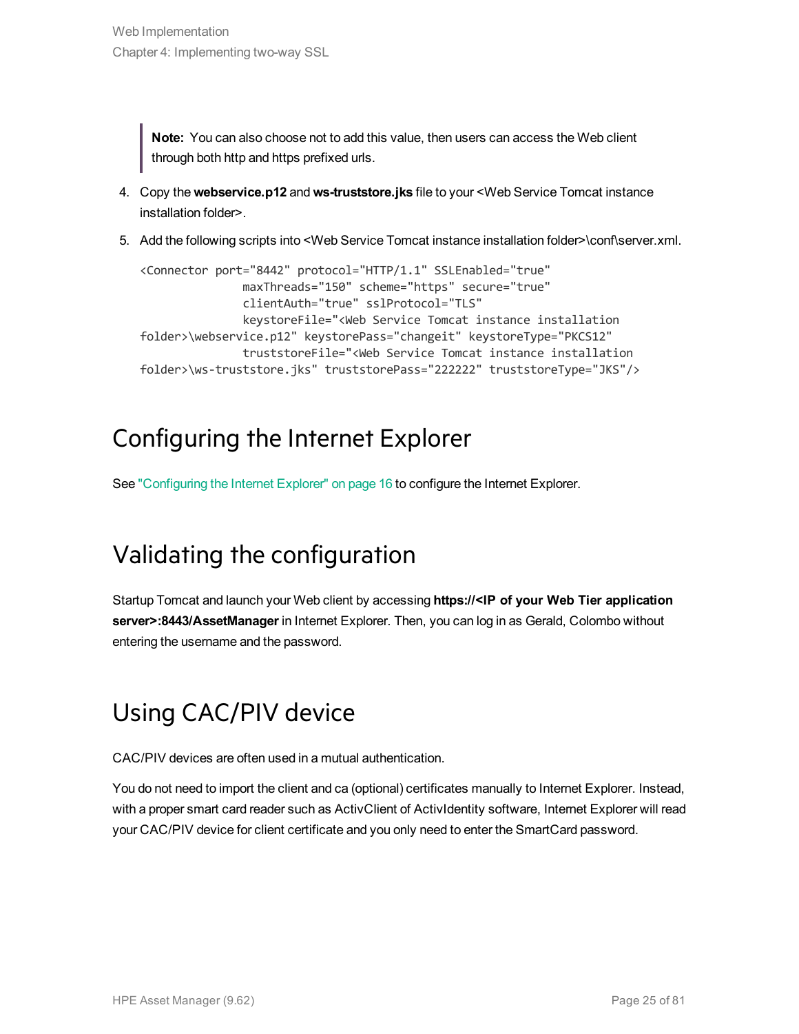> **Note:** You can also choose not to add this value, then users can access the Web client through both http and https prefixed urls.

4. Copy the **webservice.p12** and **ws-truststore.jks** file to your <Web Service Tomcat instance installation folder>.
5. Add the following scripts into <Web Service Tomcat instance installation folder>\conf\server.xml.

```
<Connector port="8442" protocol="HTTP/1.1" SSLEnabled="true"
               maxThreads="150" scheme="https" secure="true"
               clientAuth="true" sslProtocol="TLS"
               keystoreFile="<Web Service Tomcat instance installation
folder>\webservice.p12" keystorePass="changeit" keystoreType="PKCS12"
               truststoreFile="<Web Service Tomcat instance installation
folder>\ws-truststore.jks" truststorePass="222222" truststoreType="JKS"/>
```

## Configuring the Internet Explorer

See "Configuring the Internet Explorer" on page 16 to configure the Internet Explorer.

## Validating the configuration

Startup Tomcat and launch your Web client by accessing **https://<IP of your Web Tier application server>:8443/AssetManager** in Internet Explorer. Then, you can log in as Gerald, Colombo without entering the username and the password.

## Using CAC/PIV device

CAC/PIV devices are often used in a mutual authentication.

You do not need to import the client and ca (optional) certificates manually to Internet Explorer. Instead, with a proper smart card reader such as ActivClient of ActivIdentity software, Internet Explorer will read your CAC/PIV device for client certificate and you only need to enter the SmartCard password.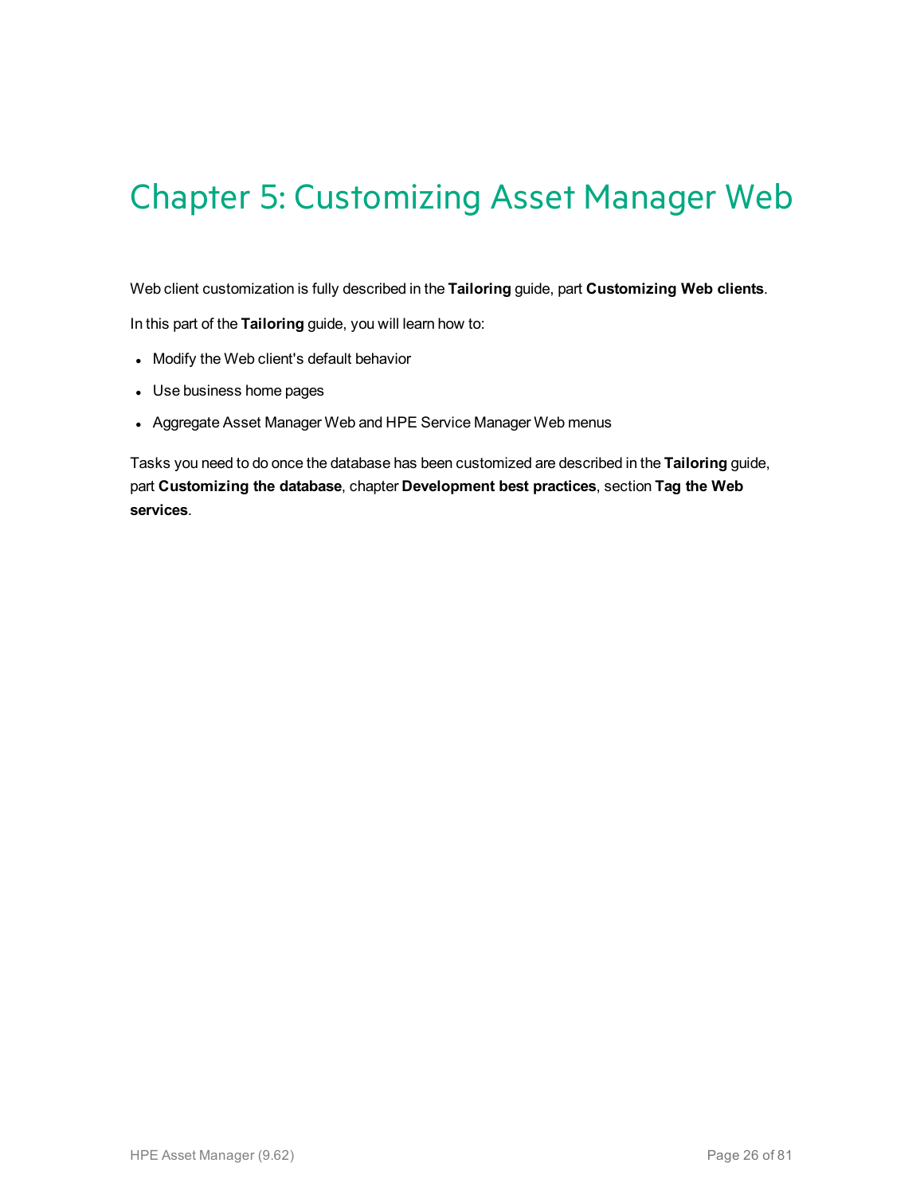# Chapter 5: Customizing Asset Manager Web

Web client customization is fully described in the **Tailoring** guide, part **Customizing Web clients**.

In this part of the **Tailoring** guide, you will learn how to:

- Modify the Web client's default behavior
- Use business home pages
- Aggregate Asset Manager Web and HPE Service Manager Web menus

Tasks you need to do once the database has been customized are described in the **Tailoring** guide, part **Customizing the database**, chapter **Development best practices**, section **Tag the Web services**.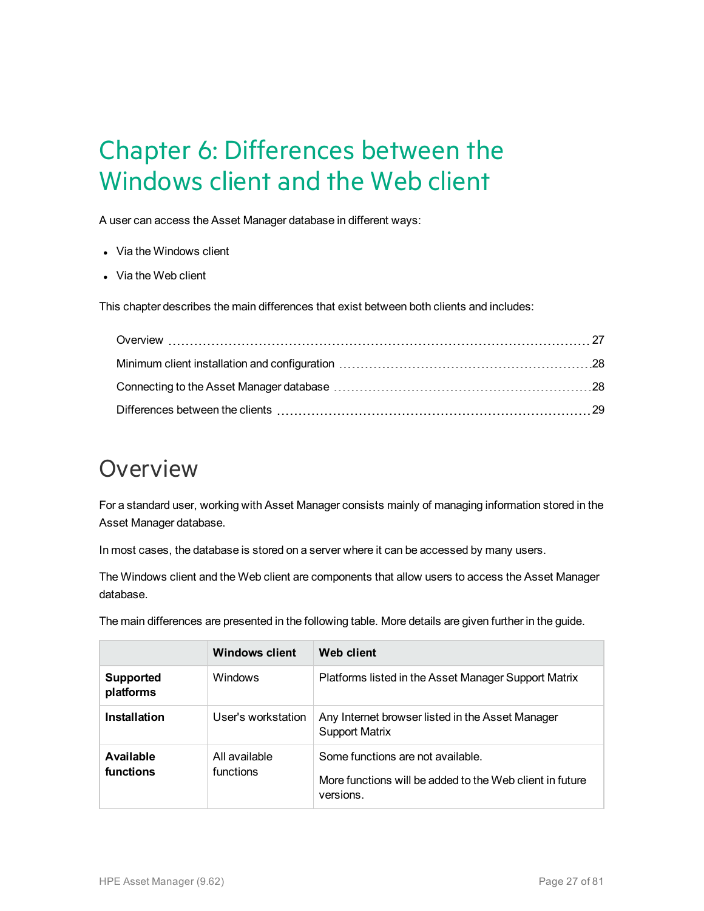# Chapter 6: Differences between the Windows client and the Web client

A user can access the Asset Manager database in different ways:

- Via the Windows client
- Via the Web client

This chapter describes the main differences that exist between both clients and includes:

- Overview 27
- Minimum client installation and configuration 28
- Connecting to the Asset Manager database 28
- Differences between the clients 29

## Overview

For a standard user, working with Asset Manager consists mainly of managing information stored in the Asset Manager database.

In most cases, the database is stored on a server where it can be accessed by many users.

The Windows client and the Web client are components that allow users to access the Asset Manager database.

The main differences are presented in the following table. More details are given further in the guide.

| | Windows client | Web client |
|---|---|---|
| **Supported platforms** | Windows | Platforms listed in the Asset Manager Support Matrix |
| **Installation** | User's workstation | Any Internet browser listed in the Asset Manager Support Matrix |
| **Available functions** | All available functions | Some functions are not available.<br><br>More functions will be added to the Web client in future versions. |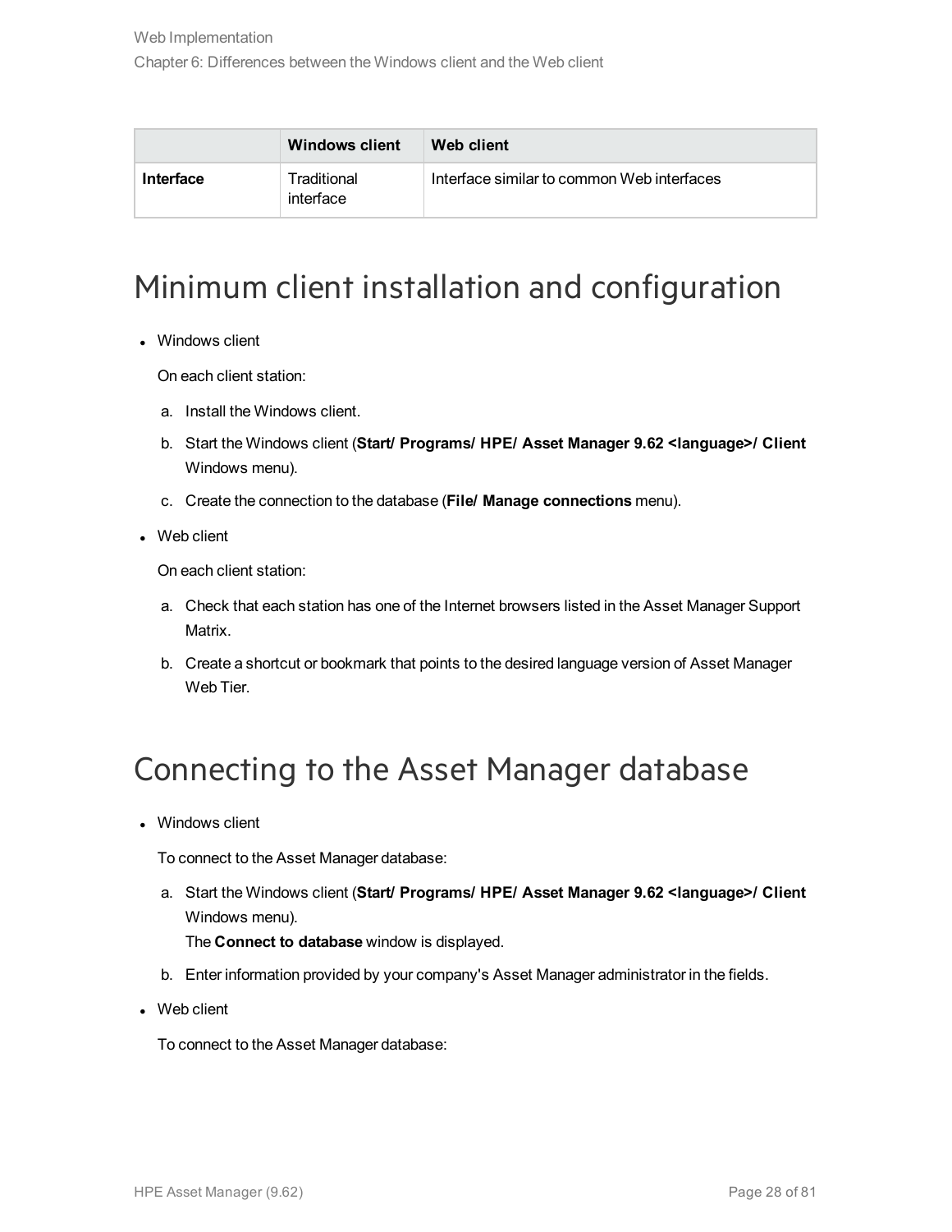| | Windows client | Web client |
| --- | --- | --- |
| **Interface** | Traditional interface | Interface similar to common Web interfaces |

## Minimum client installation and configuration

- Windows client

  On each client station:

  a. Install the Windows client.

  b. Start the Windows client (**Start/ Programs/ HPE/ Asset Manager 9.62 <language>/ Client** Windows menu).

  c. Create the connection to the database (**File/ Manage connections** menu).

- Web client

  On each client station:

  a. Check that each station has one of the Internet browsers listed in the Asset Manager Support Matrix.

  b. Create a shortcut or bookmark that points to the desired language version of Asset Manager Web Tier.

## Connecting to the Asset Manager database

- Windows client

  To connect to the Asset Manager database:

  a. Start the Windows client (**Start/ Programs/ HPE/ Asset Manager 9.62 <language>/ Client** Windows menu).
     The **Connect to database** window is displayed.

  b. Enter information provided by your company's Asset Manager administrator in the fields.

- Web client

  To connect to the Asset Manager database: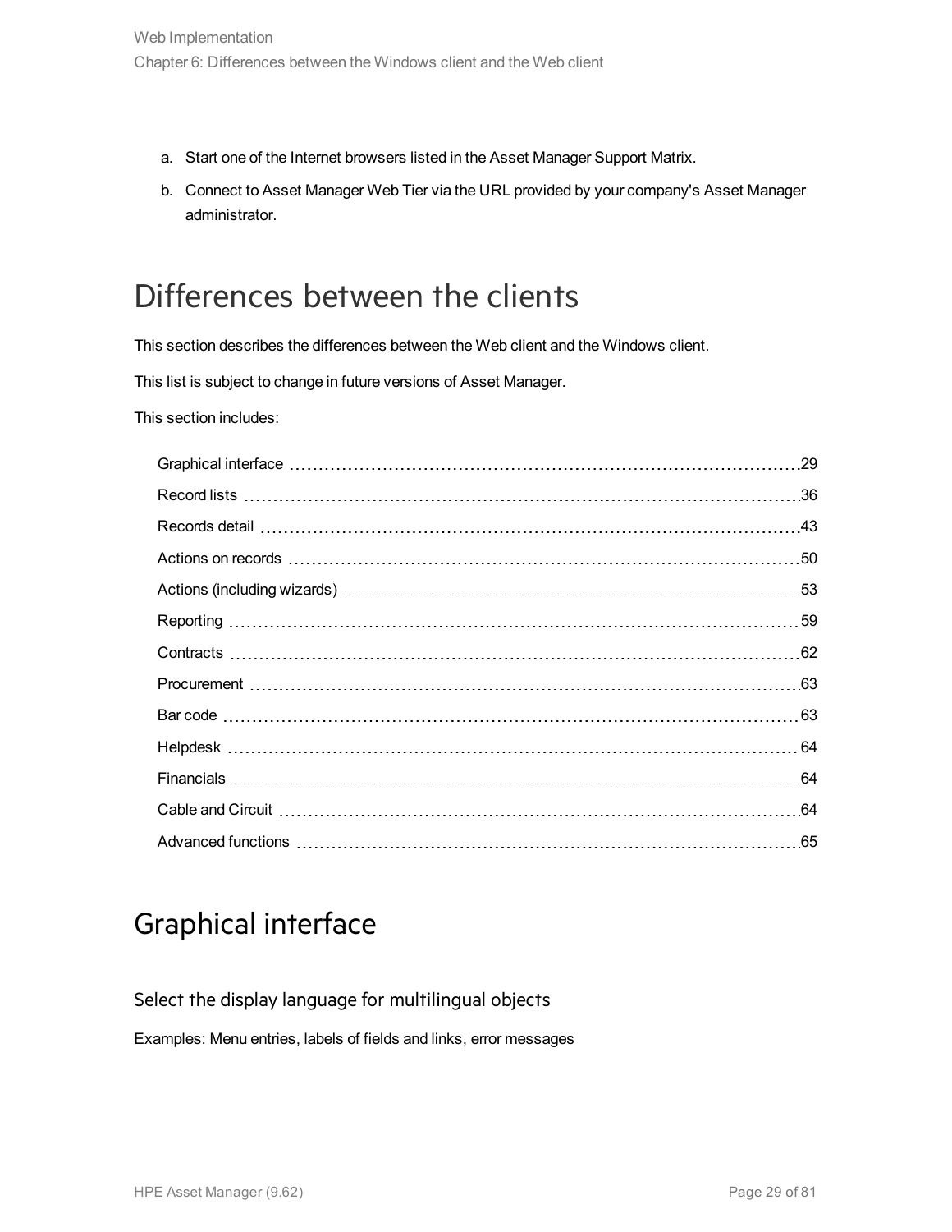a. Start one of the Internet browsers listed in the Asset Manager Support Matrix.
b. Connect to Asset Manager Web Tier via the URL provided by your company's Asset Manager administrator.

# Differences between the clients

This section describes the differences between the Web client and the Windows client.

This list is subject to change in future versions of Asset Manager.

This section includes:

| | |
|---|---|
| Graphical interface | 29 |
| Record lists | 36 |
| Records detail | 43 |
| Actions on records | 50 |
| Actions (including wizards) | 53 |
| Reporting | 59 |
| Contracts | 62 |
| Procurement | 63 |
| Bar code | 63 |
| Helpdesk | 64 |
| Financials | 64 |
| Cable and Circuit | 64 |
| Advanced functions | 65 |

# Graphical interface

### Select the display language for multilingual objects

Examples: Menu entries, labels of fields and links, error messages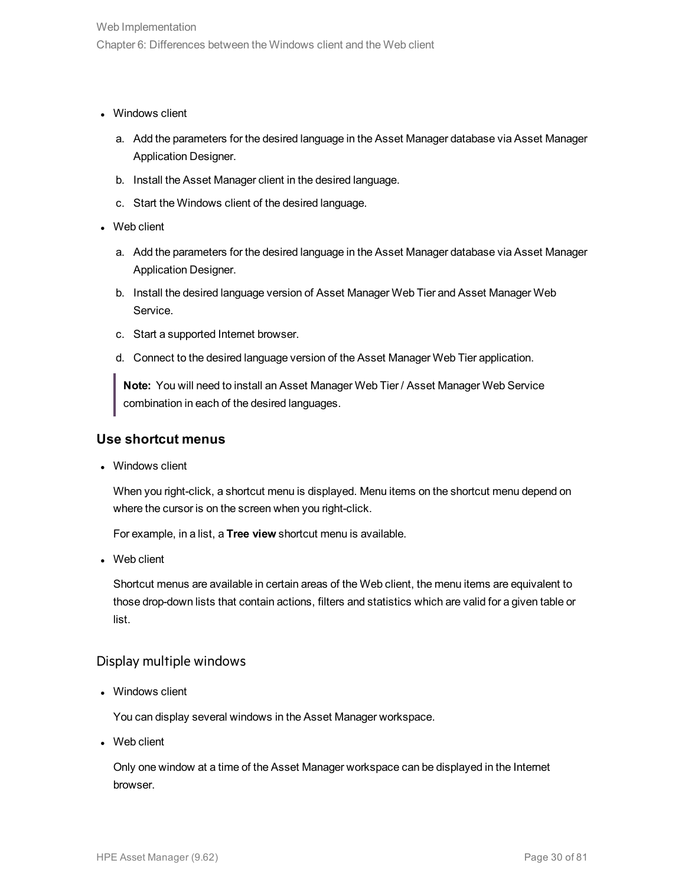- Windows client
    a. Add the parameters for the desired language in the Asset Manager database via Asset Manager Application Designer.
    b. Install the Asset Manager client in the desired language.
    c. Start the Windows client of the desired language.
- Web client
    a. Add the parameters for the desired language in the Asset Manager database via Asset Manager Application Designer.
    b. Install the desired language version of Asset Manager Web Tier and Asset Manager Web Service.
    c. Start a supported Internet browser.
    d. Connect to the desired language version of the Asset Manager Web Tier application.

> **Note:** You will need to install an Asset Manager Web Tier / Asset Manager Web Service combination in each of the desired languages.

### Use shortcut menus

- Windows client

  When you right-click, a shortcut menu is displayed. Menu items on the shortcut menu depend on where the cursor is on the screen when you right-click.

  For example, in a list, a **Tree view** shortcut menu is available.

- Web client

  Shortcut menus are available in certain areas of the Web client, the menu items are equivalent to those drop-down lists that contain actions, filters and statistics which are valid for a given table or list.

#### Display multiple windows

- Windows client

  You can display several windows in the Asset Manager workspace.

- Web client

  Only one window at a time of the Asset Manager workspace can be displayed in the Internet browser.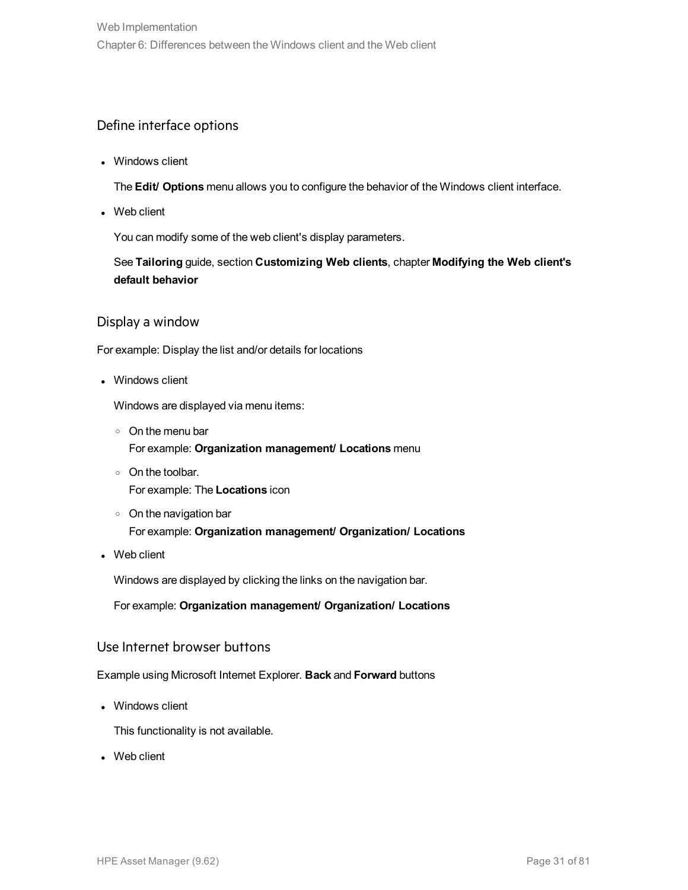## Define interface options

- Windows client

  The **Edit/ Options** menu allows you to configure the behavior of the Windows client interface.

- Web client

  You can modify some of the web client's display parameters.

  See **Tailoring** guide, section **Customizing Web clients**, chapter **Modifying the Web client's default behavior**

## Display a window

For example: Display the list and/or details for locations

- Windows client

  Windows are displayed via menu items:

  - On the menu bar
    For example: **Organization management/ Locations** menu
  - On the toolbar.
    For example: The **Locations** icon
  - On the navigation bar
    For example: **Organization management/ Organization/ Locations**

- Web client

  Windows are displayed by clicking the links on the navigation bar.

  For example: **Organization management/ Organization/ Locations**

## Use Internet browser buttons

Example using Microsoft Internet Explorer. **Back** and **Forward** buttons

- Windows client

  This functionality is not available.

- Web client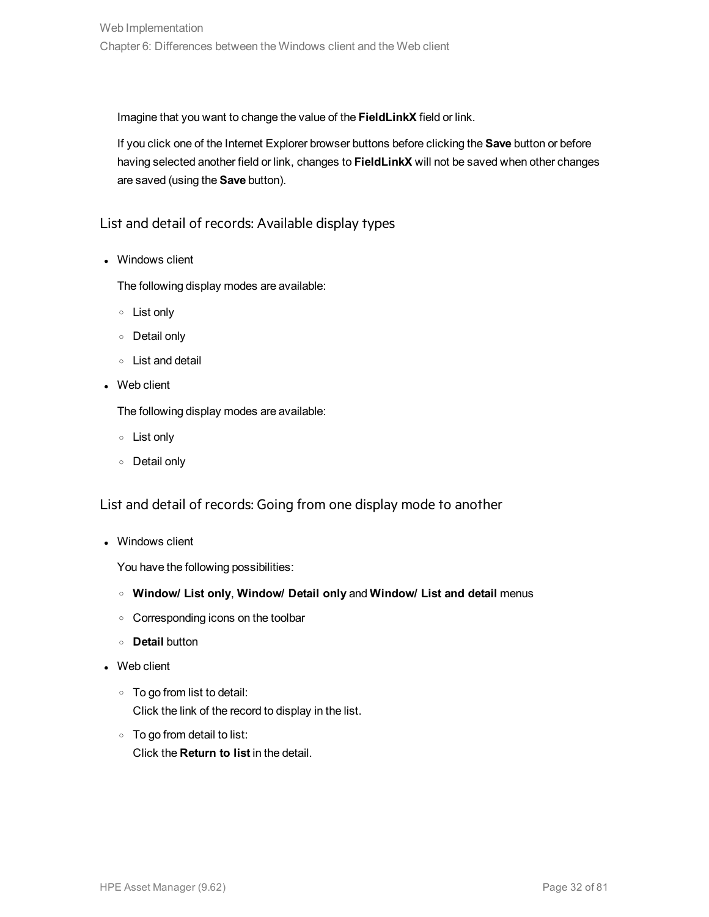Imagine that you want to change the value of the **FieldLinkX** field or link.

If you click one of the Internet Explorer browser buttons before clicking the **Save** button or before having selected another field or link, changes to **FieldLinkX** will not be saved when other changes are saved (using the **Save** button).

## List and detail of records: Available display types

- Windows client

  The following display modes are available:

  - List only
  - Detail only
  - List and detail

- Web client

  The following display modes are available:

  - List only
  - Detail only

## List and detail of records: Going from one display mode to another

- Windows client

  You have the following possibilities:

  - **Window/ List only**, **Window/ Detail only** and **Window/ List and detail** menus
  - Corresponding icons on the toolbar
  - **Detail** button

- Web client

  - To go from list to detail:
    Click the link of the record to display in the list.
  - To go from detail to list:
    Click the **Return to list** in the detail.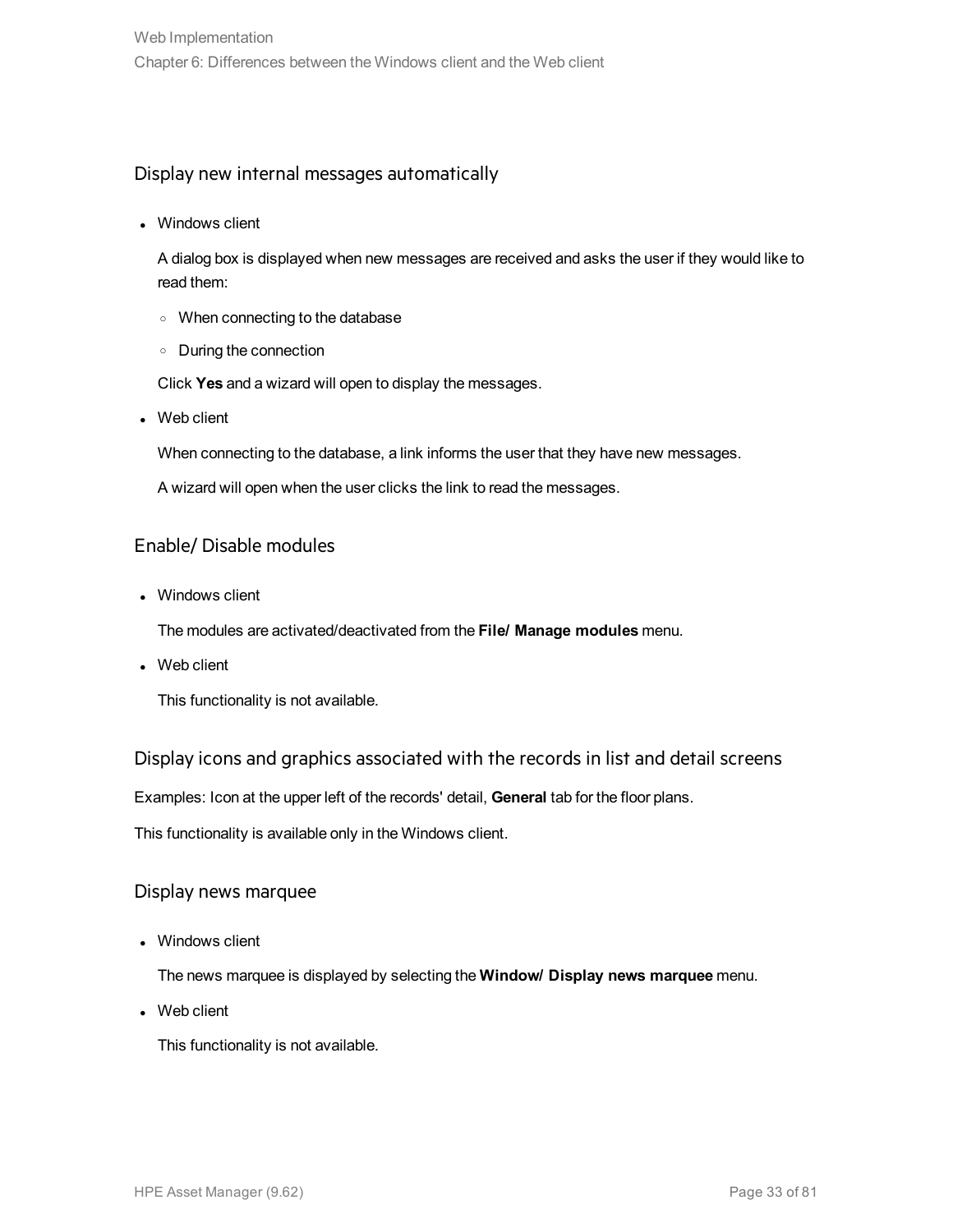### Display new internal messages automatically

- Windows client

  A dialog box is displayed when new messages are received and asks the user if they would like to read them:

  - When connecting to the database
  - During the connection

  Click **Yes** and a wizard will open to display the messages.

- Web client

  When connecting to the database, a link informs the user that they have new messages.

  A wizard will open when the user clicks the link to read the messages.

### Enable/ Disable modules

- Windows client

  The modules are activated/deactivated from the **File/ Manage modules** menu.

- Web client

  This functionality is not available.

### Display icons and graphics associated with the records in list and detail screens

Examples: Icon at the upper left of the records' detail, **General** tab for the floor plans.

This functionality is available only in the Windows client.

### Display news marquee

- Windows client

  The news marquee is displayed by selecting the **Window/ Display news marquee** menu.

- Web client

  This functionality is not available.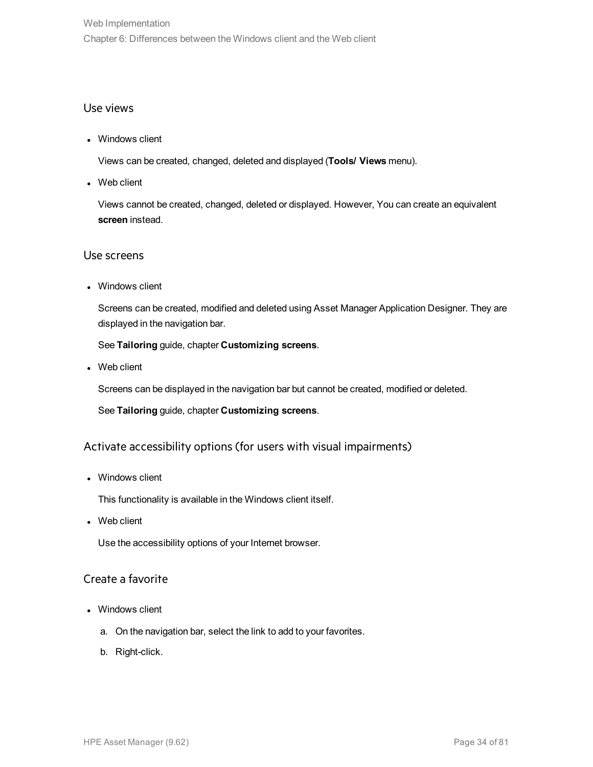### Use views

- Windows client

  Views can be created, changed, deleted and displayed (**Tools/ Views** menu).

- Web client

  Views cannot be created, changed, deleted or displayed. However, You can create an equivalent **screen** instead.

### Use screens

- Windows client

  Screens can be created, modified and deleted using Asset Manager Application Designer. They are displayed in the navigation bar.

  See **Tailoring** guide, chapter **Customizing screens**.

- Web client

  Screens can be displayed in the navigation bar but cannot be created, modified or deleted.

  See **Tailoring** guide, chapter **Customizing screens**.

### Activate accessibility options (for users with visual impairments)

- Windows client

  This functionality is available in the Windows client itself.

- Web client

  Use the accessibility options of your Internet browser.

### Create a favorite

- Windows client

  a. On the navigation bar, select the link to add to your favorites.

  b. Right-click.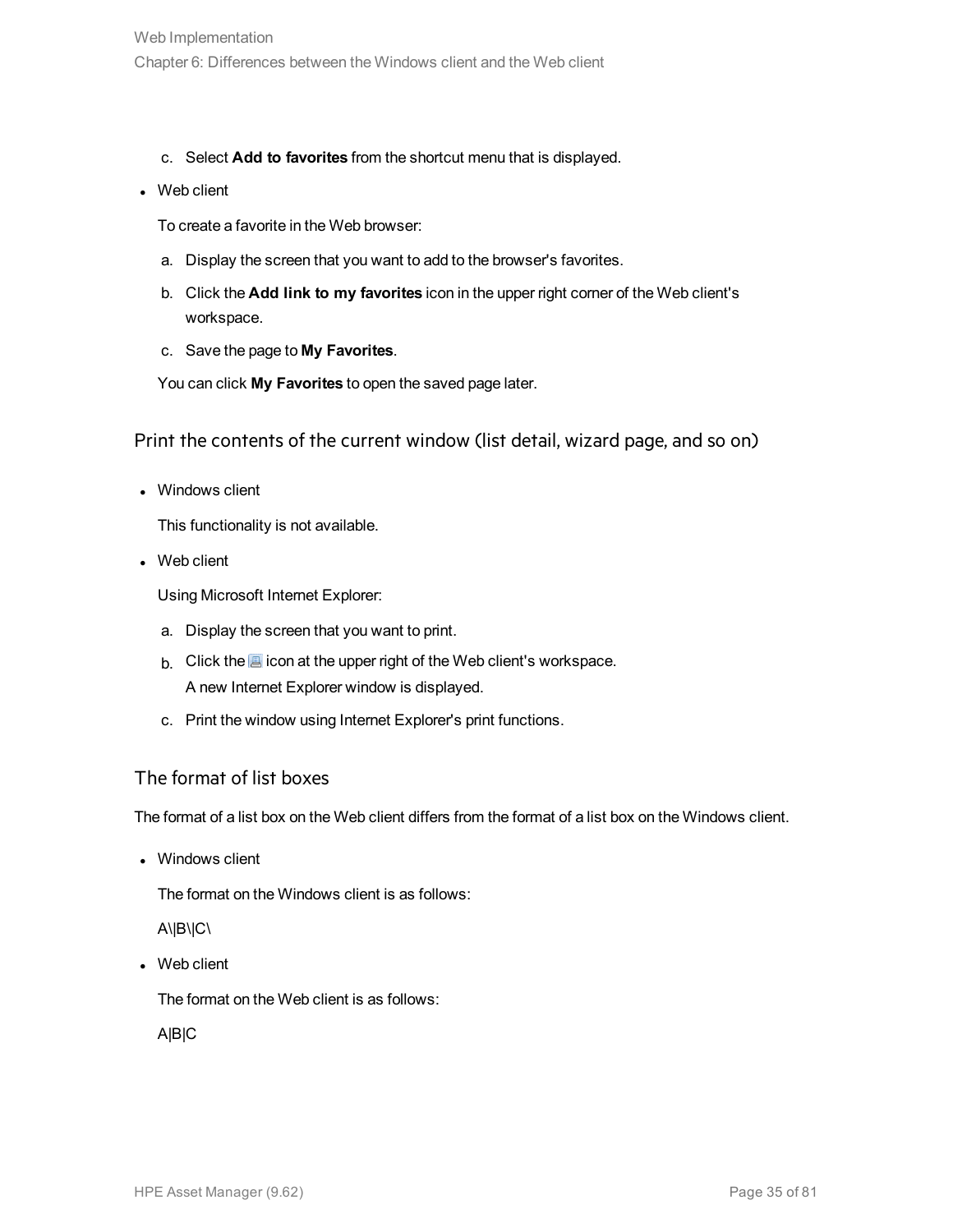c. Select **Add to favorites** from the shortcut menu that is displayed.

- Web client

  To create a favorite in the Web browser:

  a. Display the screen that you want to add to the browser's favorites.

  b. Click the **Add link to my favorites** icon in the upper right corner of the Web client's workspace.

  c. Save the page to **My Favorites**.

  You can click **My Favorites** to open the saved page later.

### Print the contents of the current window (list detail, wizard page, and so on)

- Windows client

  This functionality is not available.

- Web client

  Using Microsoft Internet Explorer:

  a. Display the screen that you want to print.

  b. Click the icon at the upper right of the Web client's workspace.
     A new Internet Explorer window is displayed.

  c. Print the window using Internet Explorer's print functions.

### The format of list boxes

The format of a list box on the Web client differs from the format of a list box on the Windows client.

- Windows client

  The format on the Windows client is as follows:

  A\|B\|C\

- Web client

  The format on the Web client is as follows:

  A|B|C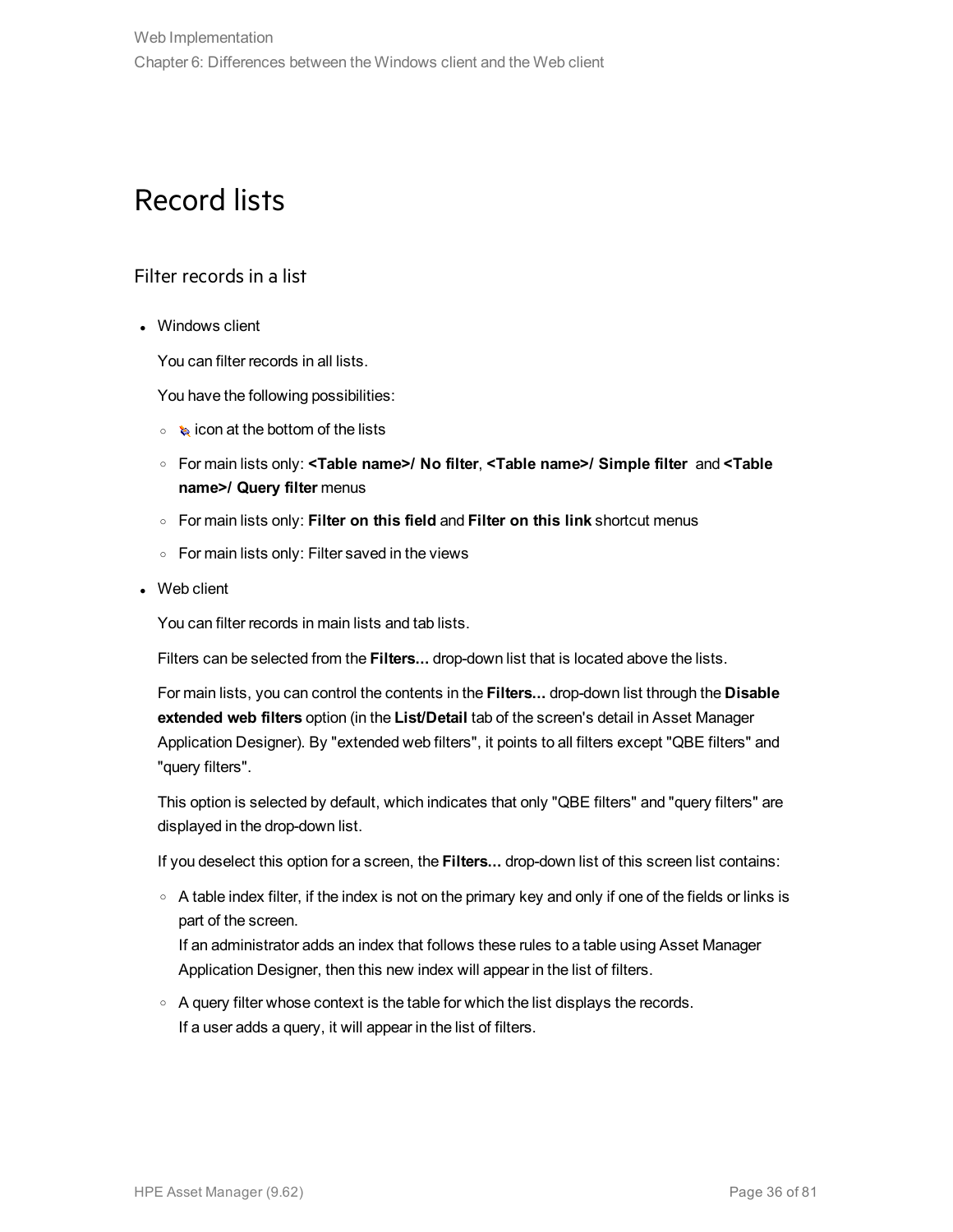# Record lists

## Filter records in a list

- Windows client

  You can filter records in all lists.

  You have the following possibilities:

  - icon at the bottom of the lists
  - For main lists only: **<Table name>/ No filter**, **<Table name>/ Simple filter** and **<Table name>/ Query filter** menus
  - For main lists only: **Filter on this field** and **Filter on this link** shortcut menus
  - For main lists only: Filter saved in the views

- Web client

  You can filter records in main lists and tab lists.

  Filters can be selected from the **Filters...** drop-down list that is located above the lists.

  For main lists, you can control the contents in the **Filters...** drop-down list through the **Disable extended web filters** option (in the **List/Detail** tab of the screen's detail in Asset Manager Application Designer). By "extended web filters", it points to all filters except "QBE filters" and "query filters".

  This option is selected by default, which indicates that only "QBE filters" and "query filters" are displayed in the drop-down list.

  If you deselect this option for a screen, the **Filters...** drop-down list of this screen list contains:

  - A table index filter, if the index is not on the primary key and only if one of the fields or links is part of the screen.
    If an administrator adds an index that follows these rules to a table using Asset Manager Application Designer, then this new index will appear in the list of filters.
  - A query filter whose context is the table for which the list displays the records.
    If a user adds a query, it will appear in the list of filters.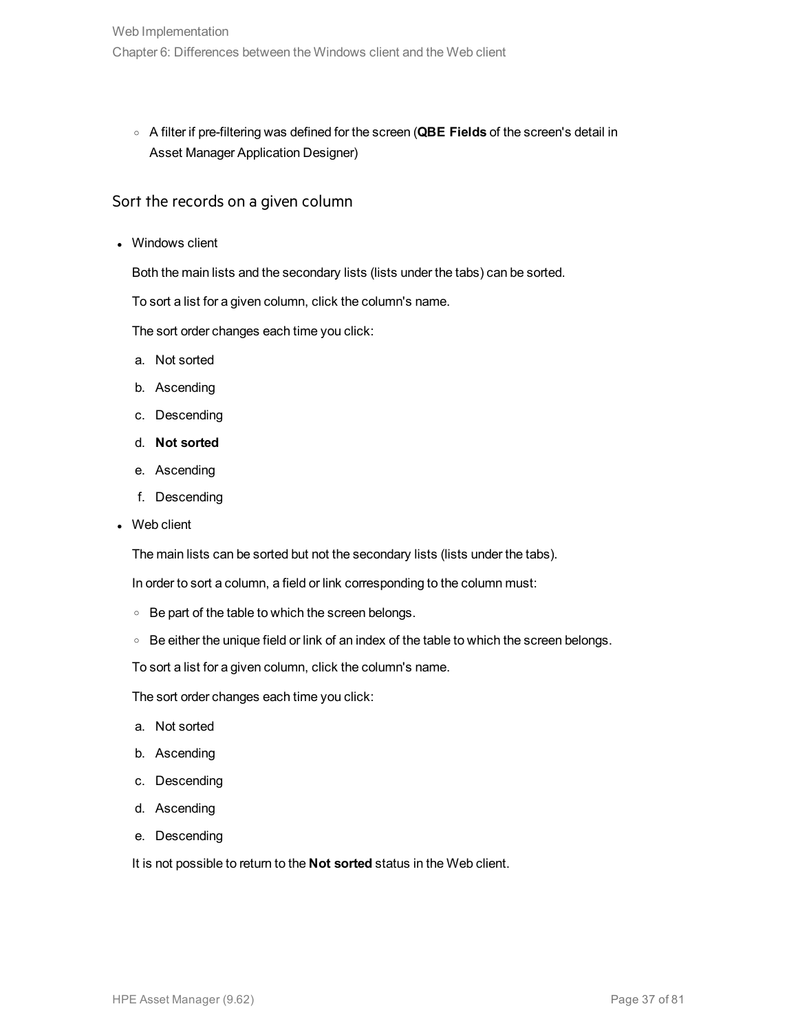- A filter if pre-filtering was defined for the screen (**QBE Fields** of the screen's detail in Asset Manager Application Designer)

### Sort the records on a given column

- Windows client

  Both the main lists and the secondary lists (lists under the tabs) can be sorted.

  To sort a list for a given column, click the column's name.

  The sort order changes each time you click:

  a. Not sorted
  b. Ascending
  c. Descending
  d. **Not sorted**
  e. Ascending
  f. Descending

- Web client

  The main lists can be sorted but not the secondary lists (lists under the tabs).

  In order to sort a column, a field or link corresponding to the column must:

  - Be part of the table to which the screen belongs.
  - Be either the unique field or link of an index of the table to which the screen belongs.

  To sort a list for a given column, click the column's name.

  The sort order changes each time you click:

  a. Not sorted
  b. Ascending
  c. Descending
  d. Ascending
  e. Descending

  It is not possible to return to the **Not sorted** status in the Web client.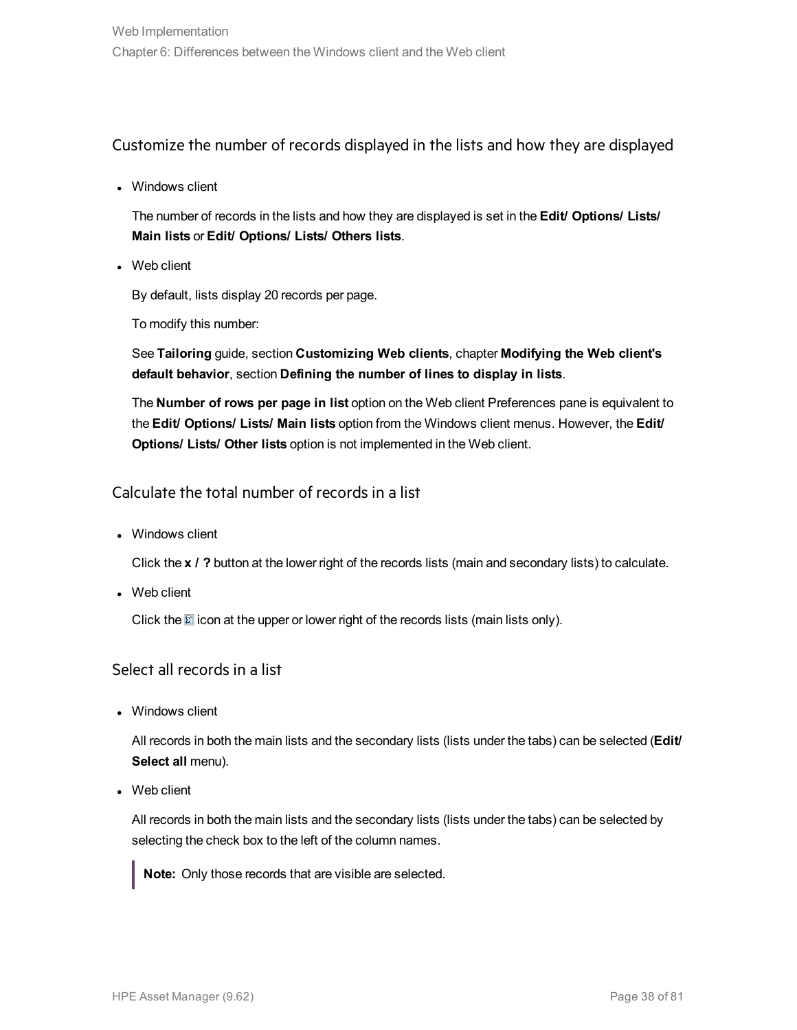## Customize the number of records displayed in the lists and how they are displayed

- Windows client

  The number of records in the lists and how they are displayed is set in the **Edit/ Options/ Lists/ Main lists** or **Edit/ Options/ Lists/ Others lists**.

- Web client

  By default, lists display 20 records per page.

  To modify this number:

  See **Tailoring** guide, section **Customizing Web clients**, chapter **Modifying the Web client's default behavior**, section **Defining the number of lines to display in lists**.

  The **Number of rows per page in list** option on the Web client Preferences pane is equivalent to the **Edit/ Options/ Lists/ Main lists** option from the Windows client menus. However, the **Edit/ Options/ Lists/ Other lists** option is not implemented in the Web client.

## Calculate the total number of records in a list

- Windows client

  Click the **x / ?** button at the lower right of the records lists (main and secondary lists) to calculate.

- Web client

  Click the Σ icon at the upper or lower right of the records lists (main lists only).

## Select all records in a list

- Windows client

  All records in both the main lists and the secondary lists (lists under the tabs) can be selected (**Edit/ Select all** menu).

- Web client

  All records in both the main lists and the secondary lists (lists under the tabs) can be selected by selecting the check box to the left of the column names.

  > **Note:** Only those records that are visible are selected.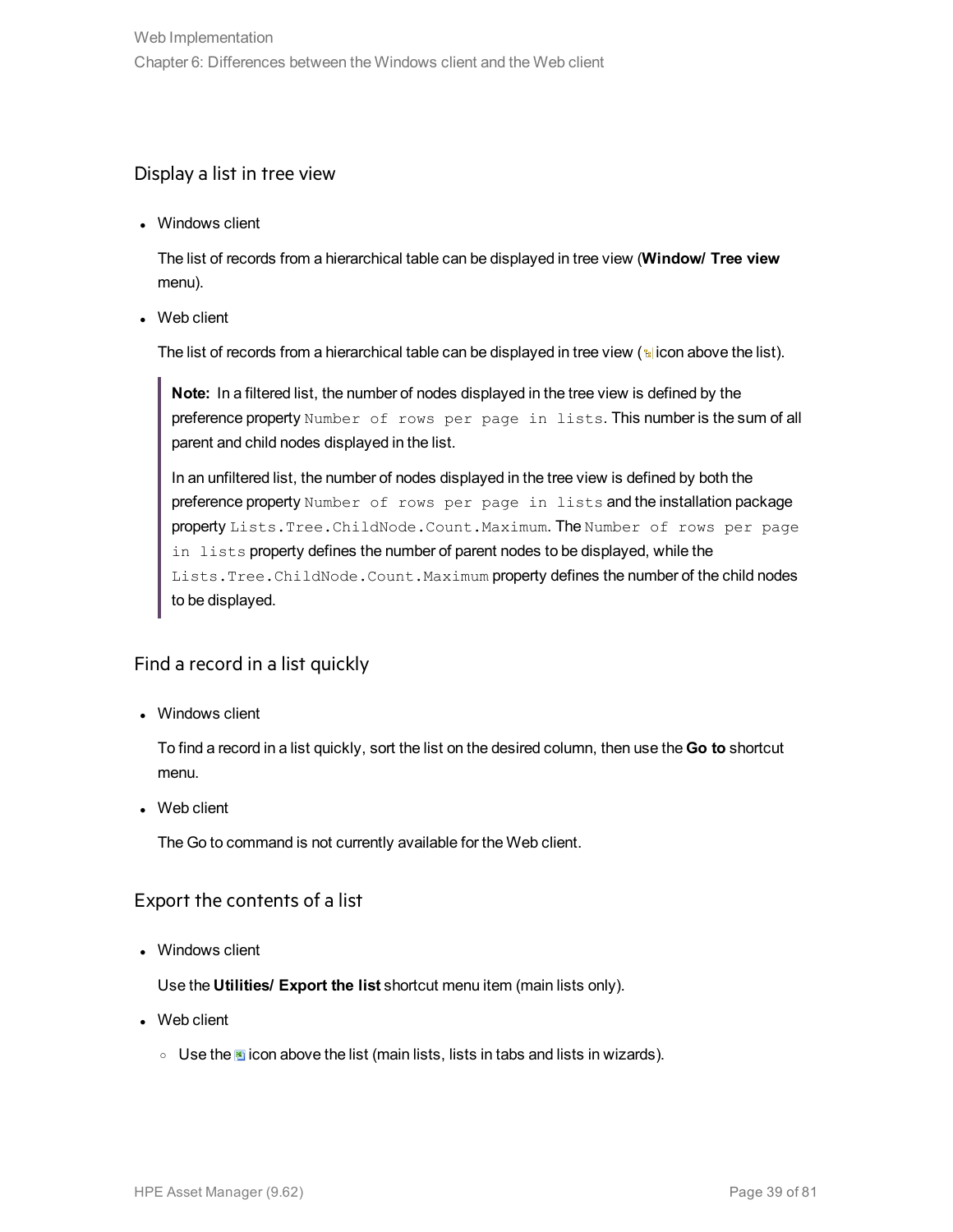## Display a list in tree view

- Windows client

  The list of records from a hierarchical table can be displayed in tree view (**Window/ Tree view** menu).

- Web client

  The list of records from a hierarchical table can be displayed in tree view ( icon above the list).

> **Note:** In a filtered list, the number of nodes displayed in the tree view is defined by the preference property `Number of rows per page in lists`. This number is the sum of all parent and child nodes displayed in the list.
>
> In an unfiltered list, the number of nodes displayed in the tree view is defined by both the preference property `Number of rows per page in lists` and the installation package property `Lists.Tree.ChildNode.Count.Maximum`. The `Number of rows per page in lists` property defines the number of parent nodes to be displayed, while the `Lists.Tree.ChildNode.Count.Maximum` property defines the number of the child nodes to be displayed.

## Find a record in a list quickly

- Windows client

  To find a record in a list quickly, sort the list on the desired column, then use the **Go to** shortcut menu.

- Web client

  The Go to command is not currently available for the Web client.

## Export the contents of a list

- Windows client

  Use the **Utilities/ Export the list** shortcut menu item (main lists only).

- Web client
  - Use the  icon above the list (main lists, lists in tabs and lists in wizards).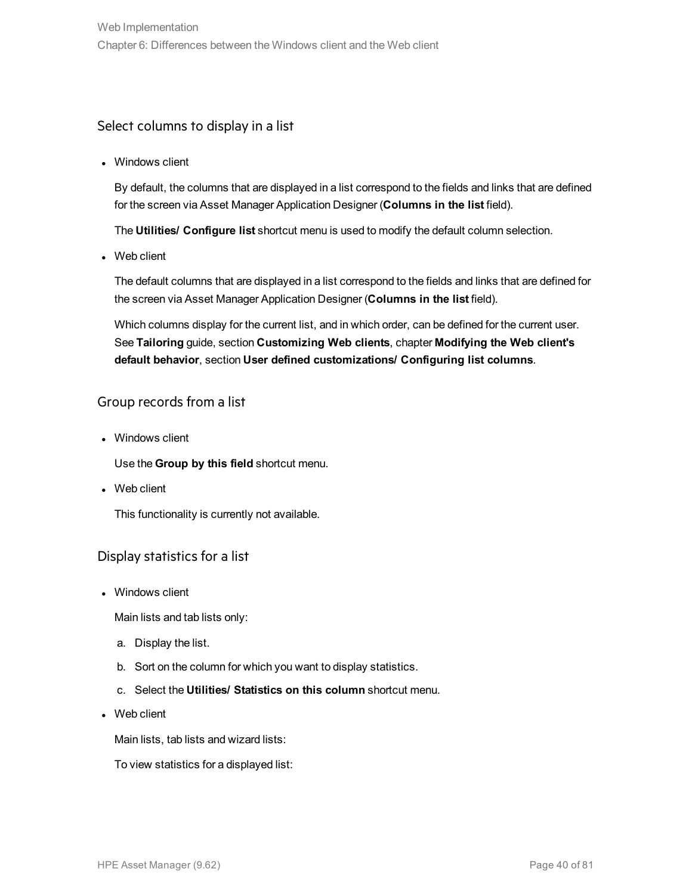### Select columns to display in a list

- Windows client

  By default, the columns that are displayed in a list correspond to the fields and links that are defined for the screen via Asset Manager Application Designer (**Columns in the list** field).

  The **Utilities/ Configure list** shortcut menu is used to modify the default column selection.

- Web client

  The default columns that are displayed in a list correspond to the fields and links that are defined for the screen via Asset Manager Application Designer (**Columns in the list** field).

  Which columns display for the current list, and in which order, can be defined for the current user. See **Tailoring** guide, section **Customizing Web clients**, chapter **Modifying the Web client's default behavior**, section **User defined customizations/ Configuring list columns**.

### Group records from a list

- Windows client

  Use the **Group by this field** shortcut menu.

- Web client

  This functionality is currently not available.

### Display statistics for a list

- Windows client

  Main lists and tab lists only:

  a. Display the list.

  b. Sort on the column for which you want to display statistics.

  c. Select the **Utilities/ Statistics on this column** shortcut menu.

- Web client

  Main lists, tab lists and wizard lists:

  To view statistics for a displayed list: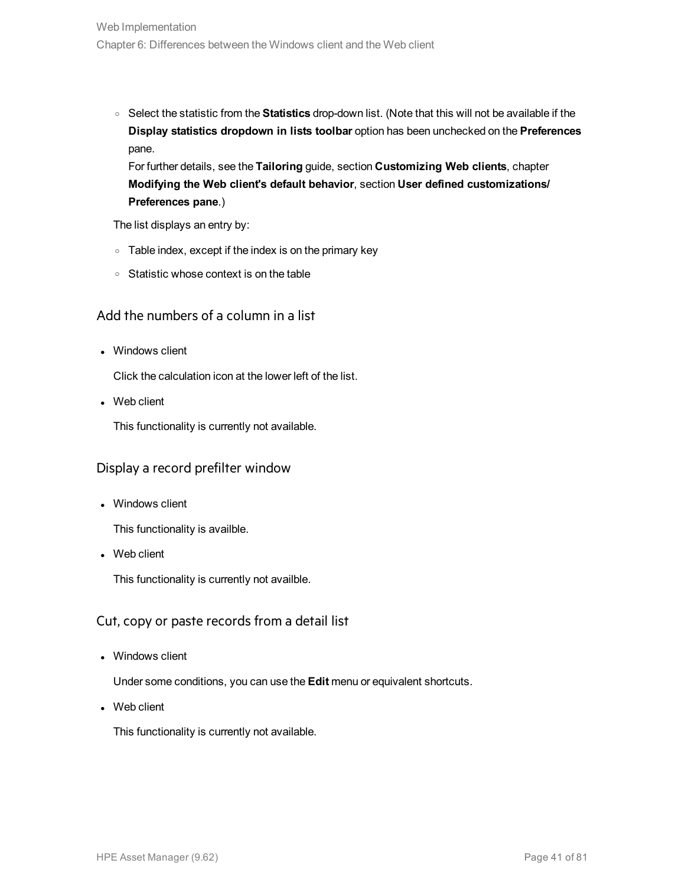- Select the statistic from the **Statistics** drop-down list. (Note that this will not be available if the **Display statistics dropdown in lists toolbar** option has been unchecked on the **Preferences** pane.
    For further details, see the **Tailoring** guide, section **Customizing Web clients**, chapter **Modifying the Web client's default behavior**, section **User defined customizations/ Preferences pane**.)

  The list displays an entry by:

  - Table index, except if the index is on the primary key
  - Statistic whose context is on the table

### Add the numbers of a column in a list

- Windows client

  Click the calculation icon at the lower left of the list.

- Web client

  This functionality is currently not available.

### Display a record prefilter window

- Windows client

  This functionality is availble.

- Web client

  This functionality is currently not availble.

### Cut, copy or paste records from a detail list

- Windows client

  Under some conditions, you can use the **Edit** menu or equivalent shortcuts.

- Web client

  This functionality is currently not available.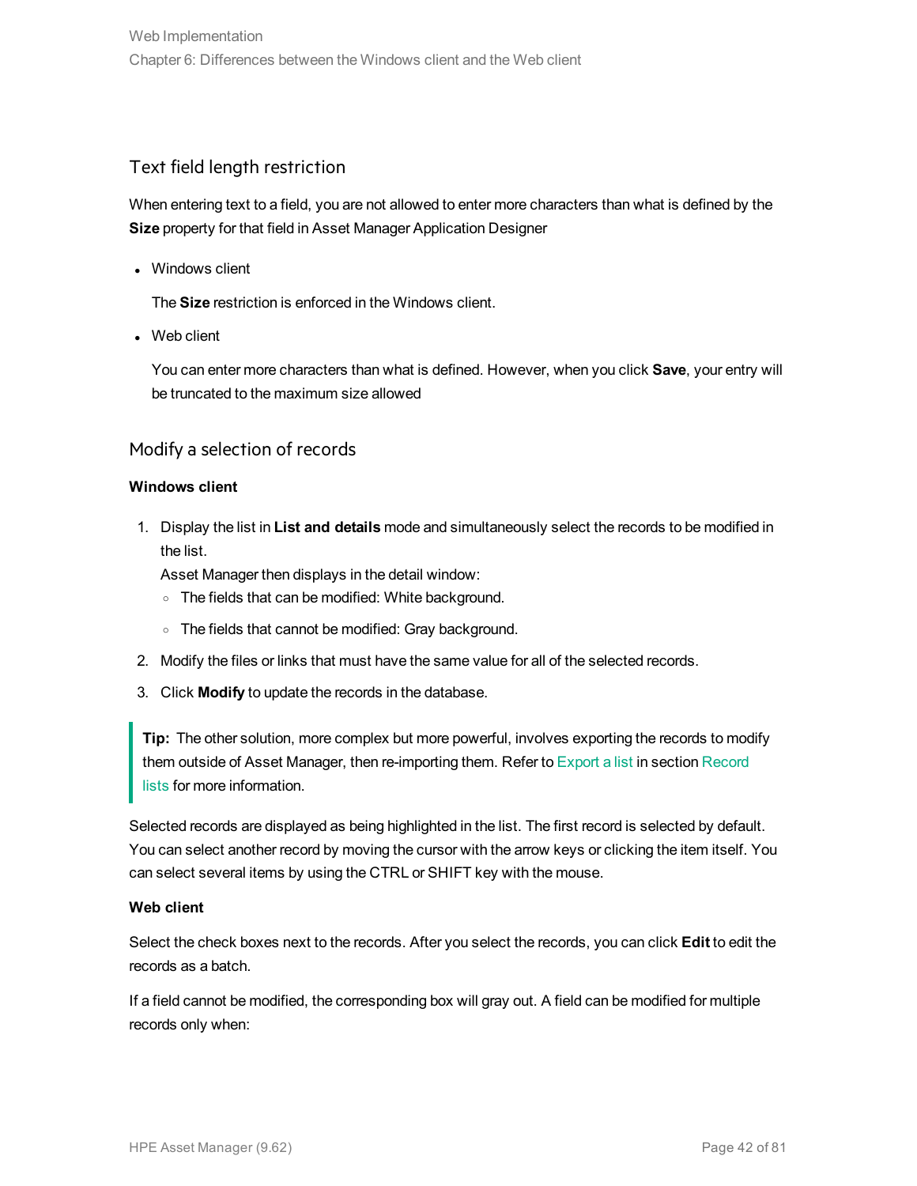## Text field length restriction

When entering text to a field, you are not allowed to enter more characters than what is defined by the **Size** property for that field in Asset Manager Application Designer

- Windows client

  The **Size** restriction is enforced in the Windows client.

- Web client

  You can enter more characters than what is defined. However, when you click **Save**, your entry will be truncated to the maximum size allowed

## Modify a selection of records

**Windows client**

1. Display the list in **List and details** mode and simultaneously select the records to be modified in the list.
   Asset Manager then displays in the detail window:
   - The fields that can be modified: White background.
   - The fields that cannot be modified: Gray background.
2. Modify the files or links that must have the same value for all of the selected records.
3. Click **Modify** to update the records in the database.

> **Tip:** The other solution, more complex but more powerful, involves exporting the records to modify them outside of Asset Manager, then re-importing them. Refer to Export a list in section Record lists for more information.

Selected records are displayed as being highlighted in the list. The first record is selected by default. You can select another record by moving the cursor with the arrow keys or clicking the item itself. You can select several items by using the CTRL or SHIFT key with the mouse.

**Web client**

Select the check boxes next to the records. After you select the records, you can click **Edit** to edit the records as a batch.

If a field cannot be modified, the corresponding box will gray out. A field can be modified for multiple records only when: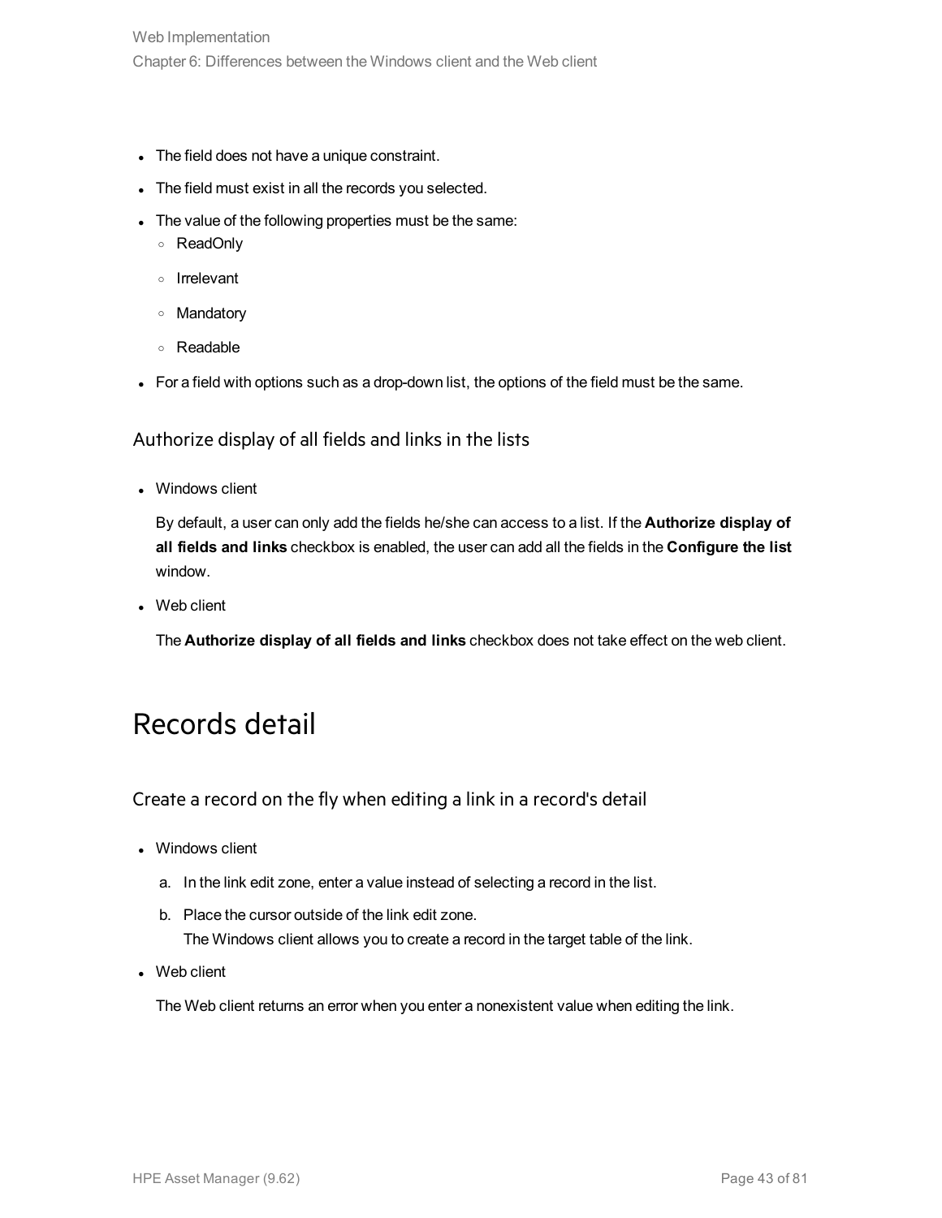- The field does not have a unique constraint.
- The field must exist in all the records you selected.
- The value of the following properties must be the same:
  - ReadOnly
  - Irrelevant
  - Mandatory
  - Readable
- For a field with options such as a drop-down list, the options of the field must be the same.

### Authorize display of all fields and links in the lists

- Windows client

  By default, a user can only add the fields he/she can access to a list. If the **Authorize display of all fields and links** checkbox is enabled, the user can add all the fields in the **Configure the list** window.

- Web client

  The **Authorize display of all fields and links** checkbox does not take effect on the web client.

## Records detail

### Create a record on the fly when editing a link in a record's detail

- Windows client

  a. In the link edit zone, enter a value instead of selecting a record in the list.

  b. Place the cursor outside of the link edit zone.
     The Windows client allows you to create a record in the target table of the link.

- Web client

  The Web client returns an error when you enter a nonexistent value when editing the link.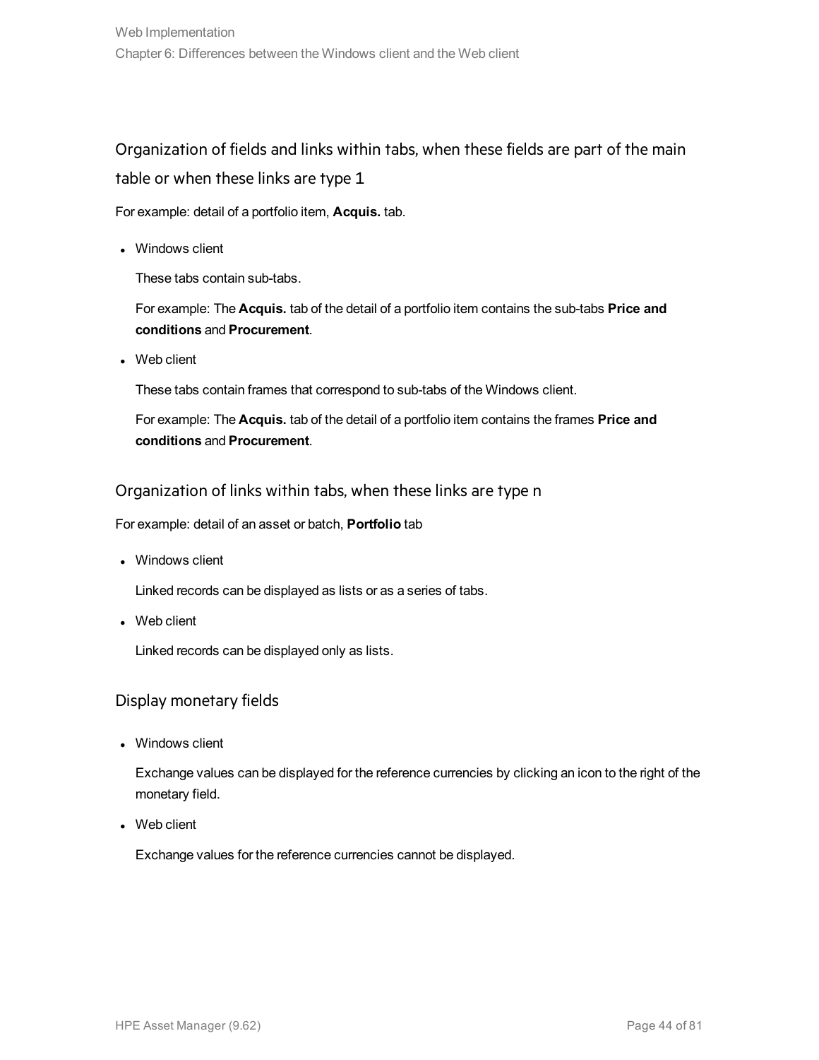### Organization of fields and links within tabs, when these fields are part of the main table or when these links are type 1

For example: detail of a portfolio item, **Acquis.** tab.

- Windows client

  These tabs contain sub-tabs.

  For example: The **Acquis.** tab of the detail of a portfolio item contains the sub-tabs **Price and conditions** and **Procurement**.

- Web client

  These tabs contain frames that correspond to sub-tabs of the Windows client.

  For example: The **Acquis.** tab of the detail of a portfolio item contains the frames **Price and conditions** and **Procurement**.

#### Organization of links within tabs, when these links are type n

For example: detail of an asset or batch, **Portfolio** tab

- Windows client

  Linked records can be displayed as lists or as a series of tabs.

- Web client

  Linked records can be displayed only as lists.

#### Display monetary fields

- Windows client

  Exchange values can be displayed for the reference currencies by clicking an icon to the right of the monetary field.

- Web client

  Exchange values for the reference currencies cannot be displayed.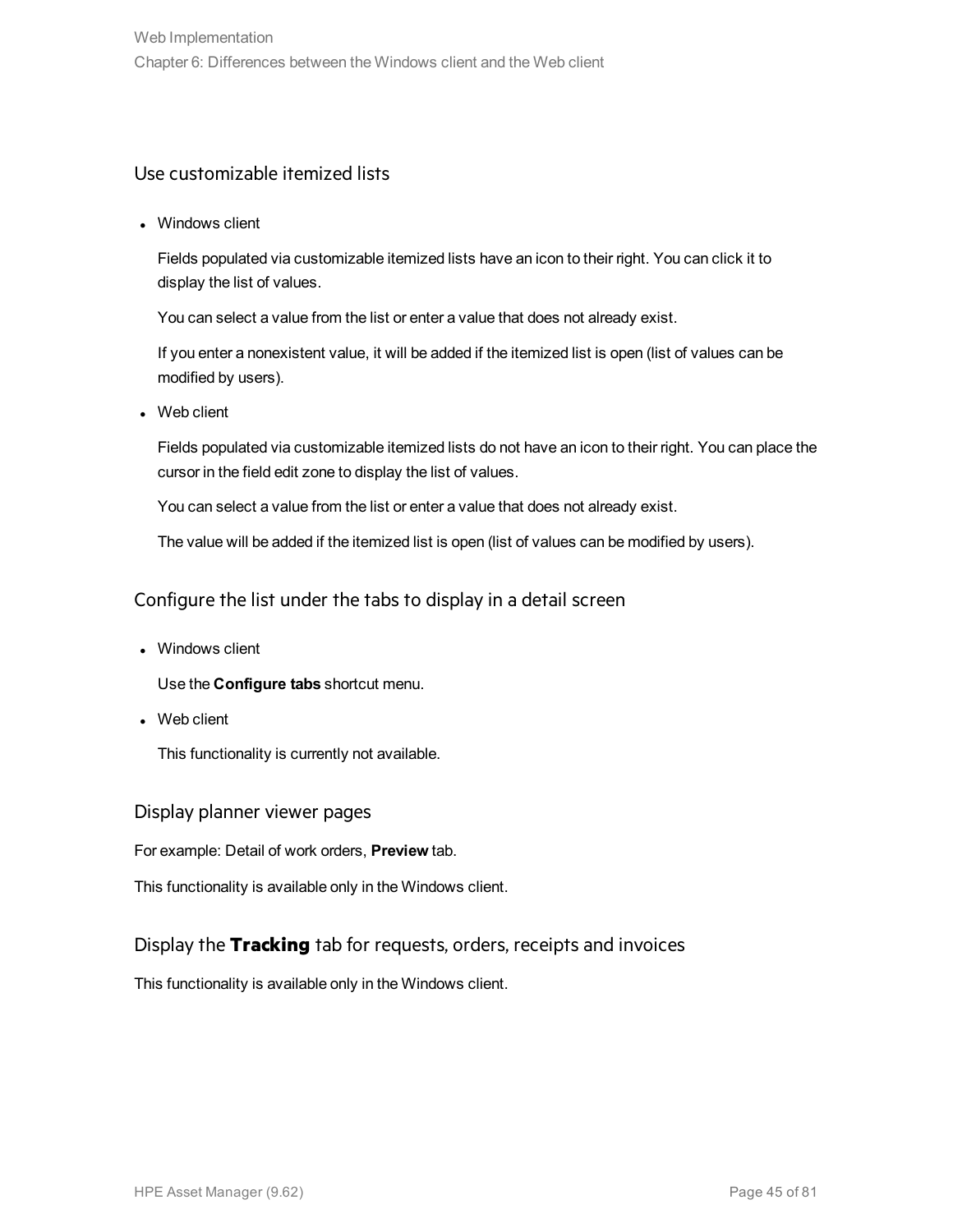### Use customizable itemized lists

- Windows client

  Fields populated via customizable itemized lists have an icon to their right. You can click it to display the list of values.

  You can select a value from the list or enter a value that does not already exist.

  If you enter a nonexistent value, it will be added if the itemized list is open (list of values can be modified by users).

- Web client

  Fields populated via customizable itemized lists do not have an icon to their right. You can place the cursor in the field edit zone to display the list of values.

  You can select a value from the list or enter a value that does not already exist.

  The value will be added if the itemized list is open (list of values can be modified by users).

### Configure the list under the tabs to display in a detail screen

- Windows client

  Use the **Configure tabs** shortcut menu.

- Web client

  This functionality is currently not available.

### Display planner viewer pages

For example: Detail of work orders, **Preview** tab.

This functionality is available only in the Windows client.

### Display the **Tracking** tab for requests, orders, receipts and invoices

This functionality is available only in the Windows client.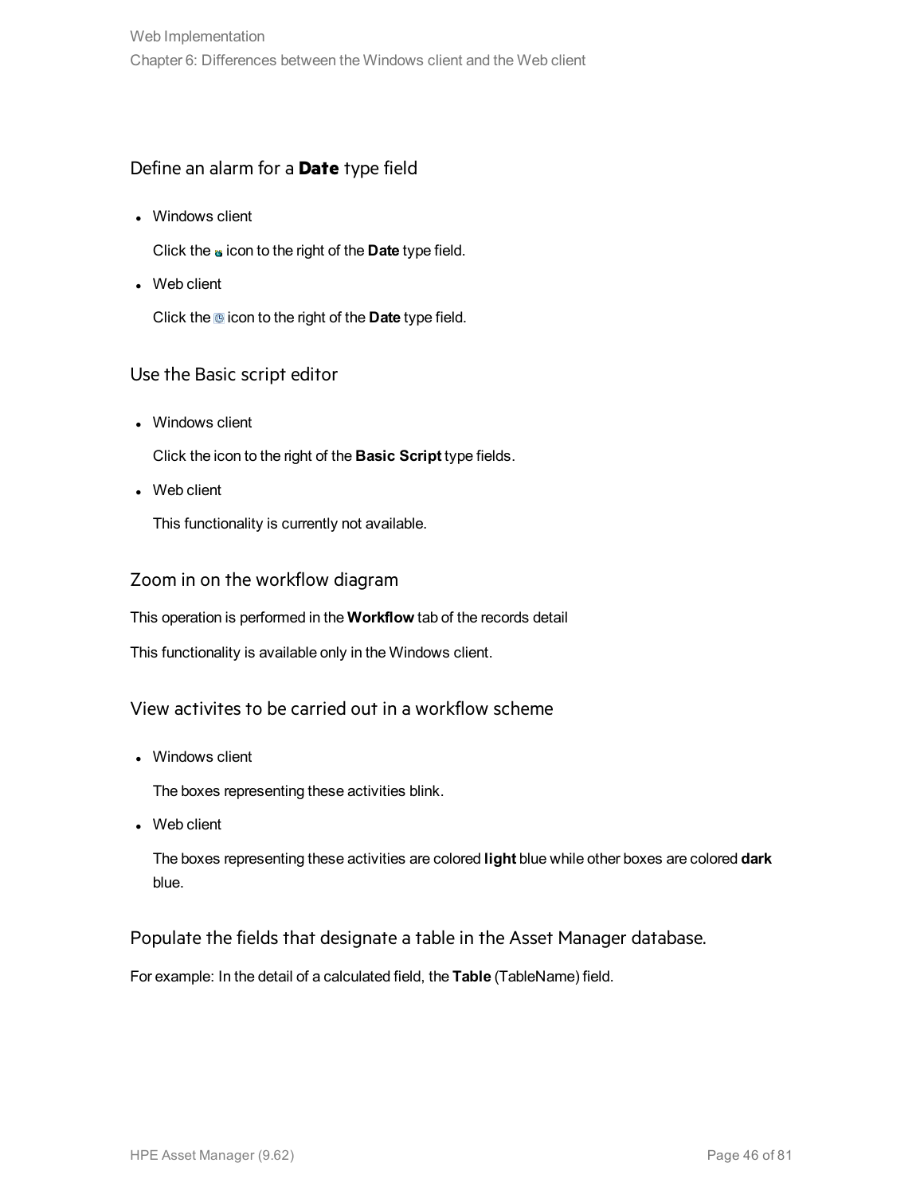### Define an alarm for a **Date** type field

- Windows client

  Click the icon to the right of the **Date** type field.

- Web client

  Click the icon to the right of the **Date** type field.

### Use the Basic script editor

- Windows client

  Click the icon to the right of the **Basic Script** type fields.

- Web client

  This functionality is currently not available.

### Zoom in on the workflow diagram

This operation is performed in the **Workflow** tab of the records detail

This functionality is available only in the Windows client.

### View activites to be carried out in a workflow scheme

- Windows client

  The boxes representing these activities blink.

- Web client

  The boxes representing these activities are colored **light** blue while other boxes are colored **dark** blue.

### Populate the fields that designate a table in the Asset Manager database.

For example: In the detail of a calculated field, the **Table** (TableName) field.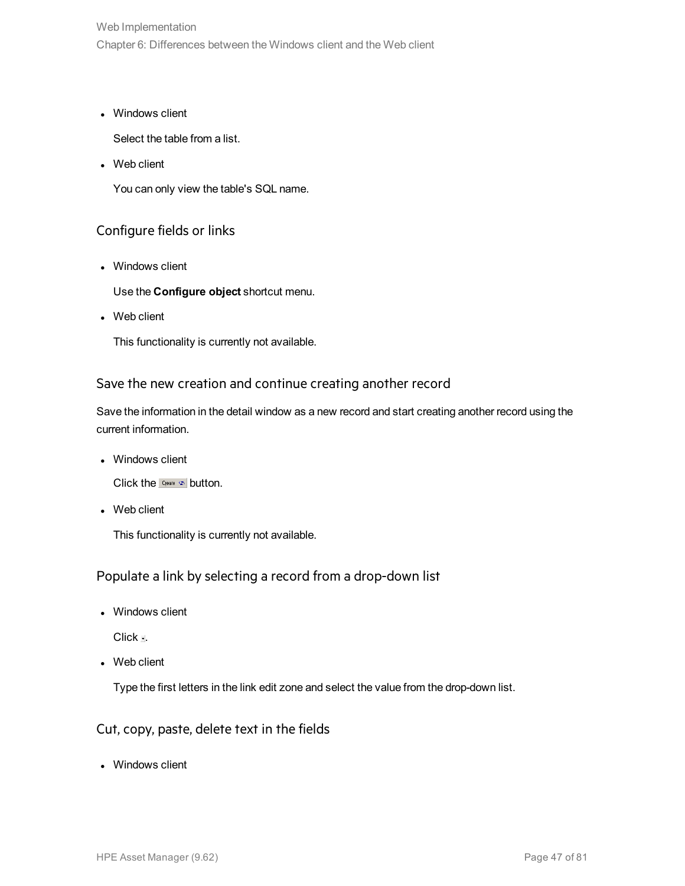- Windows client

  Select the table from a list.

- Web client

  You can only view the table's SQL name.

### Configure fields or links

- Windows client

  Use the **Configure object** shortcut menu.

- Web client

  This functionality is currently not available.

### Save the new creation and continue creating another record

Save the information in the detail window as a new record and start creating another record using the current information.

- Windows client

  Click the Create button.

- Web client

  This functionality is currently not available.

### Populate a link by selecting a record from a drop-down list

- Windows client

  Click .

- Web client

  Type the first letters in the link edit zone and select the value from the drop-down list.

### Cut, copy, paste, delete text in the fields

- Windows client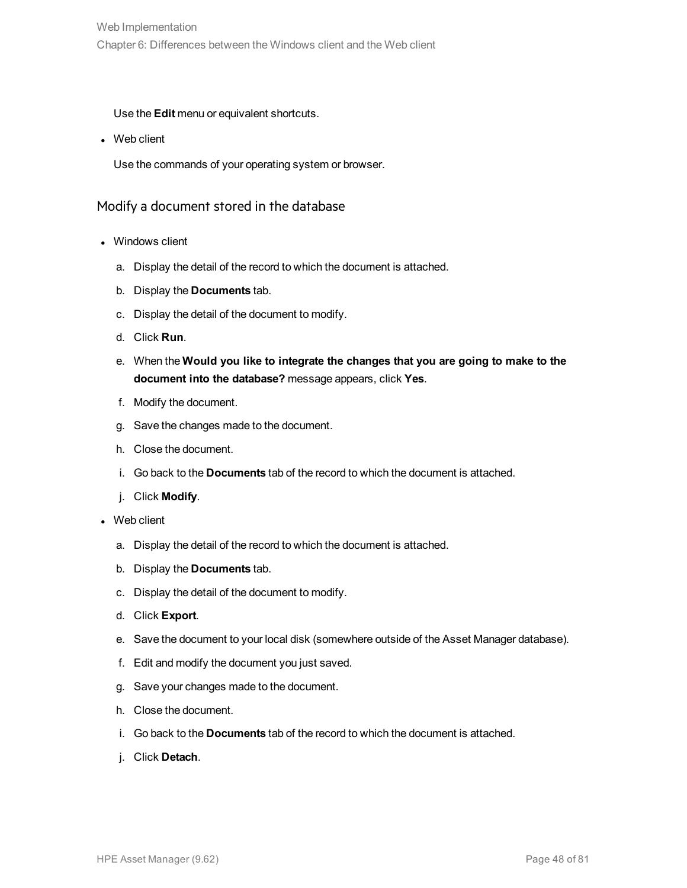Use the **Edit** menu or equivalent shortcuts.

- Web client

  Use the commands of your operating system or browser.

### Modify a document stored in the database

- Windows client

  a. Display the detail of the record to which the document is attached.

  b. Display the **Documents** tab.

  c. Display the detail of the document to modify.

  d. Click **Run**.

  e. When the **Would you like to integrate the changes that you are going to make to the document into the database?** message appears, click **Yes**.

  f. Modify the document.

  g. Save the changes made to the document.

  h. Close the document.

  i. Go back to the **Documents** tab of the record to which the document is attached.

  j. Click **Modify**.

- Web client

  a. Display the detail of the record to which the document is attached.

  b. Display the **Documents** tab.

  c. Display the detail of the document to modify.

  d. Click **Export**.

  e. Save the document to your local disk (somewhere outside of the Asset Manager database).

  f. Edit and modify the document you just saved.

  g. Save your changes made to the document.

  h. Close the document.

  i. Go back to the **Documents** tab of the record to which the document is attached.

  j. Click **Detach**.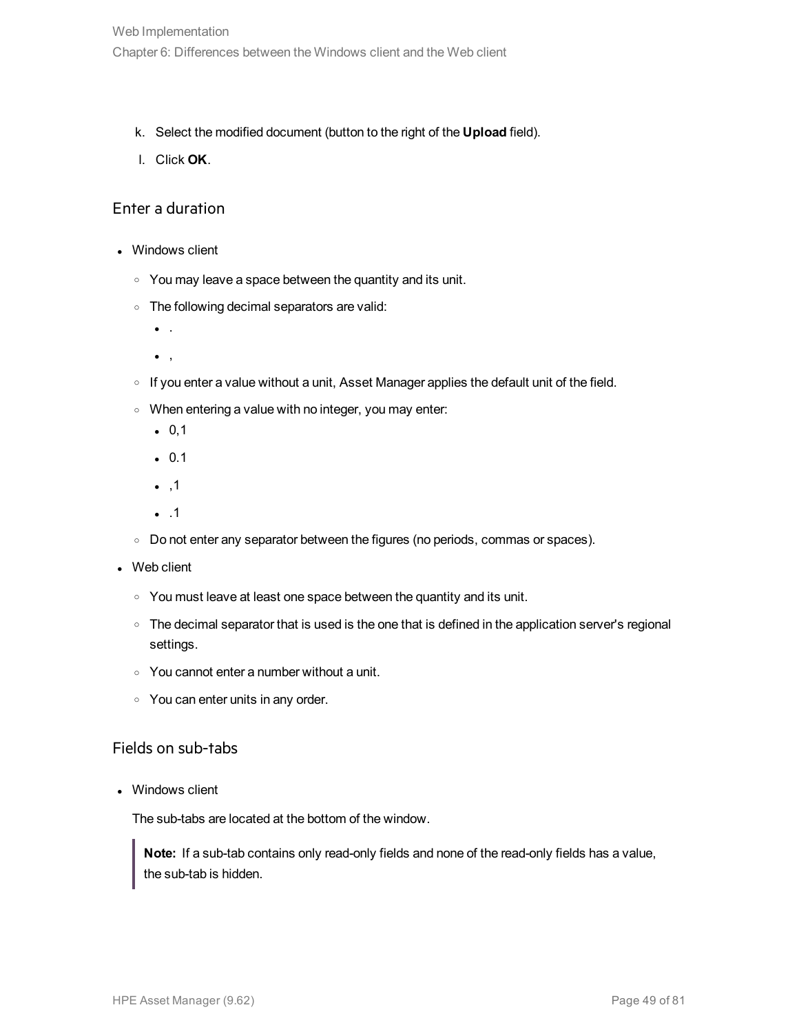k. Select the modified document (button to the right of the **Upload** field).

l. Click **OK**.

### Enter a duration

- Windows client
  - You may leave a space between the quantity and its unit.
  - The following decimal separators are valid:
    - .
    - ,
  - If you enter a value without a unit, Asset Manager applies the default unit of the field.
  - When entering a value with no integer, you may enter:
    - 0,1
    - 0.1
    - ,1
    - .1
  - Do not enter any separator between the figures (no periods, commas or spaces).
- Web client
  - You must leave at least one space between the quantity and its unit.
  - The decimal separator that is used is the one that is defined in the application server's regional settings.
  - You cannot enter a number without a unit.
  - You can enter units in any order.

### Fields on sub-tabs

- Windows client

  The sub-tabs are located at the bottom of the window.

  > **Note:** If a sub-tab contains only read-only fields and none of the read-only fields has a value, the sub-tab is hidden.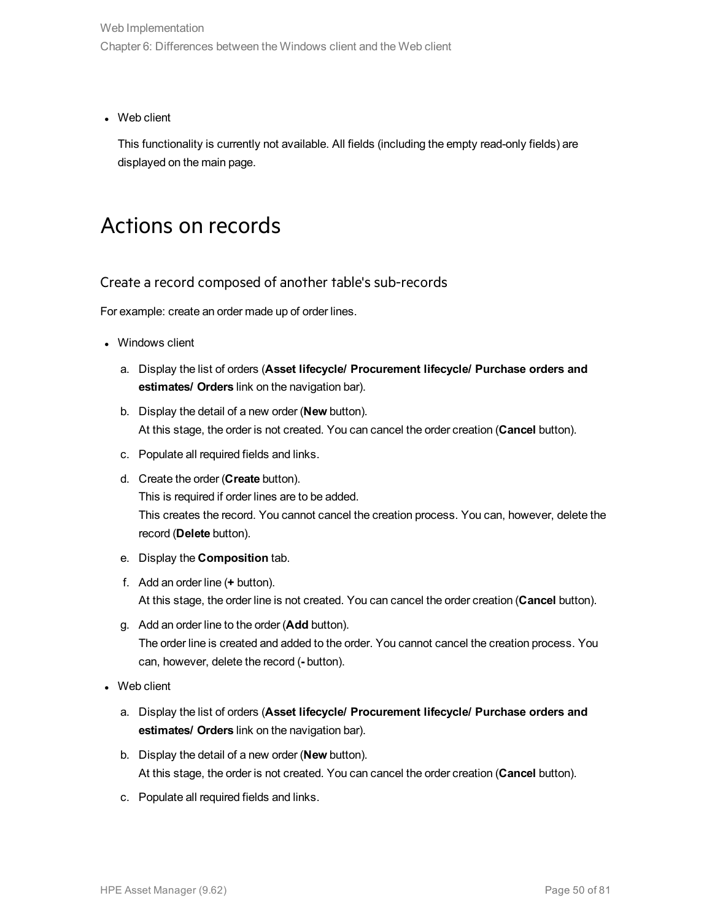- Web client

  This functionality is currently not available. All fields (including the empty read-only fields) are displayed on the main page.

# Actions on records

## Create a record composed of another table's sub-records

For example: create an order made up of order lines.

- Windows client

  a. Display the list of orders (**Asset lifecycle/ Procurement lifecycle/ Purchase orders and estimates/ Orders** link on the navigation bar).

  b. Display the detail of a new order (**New** button).
     At this stage, the order is not created. You can cancel the order creation (**Cancel** button).

  c. Populate all required fields and links.

  d. Create the order (**Create** button).
     This is required if order lines are to be added.
     This creates the record. You cannot cancel the creation process. You can, however, delete the record (**Delete** button).

  e. Display the **Composition** tab.

  f. Add an order line (**+** button).
     At this stage, the order line is not created. You can cancel the order creation (**Cancel** button).

  g. Add an order line to the order (**Add** button).
     The order line is created and added to the order. You cannot cancel the creation process. You can, however, delete the record (**-** button).

- Web client

  a. Display the list of orders (**Asset lifecycle/ Procurement lifecycle/ Purchase orders and estimates/ Orders** link on the navigation bar).

  b. Display the detail of a new order (**New** button).
     At this stage, the order is not created. You can cancel the order creation (**Cancel** button).

  c. Populate all required fields and links.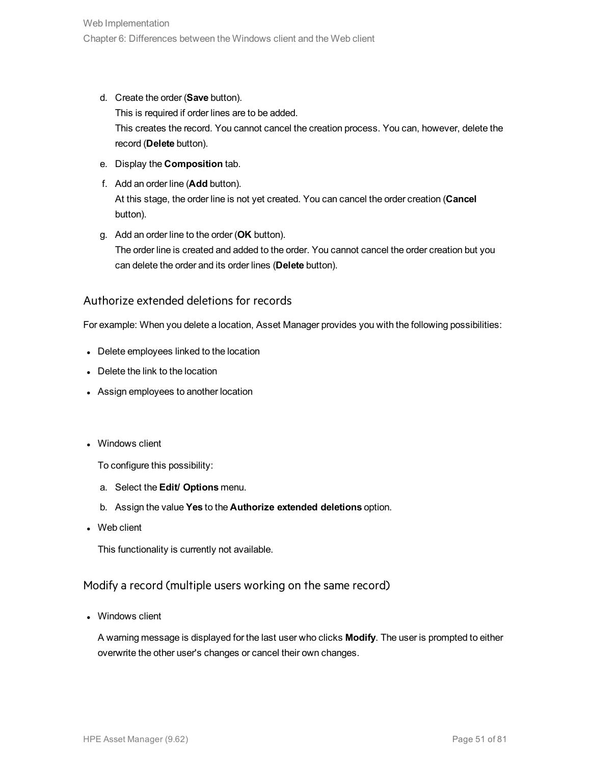d. Create the order (**Save** button).
   This is required if order lines are to be added.
   This creates the record. You cannot cancel the creation process. You can, however, delete the record (**Delete** button).

e. Display the **Composition** tab.

f. Add an order line (**Add** button).
   At this stage, the order line is not yet created. You can cancel the order creation (**Cancel** button).

g. Add an order line to the order (**OK** button).
   The order line is created and added to the order. You cannot cancel the order creation but you can delete the order and its order lines (**Delete** button).

### Authorize extended deletions for records

For example: When you delete a location, Asset Manager provides you with the following possibilities:

- Delete employees linked to the location
- Delete the link to the location
- Assign employees to another location

- Windows client

  To configure this possibility:

  a. Select the **Edit/ Options** menu.
  b. Assign the value **Yes** to the **Authorize extended deletions** option.

- Web client

  This functionality is currently not available.

### Modify a record (multiple users working on the same record)

- Windows client

  A warning message is displayed for the last user who clicks **Modify**. The user is prompted to either overwrite the other user's changes or cancel their own changes.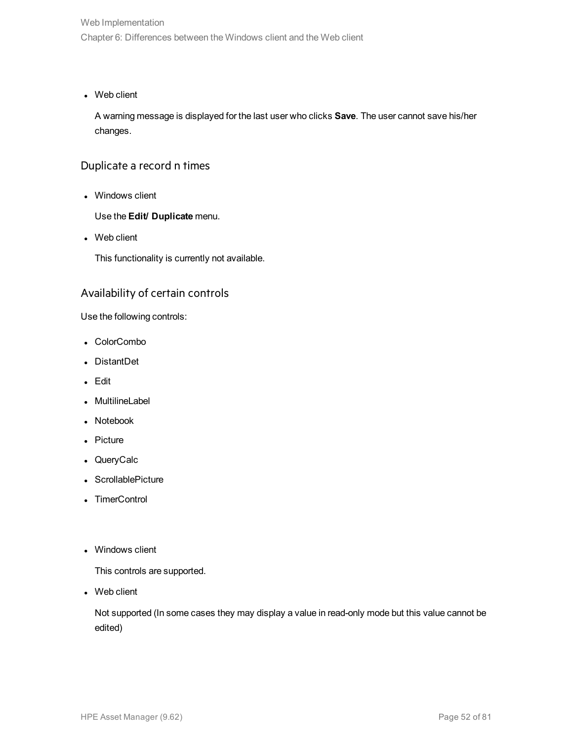- Web client

  A warning message is displayed for the last user who clicks **Save**. The user cannot save his/her changes.

### Duplicate a record n times

- Windows client

  Use the **Edit/ Duplicate** menu.

- Web client

  This functionality is currently not available.

### Availability of certain controls

Use the following controls:

- ColorCombo
- DistantDet
- Edit
- MultilineLabel
- Notebook
- Picture
- QueryCalc
- ScrollablePicture
- TimerControl

- Windows client

  This controls are supported.

- Web client

  Not supported (In some cases they may display a value in read-only mode but this value cannot be edited)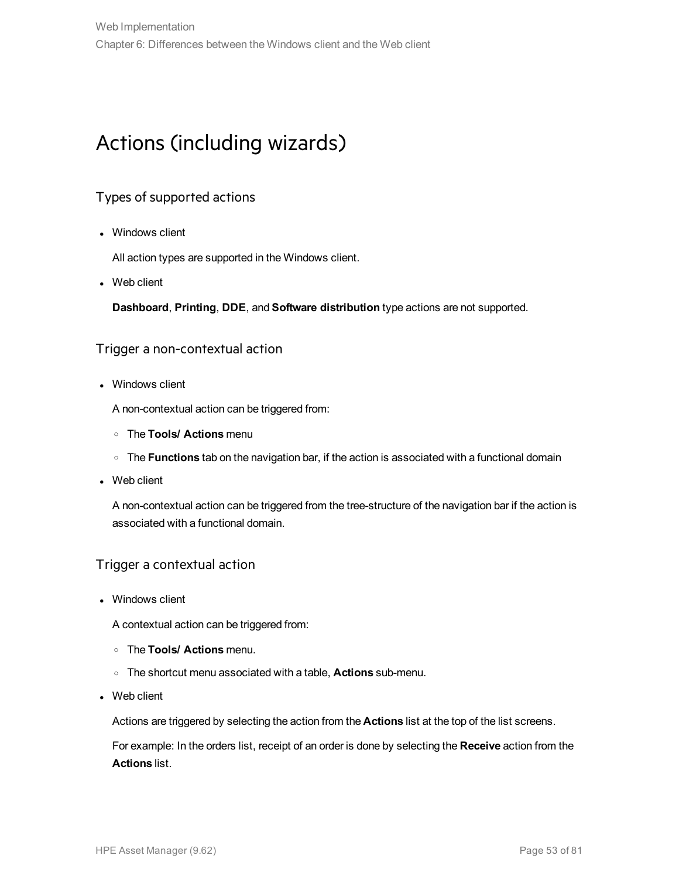# Actions (including wizards)

## Types of supported actions

- Windows client

  All action types are supported in the Windows client.

- Web client

  **Dashboard**, **Printing**, **DDE**, and **Software distribution** type actions are not supported.

## Trigger a non-contextual action

- Windows client

  A non-contextual action can be triggered from:

  - The **Tools/ Actions** menu
  - The **Functions** tab on the navigation bar, if the action is associated with a functional domain

- Web client

  A non-contextual action can be triggered from the tree-structure of the navigation bar if the action is associated with a functional domain.

## Trigger a contextual action

- Windows client

  A contextual action can be triggered from:

  - The **Tools/ Actions** menu.
  - The shortcut menu associated with a table, **Actions** sub-menu.

- Web client

  Actions are triggered by selecting the action from the **Actions** list at the top of the list screens.

  For example: In the orders list, receipt of an order is done by selecting the **Receive** action from the **Actions** list.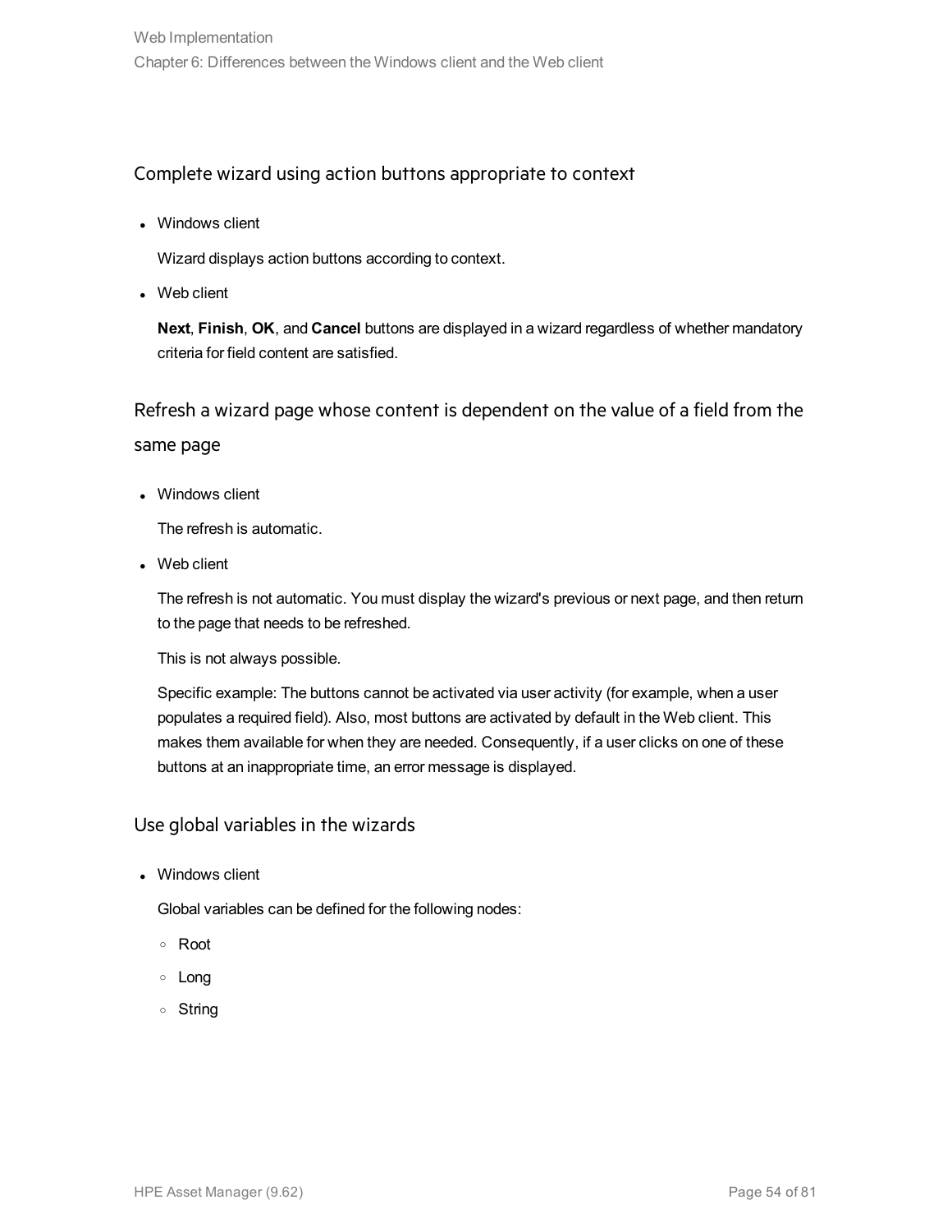### Complete wizard using action buttons appropriate to context

- Windows client

  Wizard displays action buttons according to context.

- Web client

  **Next**, **Finish**, **OK**, and **Cancel** buttons are displayed in a wizard regardless of whether mandatory criteria for field content are satisfied.

### Refresh a wizard page whose content is dependent on the value of a field from the same page

- Windows client

  The refresh is automatic.

- Web client

  The refresh is not automatic. You must display the wizard's previous or next page, and then return to the page that needs to be refreshed.

  This is not always possible.

  Specific example: The buttons cannot be activated via user activity (for example, when a user populates a required field). Also, most buttons are activated by default in the Web client. This makes them available for when they are needed. Consequently, if a user clicks on one of these buttons at an inappropriate time, an error message is displayed.

### Use global variables in the wizards

- Windows client

  Global variables can be defined for the following nodes:

  - Root
  - Long
  - String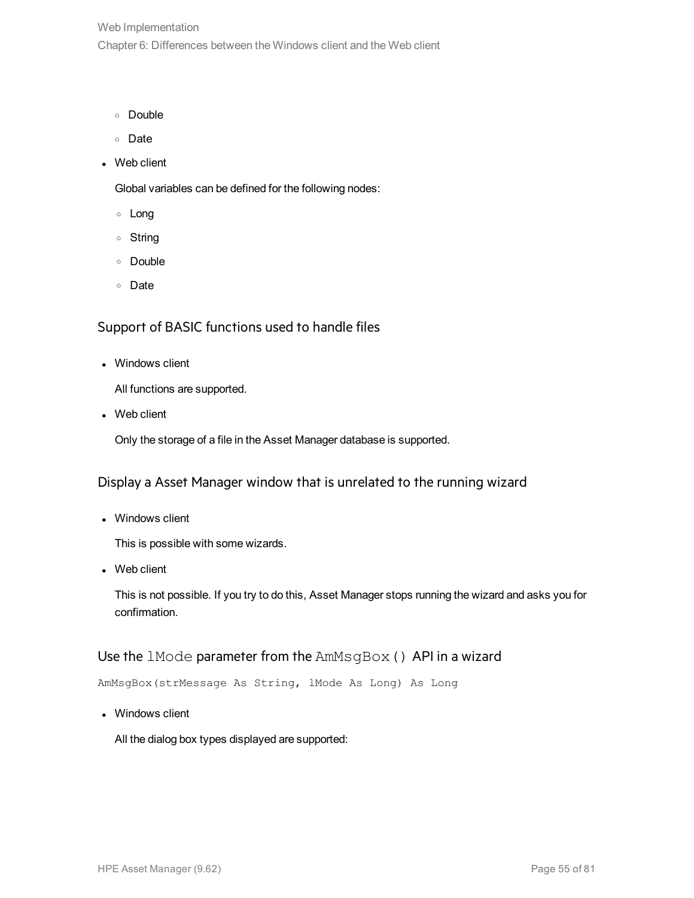- Double
- Date

- Web client

  Global variables can be defined for the following nodes:

  - Long
  - String
  - Double
  - Date

### Support of BASIC functions used to handle files

- Windows client

  All functions are supported.

- Web client

  Only the storage of a file in the Asset Manager database is supported.

### Display a Asset Manager window that is unrelated to the running wizard

- Windows client

  This is possible with some wizards.

- Web client

  This is not possible. If you try to do this, Asset Manager stops running the wizard and asks you for confirmation.

### Use the `lMode` parameter from the `AmMsgBox()` API in a wizard

```
AmMsgBox(strMessage As String, lMode As Long) As Long
```

- Windows client

  All the dialog box types displayed are supported: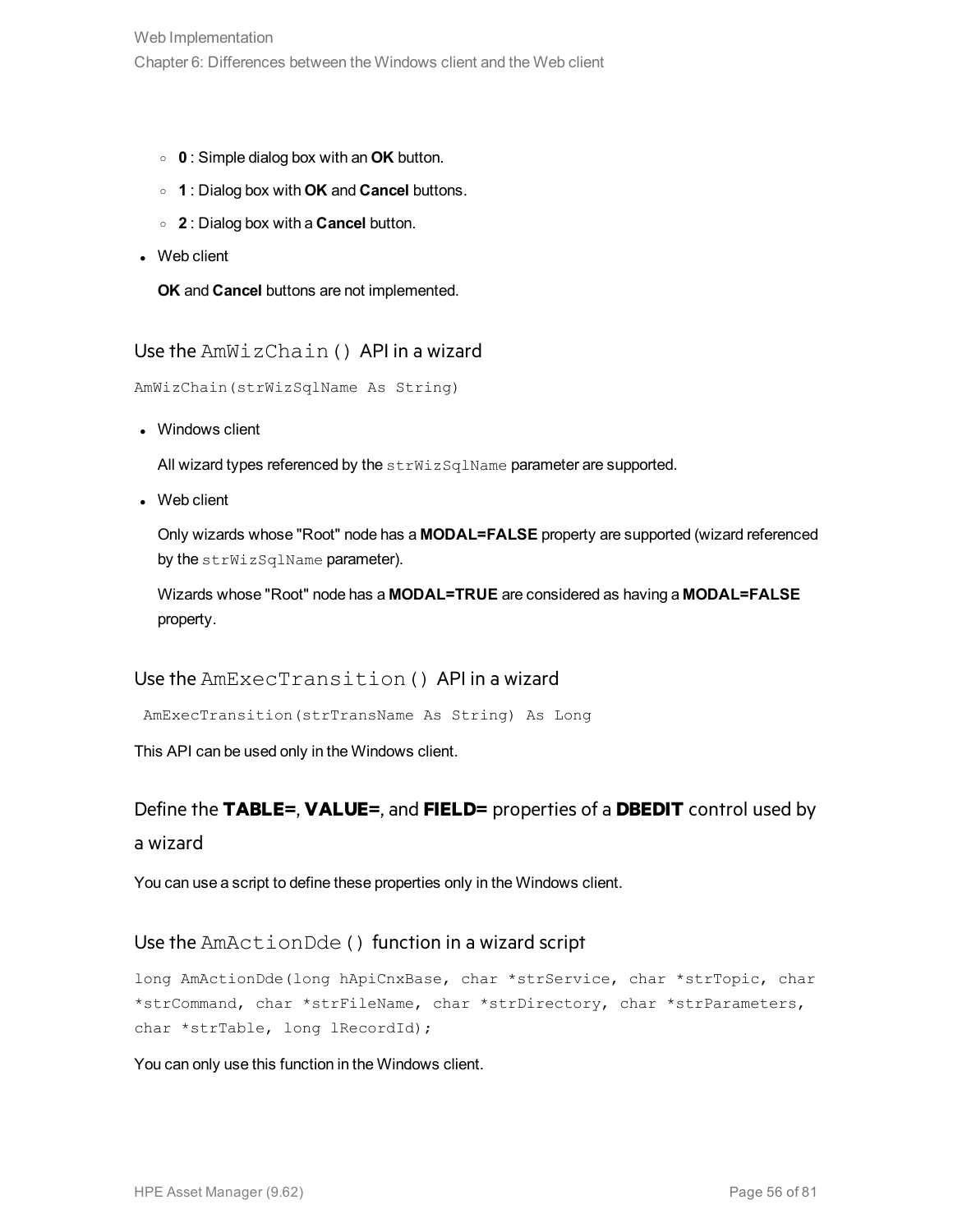- **0** : Simple dialog box with an **OK** button.
    - **1** : Dialog box with **OK** and **Cancel** buttons.
    - **2** : Dialog box with a **Cancel** button.
- Web client

  **OK** and **Cancel** buttons are not implemented.

### Use the `AmWizChain()` API in a wizard

```
AmWizChain(strWizSqlName As String)
```

- Windows client

  All wizard types referenced by the `strWizSqlName` parameter are supported.

- Web client

  Only wizards whose "Root" node has a **MODAL=FALSE** property are supported (wizard referenced by the `strWizSqlName` parameter).

  Wizards whose "Root" node has a **MODAL=TRUE** are considered as having a **MODAL=FALSE** property.

### Use the `AmExecTransition()` API in a wizard

```
AmExecTransition(strTransName As String) As Long
```

This API can be used only in the Windows client.

### Define the **TABLE=**, **VALUE=**, and **FIELD=** properties of a **DBEDIT** control used by a wizard

You can use a script to define these properties only in the Windows client.

### Use the `AmActionDde()` function in a wizard script

```
long AmActionDde(long hApiCnxBase, char *strService, char *strTopic, char *strCommand, char *strFileName, char *strDirectory, char *strParameters, char *strTable, long lRecordId);
```

You can only use this function in the Windows client.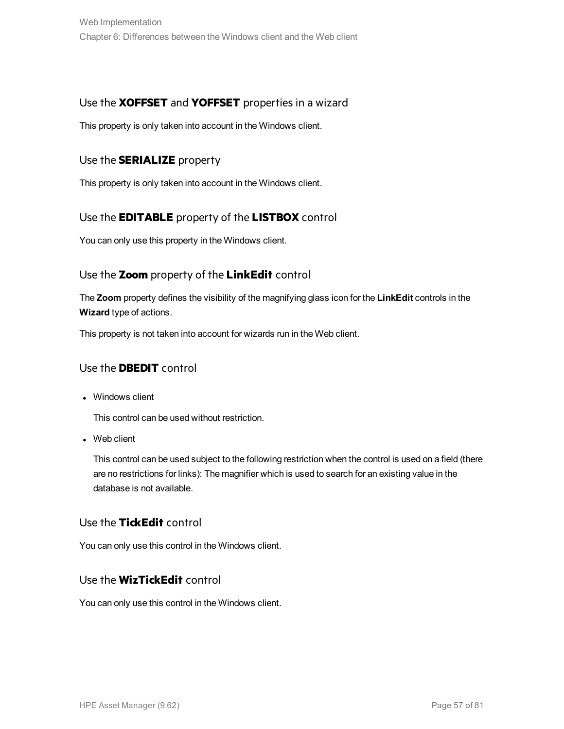### Use the **XOFFSET** and **YOFFSET** properties in a wizard

This property is only taken into account in the Windows client.

### Use the **SERIALIZE** property

This property is only taken into account in the Windows client.

### Use the **EDITABLE** property of the **LISTBOX** control

You can only use this property in the Windows client.

### Use the **Zoom** property of the **LinkEdit** control

The **Zoom** property defines the visibility of the magnifying glass icon for the **LinkEdit** controls in the **Wizard** type of actions.

This property is not taken into account for wizards run in the Web client.

### Use the **DBEDIT** control

- Windows client

  This control can be used without restriction.

- Web client

  This control can be used subject to the following restriction when the control is used on a field (there are no restrictions for links): The magnifier which is used to search for an existing value in the database is not available.

### Use the **TickEdit** control

You can only use this control in the Windows client.

### Use the **WizTickEdit** control

You can only use this control in the Windows client.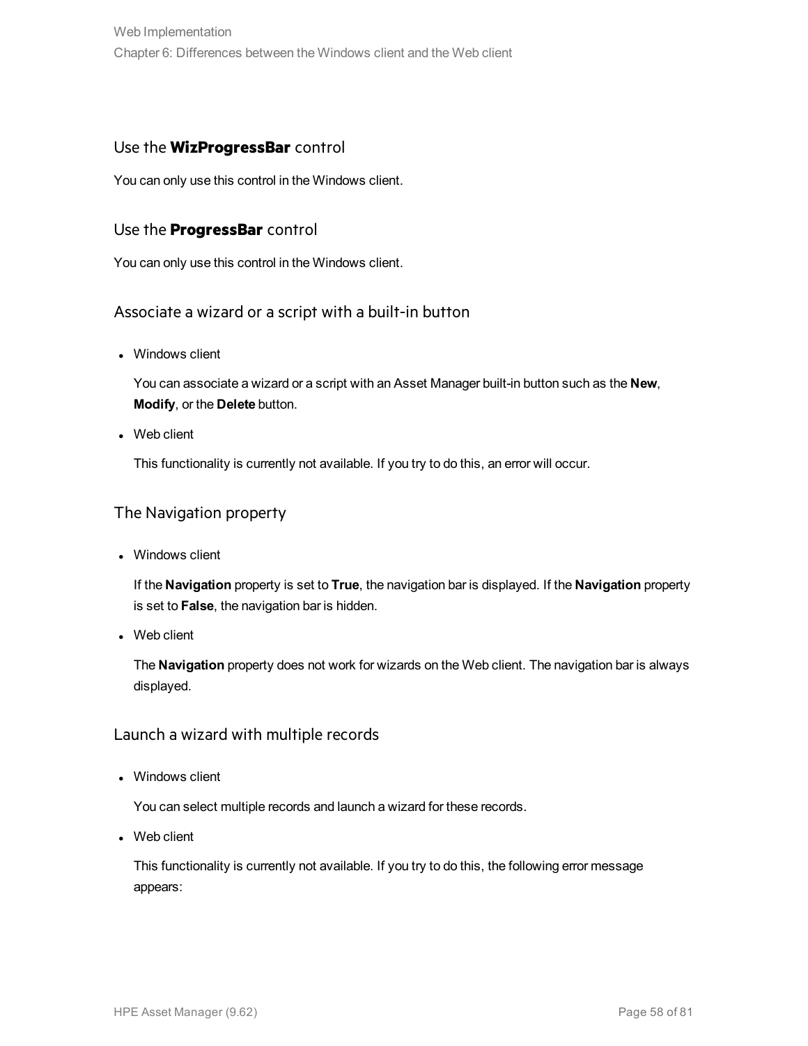### Use the **WizProgressBar** control

You can only use this control in the Windows client.

### Use the **ProgressBar** control

You can only use this control in the Windows client.

### Associate a wizard or a script with a built-in button

- Windows client

  You can associate a wizard or a script with an Asset Manager built-in button such as the **New**, **Modify**, or the **Delete** button.

- Web client

  This functionality is currently not available. If you try to do this, an error will occur.

### The Navigation property

- Windows client

  If the **Navigation** property is set to **True**, the navigation bar is displayed. If the **Navigation** property is set to **False**, the navigation bar is hidden.

- Web client

  The **Navigation** property does not work for wizards on the Web client. The navigation bar is always displayed.

### Launch a wizard with multiple records

- Windows client

  You can select multiple records and launch a wizard for these records.

- Web client

  This functionality is currently not available. If you try to do this, the following error message appears: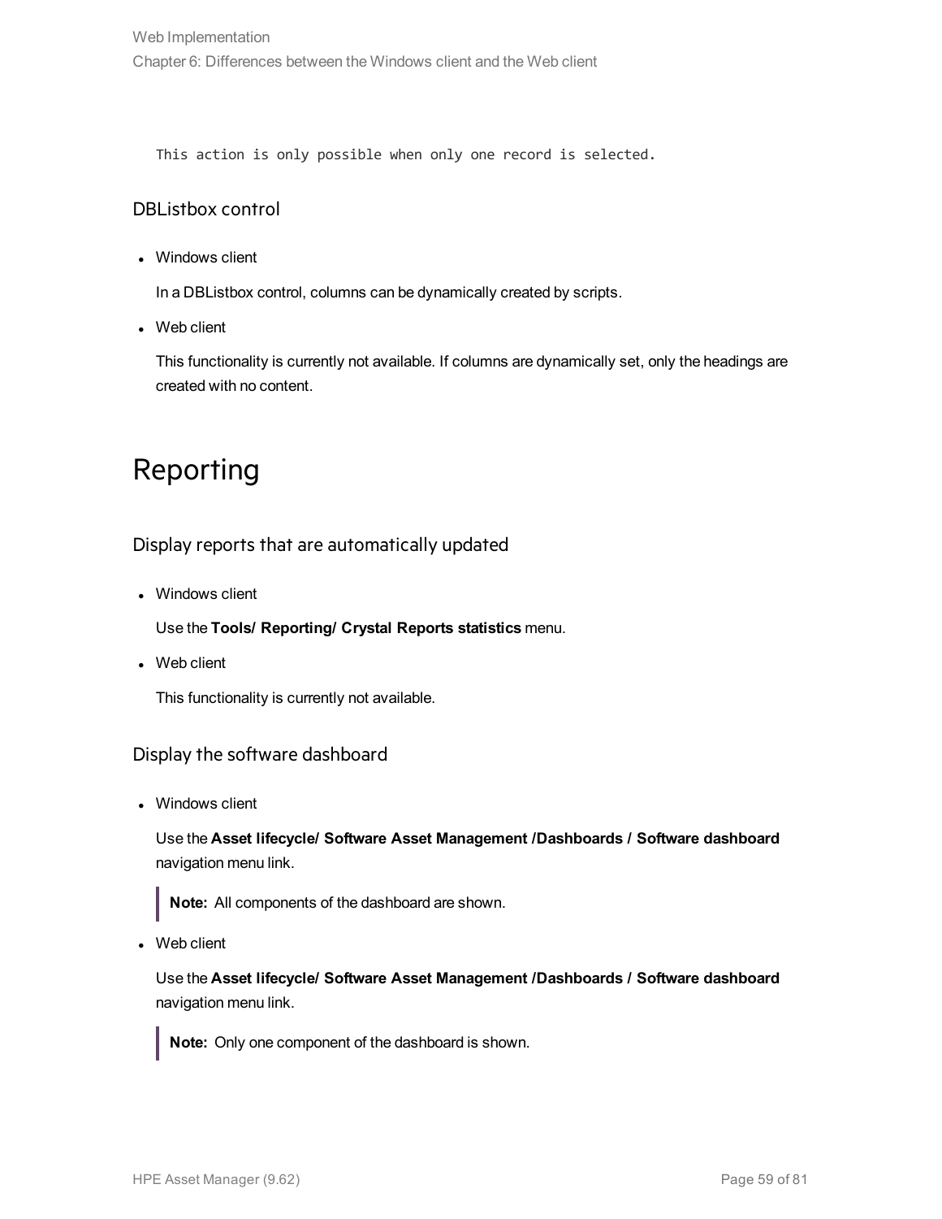```
This action is only possible when only one record is selected.
```

### DBListbox control

- Windows client

  In a DBListbox control, columns can be dynamically created by scripts.

- Web client

  This functionality is currently not available. If columns are dynamically set, only the headings are created with no content.

## Reporting

### Display reports that are automatically updated

- Windows client

  Use the **Tools/ Reporting/ Crystal Reports statistics** menu.

- Web client

  This functionality is currently not available.

### Display the software dashboard

- Windows client

  Use the **Asset lifecycle/ Software Asset Management /Dashboards / Software dashboard** navigation menu link.

  > **Note:** All components of the dashboard are shown.

- Web client

  Use the **Asset lifecycle/ Software Asset Management /Dashboards / Software dashboard** navigation menu link.

  > **Note:** Only one component of the dashboard is shown.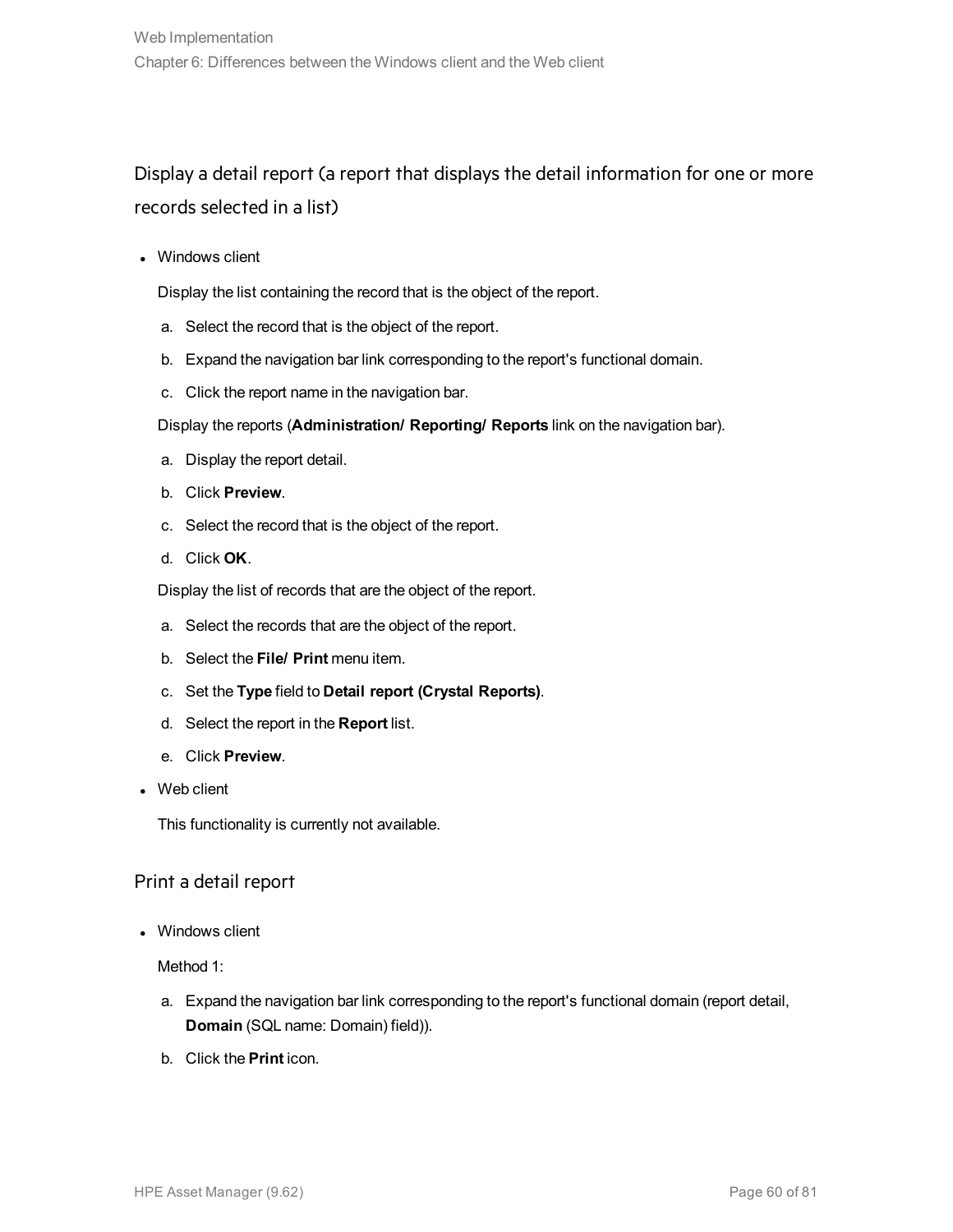## Display a detail report (a report that displays the detail information for one or more records selected in a list)

- Windows client

  Display the list containing the record that is the object of the report.

  a. Select the record that is the object of the report.
  b. Expand the navigation bar link corresponding to the report's functional domain.
  c. Click the report name in the navigation bar.

  Display the reports (**Administration/ Reporting/ Reports** link on the navigation bar).

  a. Display the report detail.
  b. Click **Preview**.
  c. Select the record that is the object of the report.
  d. Click **OK**.

  Display the list of records that are the object of the report.

  a. Select the records that are the object of the report.
  b. Select the **File/ Print** menu item.
  c. Set the **Type** field to **Detail report (Crystal Reports)**.
  d. Select the report in the **Report** list.
  e. Click **Preview**.

- Web client

  This functionality is currently not available.

### Print a detail report

- Windows client

  Method 1:

  a. Expand the navigation bar link corresponding to the report's functional domain (report detail, **Domain** (SQL name: Domain) field)).
  b. Click the **Print** icon.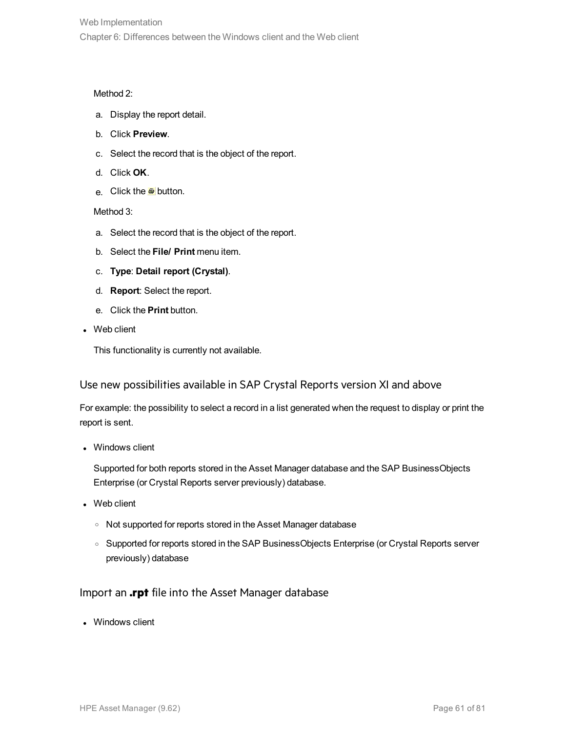Method 2:

a. Display the report detail.
b. Click **Preview**.
c. Select the record that is the object of the report.
d. Click **OK**.
e. Click the button.

Method 3:

a. Select the record that is the object of the report.
b. Select the **File/ Print** menu item.
c. **Type**: **Detail report (Crystal)**.
d. **Report**: Select the report.
e. Click the **Print** button.

- Web client

  This functionality is currently not available.

### Use new possibilities available in SAP Crystal Reports version XI and above

For example: the possibility to select a record in a list generated when the request to display or print the report is sent.

- Windows client

  Supported for both reports stored in the Asset Manager database and the SAP BusinessObjects Enterprise (or Crystal Reports server previously) database.

- Web client
  - Not supported for reports stored in the Asset Manager database
  - Supported for reports stored in the SAP BusinessObjects Enterprise (or Crystal Reports server previously) database

### Import an **.rpt** file into the Asset Manager database

- Windows client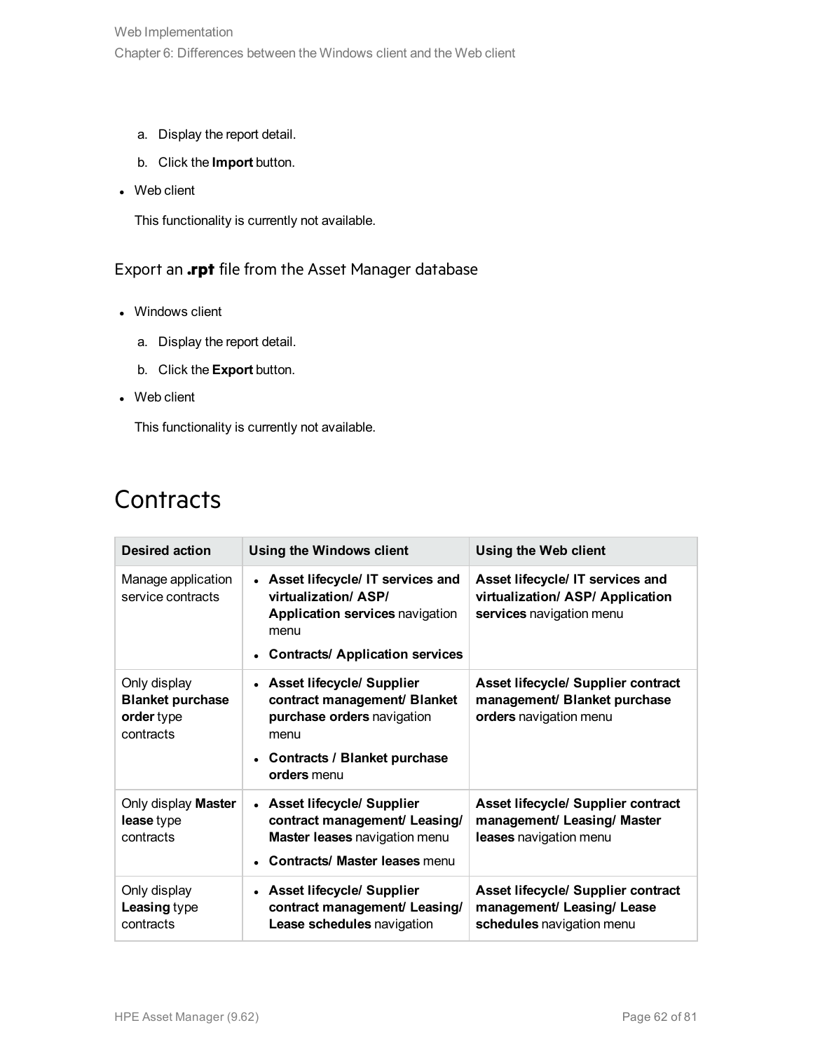a. Display the report detail.
b. Click the **Import** button.

- Web client

  This functionality is currently not available.

### Export an .rpt file from the Asset Manager database

- Windows client
  a. Display the report detail.
  b. Click the **Export** button.
- Web client

  This functionality is currently not available.

## Contracts

| Desired action | Using the Windows client | Using the Web client |
| --- | --- | --- |
| Manage application service contracts | • **Asset lifecycle/ IT services and virtualization/ ASP/ Application services** navigation menu<br>• **Contracts/ Application services** | **Asset lifecycle/ IT services and virtualization/ ASP/ Application services** navigation menu |
| Only display **Blanket purchase order** type contracts | • **Asset lifecycle/ Supplier contract management/ Blanket purchase orders** navigation menu<br>• **Contracts / Blanket purchase orders** menu | **Asset lifecycle/ Supplier contract management/ Blanket purchase orders** navigation menu |
| Only display **Master lease** type contracts | • **Asset lifecycle/ Supplier contract management/ Leasing/ Master leases** navigation menu<br>• **Contracts/ Master leases** menu | **Asset lifecycle/ Supplier contract management/ Leasing/ Master leases** navigation menu |
| Only display **Leasing** type contracts | • **Asset lifecycle/ Supplier contract management/ Leasing/ Lease schedules** navigation | **Asset lifecycle/ Supplier contract management/ Leasing/ Lease schedules** navigation menu |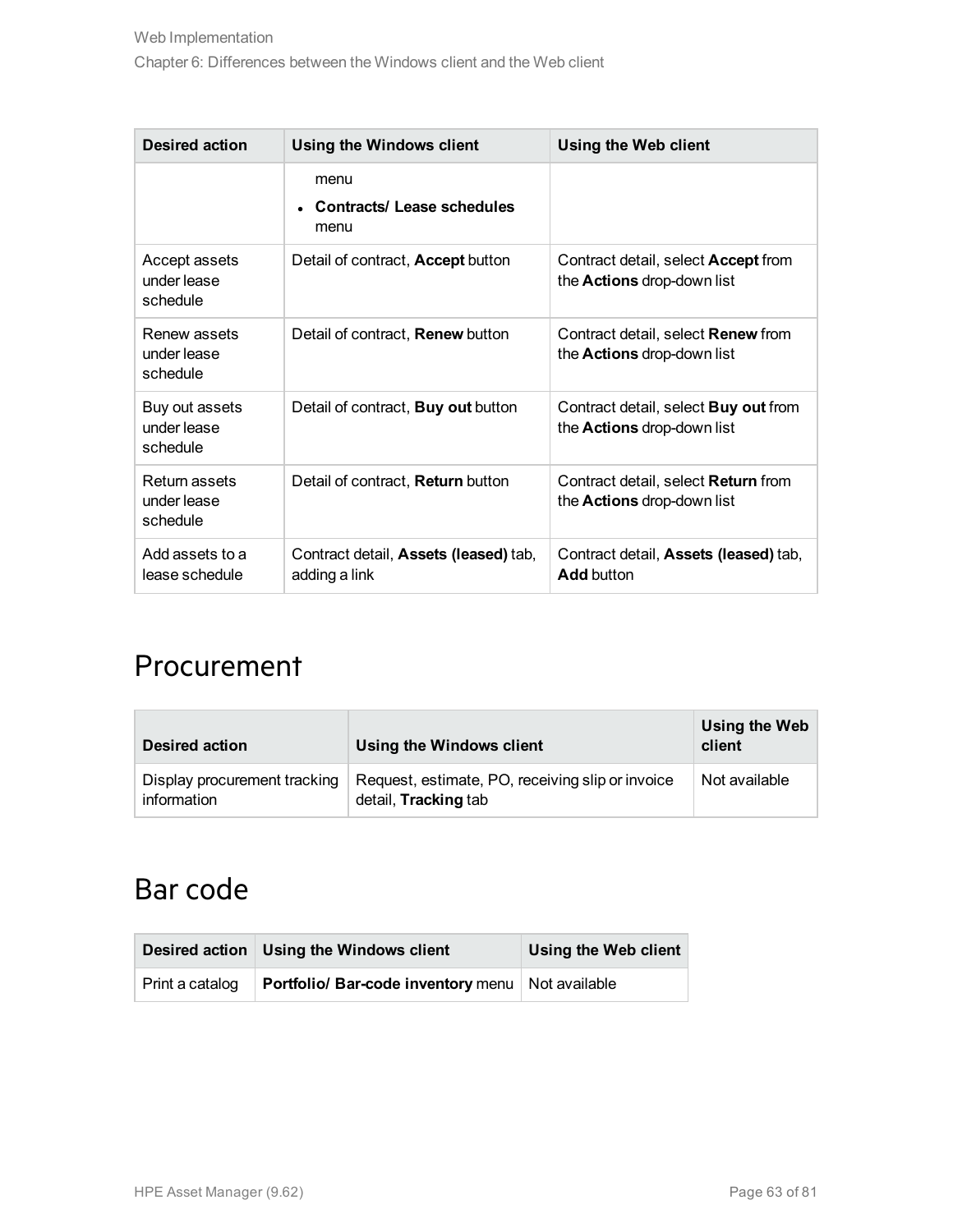| Desired action | Using the Windows client | Using the Web client |
| --- | --- | --- |
| | menu<br>• **Contracts/ Lease schedules** menu | |
| Accept assets under lease schedule | Detail of contract, **Accept** button | Contract detail, select **Accept** from the **Actions** drop-down list |
| Renew assets under lease schedule | Detail of contract, **Renew** button | Contract detail, select **Renew** from the **Actions** drop-down list |
| Buy out assets under lease schedule | Detail of contract, **Buy out** button | Contract detail, select **Buy out** from the **Actions** drop-down list |
| Return assets under lease schedule | Detail of contract, **Return** button | Contract detail, select **Return** from the **Actions** drop-down list |
| Add assets to a lease schedule | Contract detail, **Assets (leased)** tab, adding a link | Contract detail, **Assets (leased)** tab, **Add** button |

## Procurement

| Desired action | Using the Windows client | Using the Web client |
| --- | --- | --- |
| Display procurement tracking information | Request, estimate, PO, receiving slip or invoice detail, **Tracking** tab | Not available |

## Bar code

| Desired action | Using the Windows client | Using the Web client |
| --- | --- | --- |
| Print a catalog | **Portfolio/ Bar-code inventory** menu | Not available |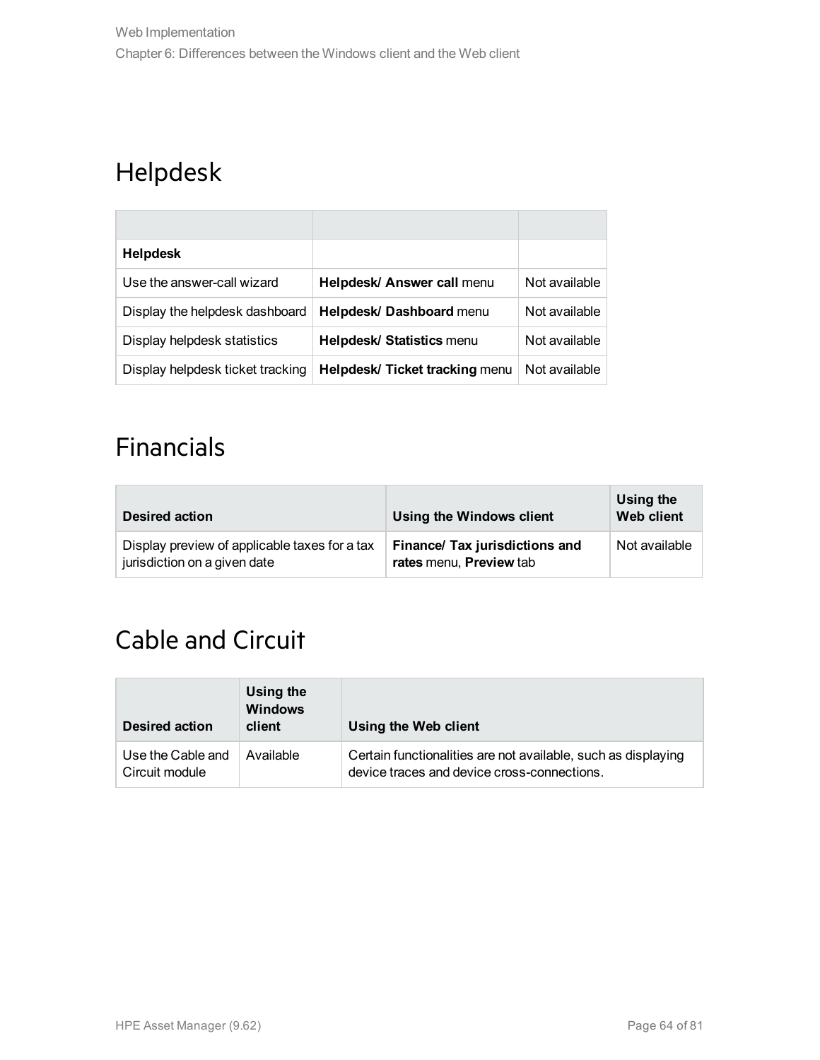## Helpdesk

| | | |
|---|---|---|
| **Helpdesk** | | |
| Use the answer-call wizard | **Helpdesk/ Answer call** menu | Not available |
| Display the helpdesk dashboard | **Helpdesk/ Dashboard** menu | Not available |
| Display helpdesk statistics | **Helpdesk/ Statistics** menu | Not available |
| Display helpdesk ticket tracking | **Helpdesk/ Ticket tracking** menu | Not available |

## Financials

| Desired action | Using the Windows client | Using the Web client |
|---|---|---|
| Display preview of applicable taxes for a tax jurisdiction on a given date | **Finance/ Tax jurisdictions and rates** menu, **Preview** tab | Not available |

## Cable and Circuit

| Desired action | Using the Windows client | Using the Web client |
|---|---|---|
| Use the Cable and Circuit module | Available | Certain functionalities are not available, such as displaying device traces and device cross-connections. |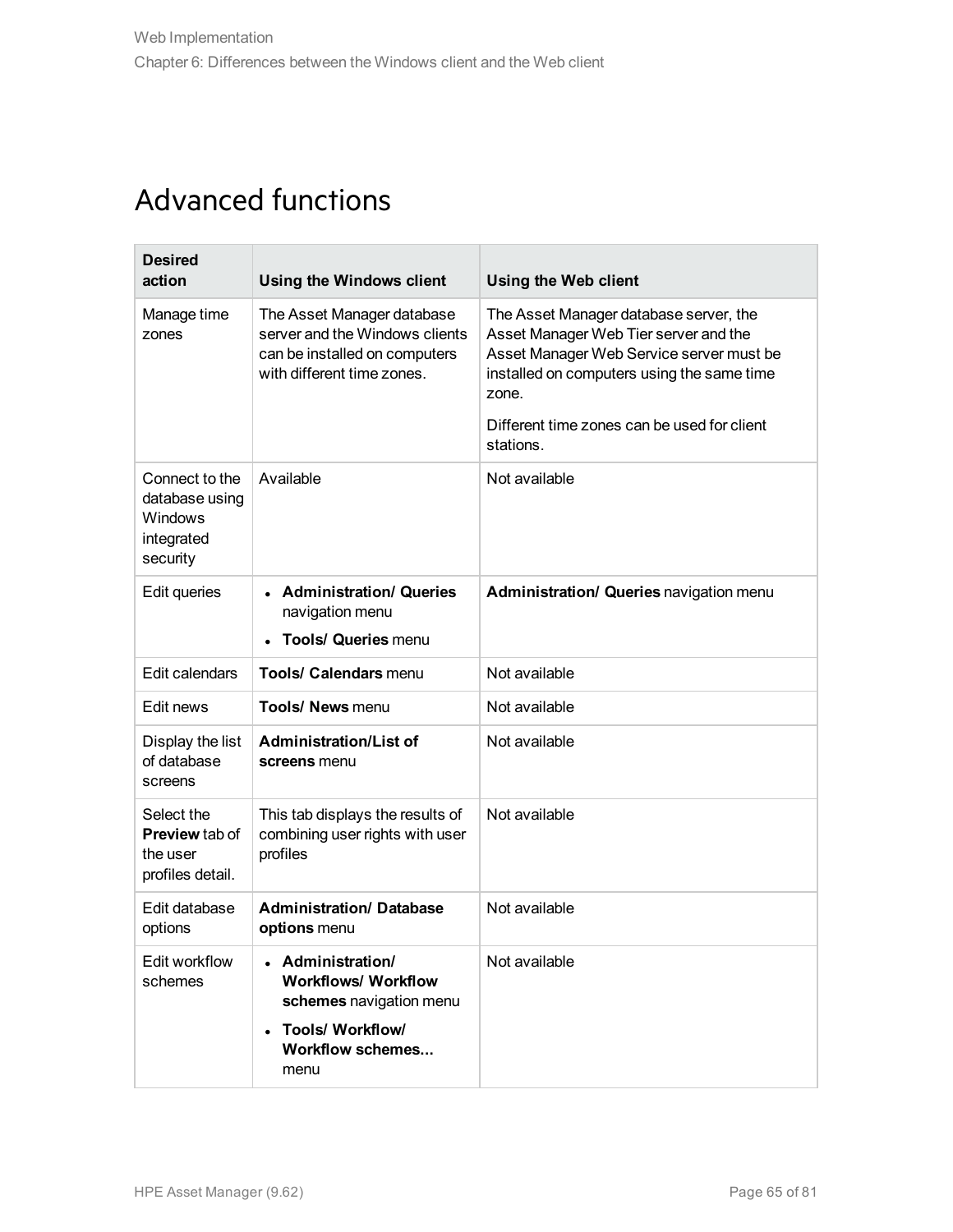# Advanced functions

| Desired action | Using the Windows client | Using the Web client |
| --- | --- | --- |
| Manage time zones | The Asset Manager database server and the Windows clients can be installed on computers with different time zones. | The Asset Manager database server, the Asset Manager Web Tier server and the Asset Manager Web Service server must be installed on computers using the same time zone.<br><br>Different time zones can be used for client stations. |
| Connect to the database using Windows integrated security | Available | Not available |
| Edit queries | • **Administration/ Queries** navigation menu<br>• **Tools/ Queries** menu | **Administration/ Queries** navigation menu |
| Edit calendars | **Tools/ Calendars** menu | Not available |
| Edit news | **Tools/ News** menu | Not available |
| Display the list of database screens | **Administration/List of screens** menu | Not available |
| Select the **Preview** tab of the user profiles detail. | This tab displays the results of combining user rights with user profiles | Not available |
| Edit database options | **Administration/ Database options** menu | Not available |
| Edit workflow schemes | • **Administration/ Workflows/ Workflow schemes** navigation menu<br>• **Tools/ Workflow/ Workflow schemes...** menu | Not available |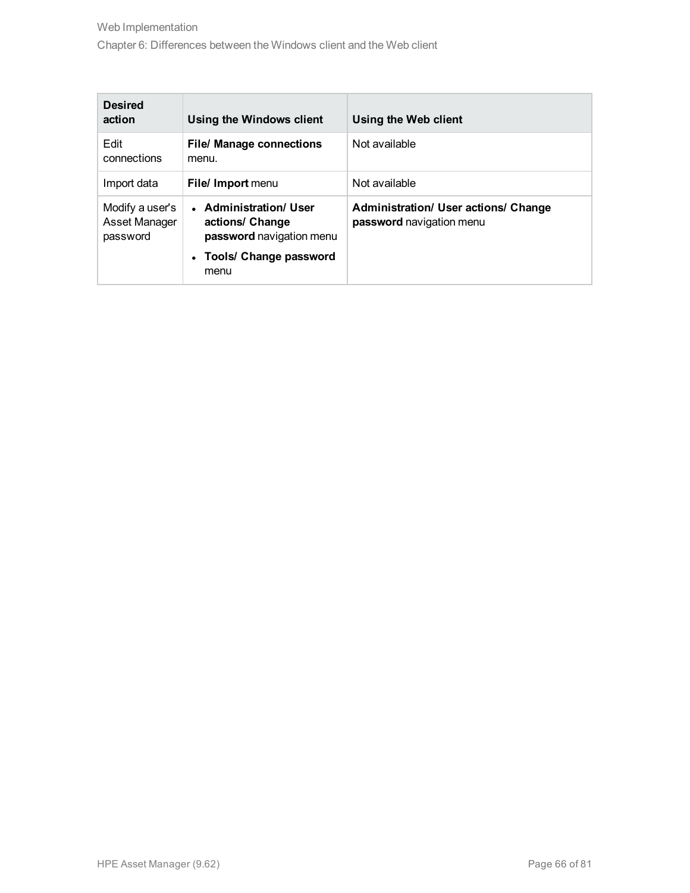| Desired action | Using the Windows client | Using the Web client |
| --- | --- | --- |
| Edit connections | **File/ Manage connections** menu. | Not available |
| Import data | **File/ Import** menu | Not available |
| Modify a user's Asset Manager password | • **Administration/ User actions/ Change password** navigation menu<br>• **Tools/ Change password** menu | **Administration/ User actions/ Change password** navigation menu |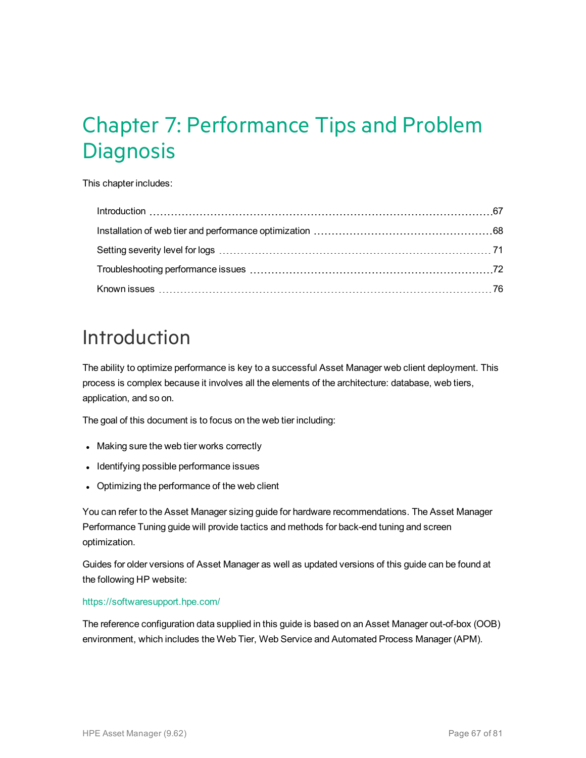# Chapter 7: Performance Tips and Problem Diagnosis

This chapter includes:

- Introduction 67
- Installation of web tier and performance optimization 68
- Setting severity level for logs 71
- Troubleshooting performance issues 72
- Known issues 76

## Introduction

The ability to optimize performance is key to a successful Asset Manager web client deployment. This process is complex because it involves all the elements of the architecture: database, web tiers, application, and so on.

The goal of this document is to focus on the web tier including:

- Making sure the web tier works correctly
- Identifying possible performance issues
- Optimizing the performance of the web client

You can refer to the Asset Manager sizing guide for hardware recommendations. The Asset Manager Performance Tuning guide will provide tactics and methods for back-end tuning and screen optimization.

Guides for older versions of Asset Manager as well as updated versions of this guide can be found at the following HP website:

https://softwaresupport.hpe.com/

The reference configuration data supplied in this guide is based on an Asset Manager out-of-box (OOB) environment, which includes the Web Tier, Web Service and Automated Process Manager (APM).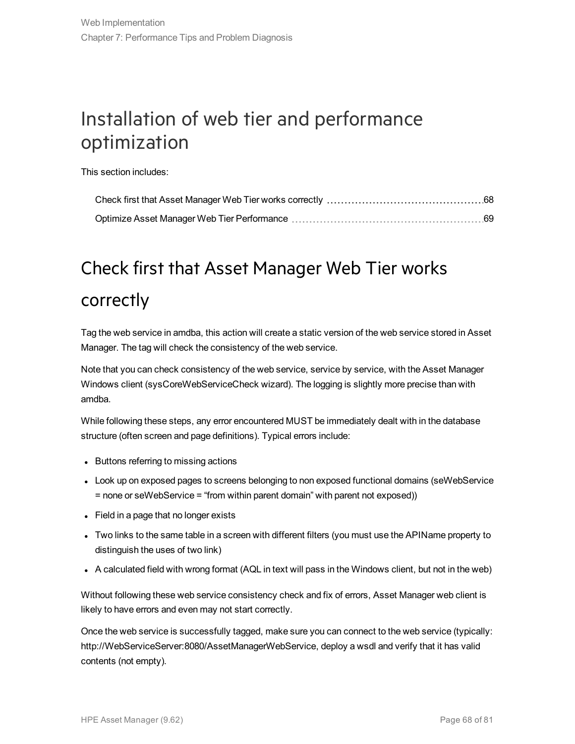# Installation of web tier and performance optimization

This section includes:

- Check first that Asset Manager Web Tier works correctly ... 68
- Optimize Asset Manager Web Tier Performance ... 69

## Check first that Asset Manager Web Tier works correctly

Tag the web service in amdba, this action will create a static version of the web service stored in Asset Manager. The tag will check the consistency of the web service.

Note that you can check consistency of the web service, service by service, with the Asset Manager Windows client (sysCoreWebServiceCheck wizard). The logging is slightly more precise than with amdba.

While following these steps, any error encountered MUST be immediately dealt with in the database structure (often screen and page definitions). Typical errors include:

- Buttons referring to missing actions
- Look up on exposed pages to screens belonging to non exposed functional domains (seWebService = none or seWebService = “from within parent domain” with parent not exposed))
- Field in a page that no longer exists
- Two links to the same table in a screen with different filters (you must use the APIName property to distinguish the uses of two link)
- A calculated field with wrong format (AQL in text will pass in the Windows client, but not in the web)

Without following these web service consistency check and fix of errors, Asset Manager web client is likely to have errors and even may not start correctly.

Once the web service is successfully tagged, make sure you can connect to the web service (typically: http://WebServiceServer:8080/AssetManagerWebService, deploy a wsdl and verify that it has valid contents (not empty).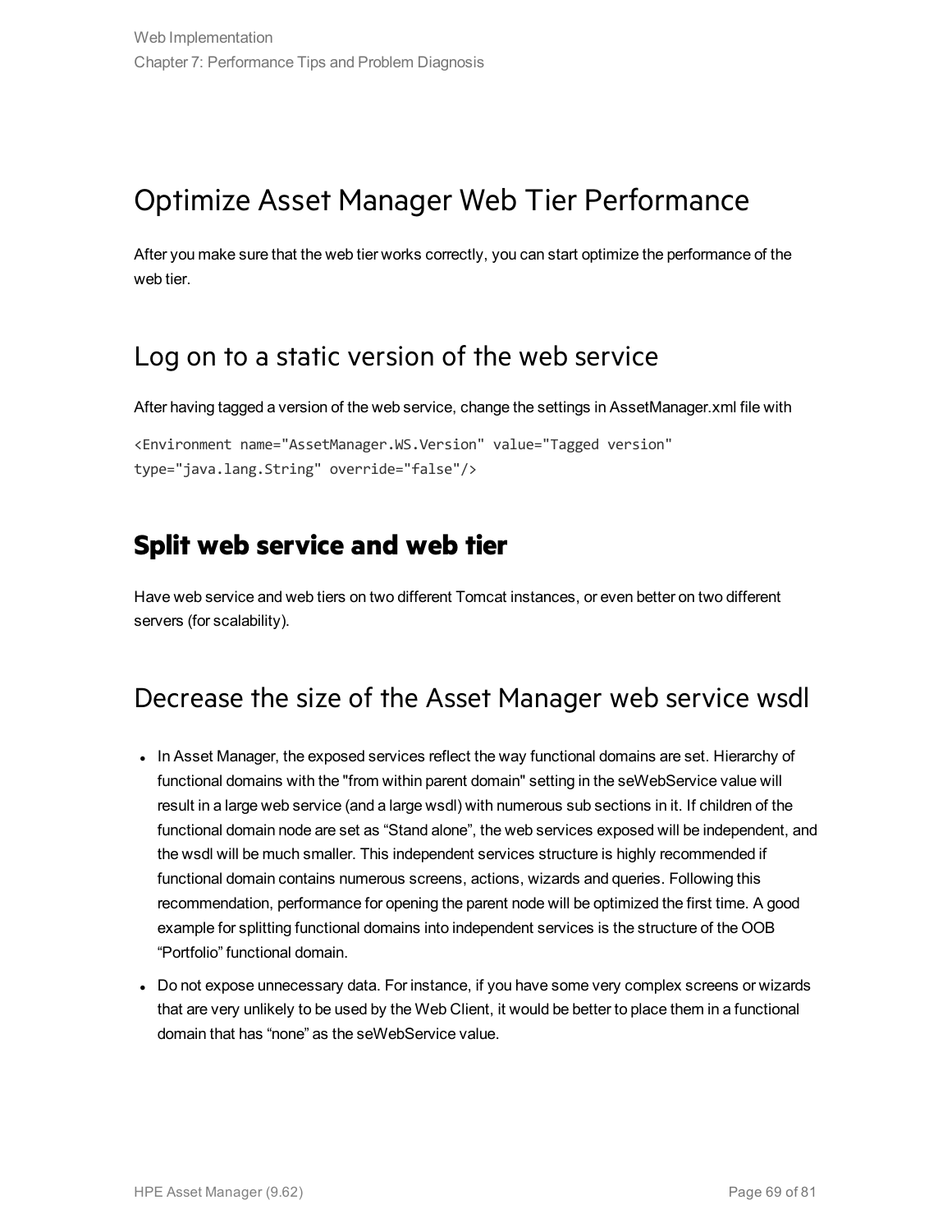# Optimize Asset Manager Web Tier Performance

After you make sure that the web tier works correctly, you can start optimize the performance of the web tier.

## Log on to a static version of the web service

After having tagged a version of the web service, change the settings in AssetManager.xml file with

```
<Environment name="AssetManager.WS.Version" value="Tagged version"
type="java.lang.String" override="false"/>
```

## **Split web service and web tier**

Have web service and web tiers on two different Tomcat instances, or even better on two different servers (for scalability).

## Decrease the size of the Asset Manager web service wsdl

- In Asset Manager, the exposed services reflect the way functional domains are set. Hierarchy of functional domains with the "from within parent domain" setting in the seWebService value will result in a large web service (and a large wsdl) with numerous sub sections in it. If children of the functional domain node are set as “Stand alone”, the web services exposed will be independent, and the wsdl will be much smaller. This independent services structure is highly recommended if functional domain contains numerous screens, actions, wizards and queries. Following this recommendation, performance for opening the parent node will be optimized the first time. A good example for splitting functional domains into independent services is the structure of the OOB “Portfolio” functional domain.
- Do not expose unnecessary data. For instance, if you have some very complex screens or wizards that are very unlikely to be used by the Web Client, it would be better to place them in a functional domain that has “none” as the seWebService value.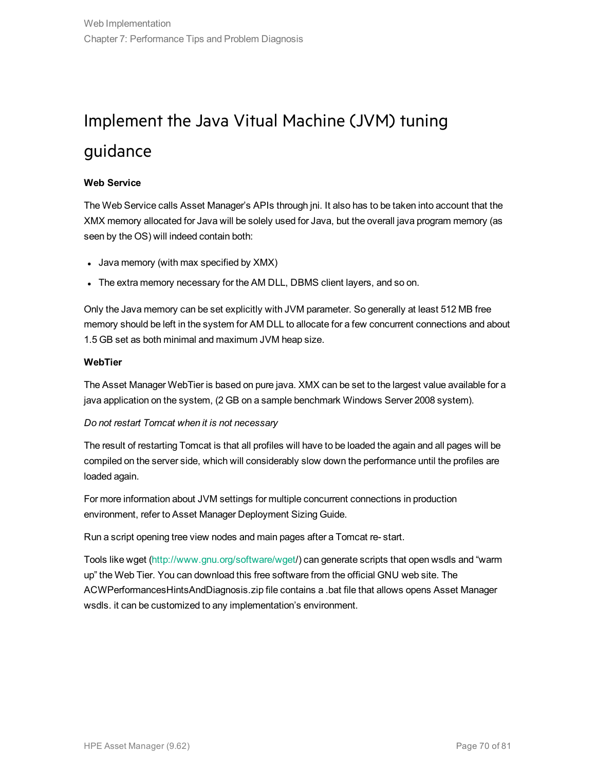# Implement the Java Vitual Machine (JVM) tuning guidance

**Web Service**

The Web Service calls Asset Manager's APIs through jni. It also has to be taken into account that the XMX memory allocated for Java will be solely used for Java, but the overall java program memory (as seen by the OS) will indeed contain both:

- Java memory (with max specified by XMX)
- The extra memory necessary for the AM DLL, DBMS client layers, and so on.

Only the Java memory can be set explicitly with JVM parameter. So generally at least 512 MB free memory should be left in the system for AM DLL to allocate for a few concurrent connections and about 1.5 GB set as both minimal and maximum JVM heap size.

**WebTier**

The Asset Manager WebTier is based on pure java. XMX can be set to the largest value available for a java application on the system, (2 GB on a sample benchmark Windows Server 2008 system).

*Do not restart Tomcat when it is not necessary*

The result of restarting Tomcat is that all profiles will have to be loaded the again and all pages will be compiled on the server side, which will considerably slow down the performance until the profiles are loaded again.

For more information about JVM settings for multiple concurrent connections in production environment, refer to Asset Manager Deployment Sizing Guide.

Run a script opening tree view nodes and main pages after a Tomcat re- start.

Tools like wget (http://www.gnu.org/software/wget/) can generate scripts that open wsdls and "warm up" the Web Tier. You can download this free software from the official GNU web site. The ACWPerformancesHintsAndDiagnosis.zip file contains a .bat file that allows opens Asset Manager wsdls. it can be customized to any implementation's environment.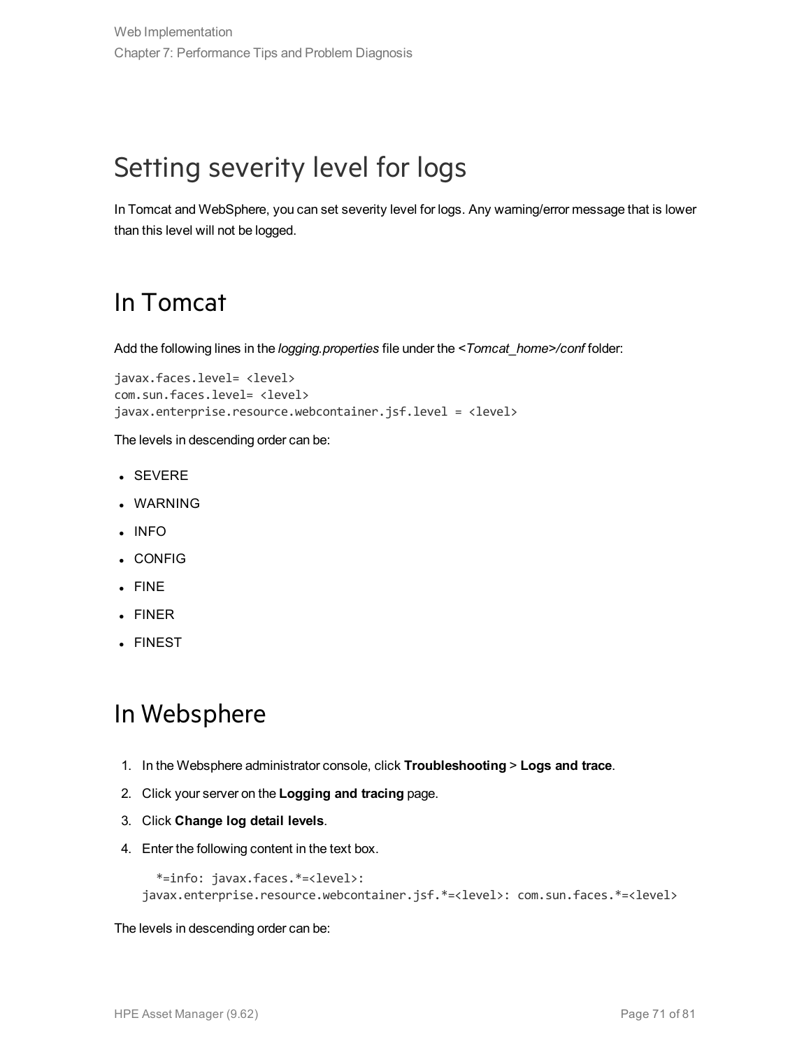# Setting severity level for logs

In Tomcat and WebSphere, you can set severity level for logs. Any warning/error message that is lower than this level will not be logged.

## In Tomcat

Add the following lines in the *logging.properties* file under the *<Tomcat_home>/conf* folder:

```
javax.faces.level= <level>
com.sun.faces.level= <level>
javax.enterprise.resource.webcontainer.jsf.level = <level>
```

The levels in descending order can be:

- SEVERE
- WARNING
- INFO
- CONFIG
- FINE
- FINER
- FINEST

## In Websphere

1. In the Websphere administrator console, click **Troubleshooting** > **Logs and trace**.
2. Click your server on the **Logging and tracing** page.
3. Click **Change log detail levels**.
4. Enter the following content in the text box.

   ```
   *=info: javax.faces.*=<level>:
   javax.enterprise.resource.webcontainer.jsf.*=<level>: com.sun.faces.*=<level>
   ```

The levels in descending order can be: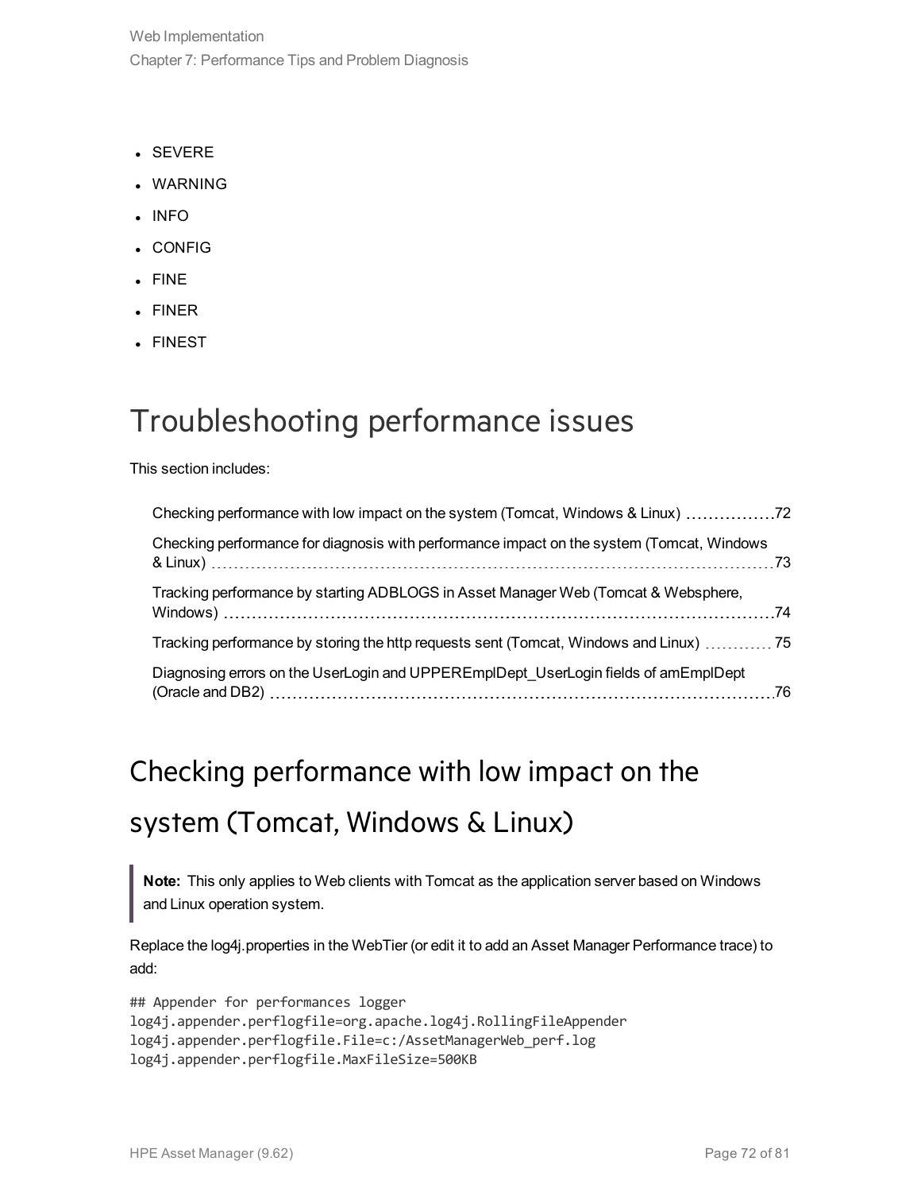- SEVERE
- WARNING
- INFO
- CONFIG
- FINE
- FINER
- FINEST

# Troubleshooting performance issues

This section includes:

- Checking performance with low impact on the system (Tomcat, Windows & Linux) 72
- Checking performance for diagnosis with performance impact on the system (Tomcat, Windows & Linux) 73
- Tracking performance by starting ADBLOGS in Asset Manager Web (Tomcat & Websphere, Windows) 74
- Tracking performance by storing the http requests sent (Tomcat, Windows and Linux) 75
- Diagnosing errors on the UserLogin and UPPEREmplDept_UserLogin fields of amEmplDept (Oracle and DB2) 76

# Checking performance with low impact on the system (Tomcat, Windows & Linux)

> **Note:** This only applies to Web clients with Tomcat as the application server based on Windows and Linux operation system.

Replace the log4j.properties in the WebTier (or edit it to add an Asset Manager Performance trace) to add:

```
## Appender for performances logger
log4j.appender.perflogfile=org.apache.log4j.RollingFileAppender
log4j.appender.perflogfile.File=c:/AssetManagerWeb_perf.log
log4j.appender.perflogfile.MaxFileSize=500KB
```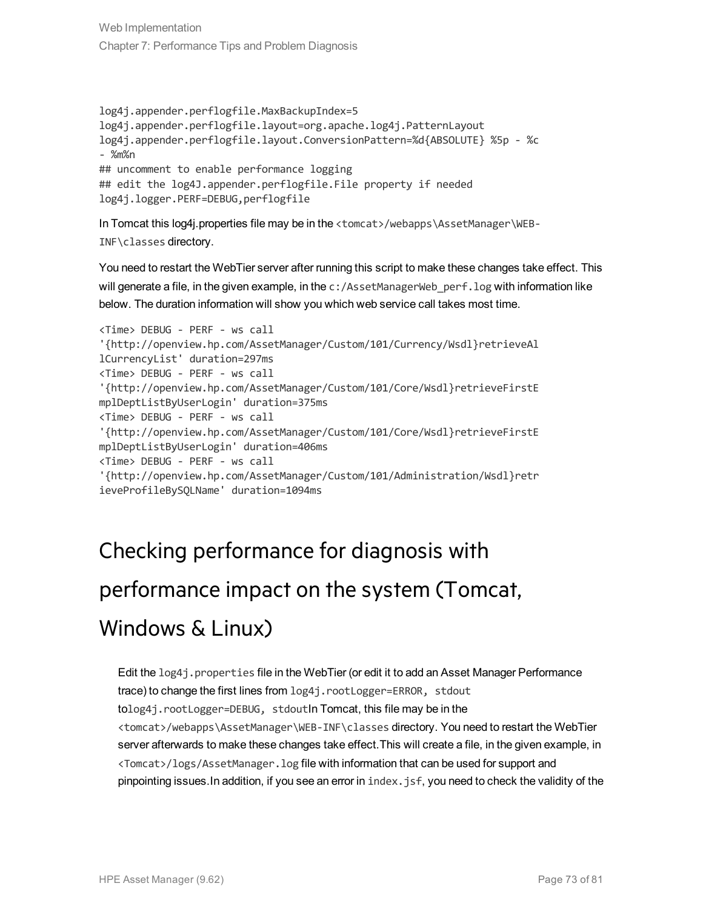```
log4j.appender.perflogfile.MaxBackupIndex=5
log4j.appender.perflogfile.layout=org.apache.log4j.PatternLayout
log4j.appender.perflogfile.layout.ConversionPattern=%d{ABSOLUTE} %5p - %c
- %m%n
## uncomment to enable performance logging
## edit the log4J.appender.perflogfile.File property if needed
log4j.logger.PERF=DEBUG,perflogfile
```

In Tomcat this log4j.properties file may be in the `<tomcat>/webapps\AssetManager\WEB-INF\classes` directory.

You need to restart the WebTier server after running this script to make these changes take effect. This will generate a file, in the given example, in the `c:/AssetManagerWeb_perf.log` with information like below. The duration information will show you which web service call takes most time.

```
<Time> DEBUG - PERF - ws call
'{http://openview.hp.com/AssetManager/Custom/101/Currency/Wsdl}retrieveAl
lCurrencyList' duration=297ms
<Time> DEBUG - PERF - ws call
'{http://openview.hp.com/AssetManager/Custom/101/Core/Wsdl}retrieveFirstE
mplDeptListByUserLogin' duration=375ms
<Time> DEBUG - PERF - ws call
'{http://openview.hp.com/AssetManager/Custom/101/Core/Wsdl}retrieveFirstE
mplDeptListByUserLogin' duration=406ms
<Time> DEBUG - PERF - ws call
'{http://openview.hp.com/AssetManager/Custom/101/Administration/Wsdl}retr
ieveProfileBySQLName' duration=1094ms
```

# Checking performance for diagnosis with performance impact on the system (Tomcat, Windows & Linux)

Edit the `log4j.properties` file in the WebTier (or edit it to add an Asset Manager Performance trace) to change the first lines from `log4j.rootLogger=ERROR, stdout` to`log4j.rootLogger=DEBUG, stdout`In Tomcat, this file may be in the `<tomcat>/webapps\AssetManager\WEB-INF\classes` directory. You need to restart the WebTier server afterwards to make these changes take effect.This will create a file, in the given example, in `<Tomcat>/logs/AssetManager.log` file with information that can be used for support and pinpointing issues.In addition, if you see an error in `index.jsf`, you need to check the validity of the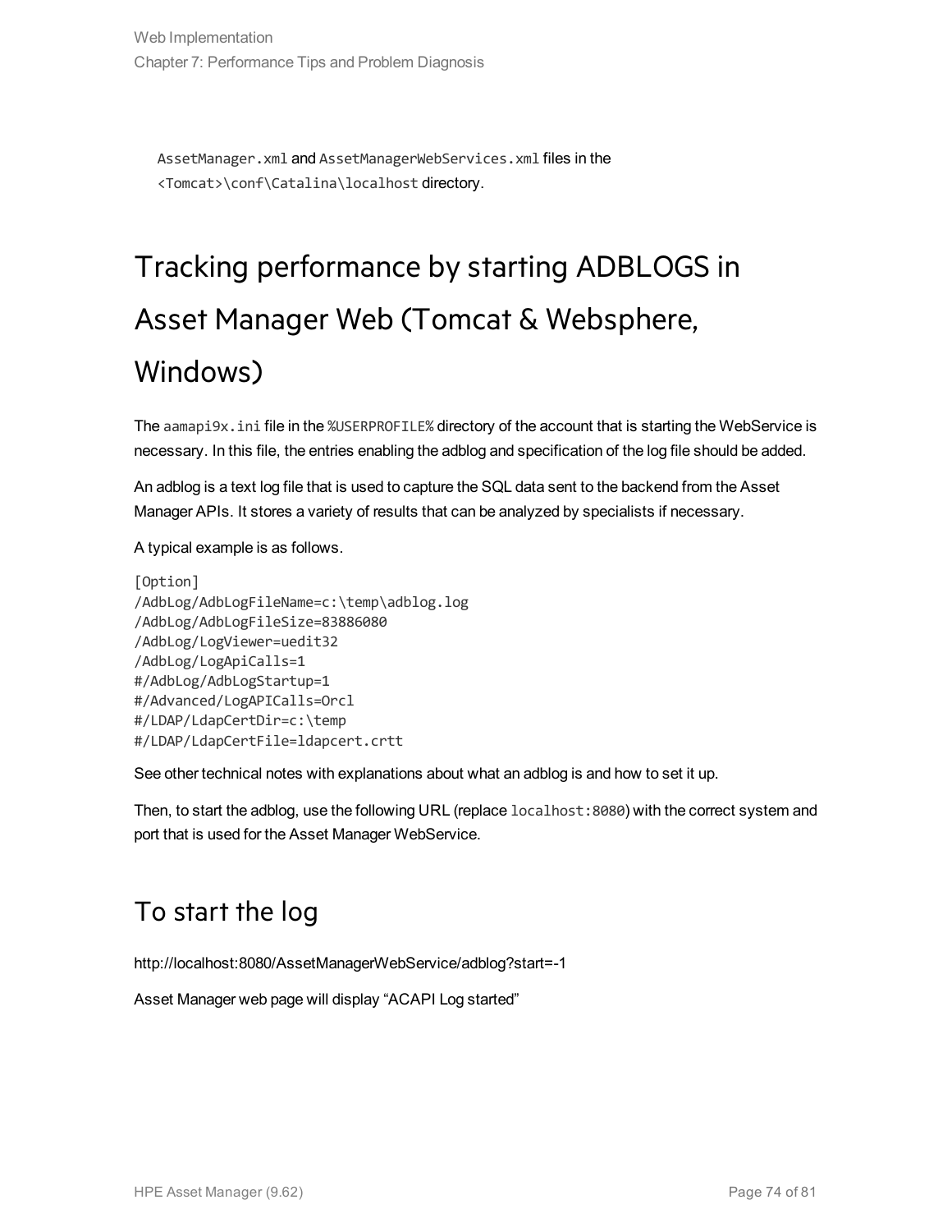`AssetManager.xml` and `AssetManagerWebServices.xml` files in the `<Tomcat>\conf\Catalina\localhost` directory.

## Tracking performance by starting ADBLOGS in Asset Manager Web (Tomcat & Websphere, Windows)

The `aamapi9x.ini` file in the `%USERPROFILE%` directory of the account that is starting the WebService is necessary. In this file, the entries enabling the adblog and specification of the log file should be added.

An adblog is a text log file that is used to capture the SQL data sent to the backend from the Asset Manager APIs. It stores a variety of results that can be analyzed by specialists if necessary.

A typical example is as follows.

```
[Option]
/AdbLog/AdbLogFileName=c:\temp\adblog.log
/AdbLog/AdbLogFileSize=83886080
/AdbLog/LogViewer=uedit32
/AdbLog/LogApiCalls=1
#/AdbLog/AdbLogStartup=1
#/Advanced/LogAPICalls=Orcl
#/LDAP/LdapCertDir=c:\temp
#/LDAP/LdapCertFile=ldapcert.crtt
```

See other technical notes with explanations about what an adblog is and how to set it up.

Then, to start the adblog, use the following URL (replace `localhost:8080`) with the correct system and port that is used for the Asset Manager WebService.

### To start the log

http://localhost:8080/AssetManagerWebService/adblog?start=-1

Asset Manager web page will display “ACAPI Log started”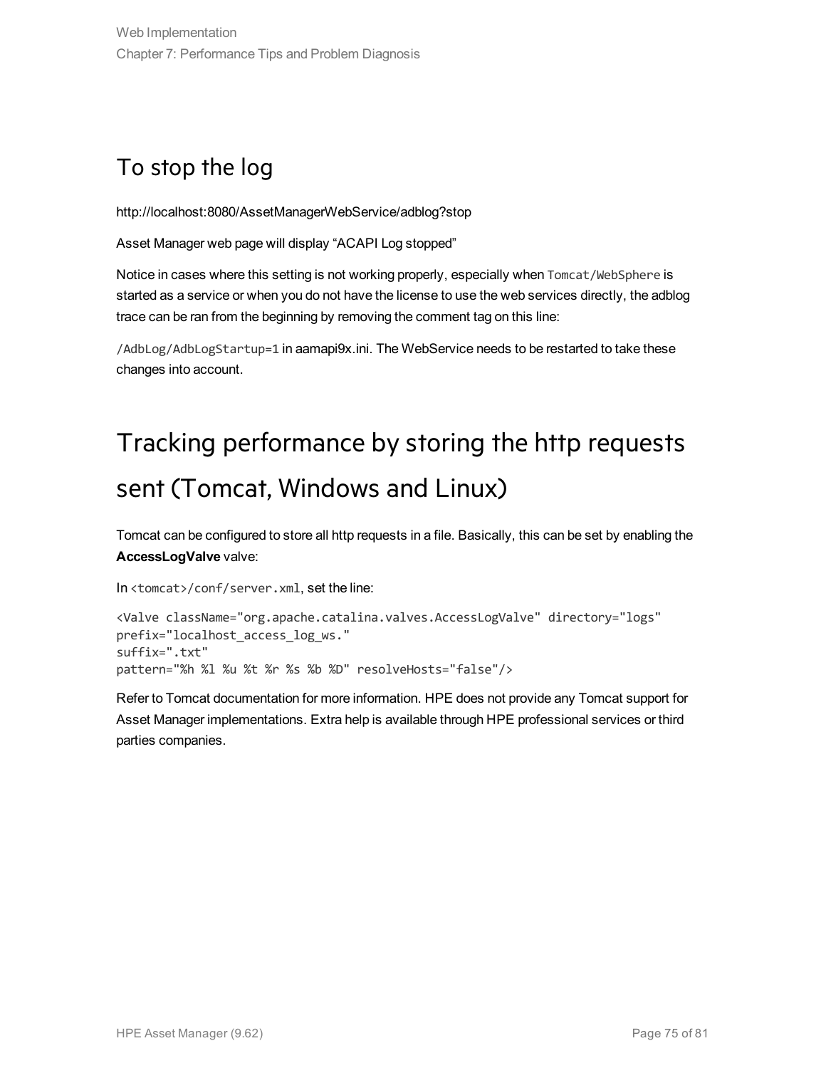## To stop the log

http://localhost:8080/AssetManagerWebService/adblog?stop

Asset Manager web page will display “ACAPI Log stopped”

Notice in cases where this setting is not working properly, especially when `Tomcat/WebSphere` is started as a service or when you do not have the license to use the web services directly, the adblog trace can be ran from the beginning by removing the comment tag on this line:

`/AdbLog/AdbLogStartup=1` in aamapi9x.ini. The WebService needs to be restarted to take these changes into account.

# Tracking performance by storing the http requests sent (Tomcat, Windows and Linux)

Tomcat can be configured to store all http requests in a file. Basically, this can be set by enabling the **AccessLogValve** valve:

In `<tomcat>/conf/server.xml`, set the line:

```
<Valve className="org.apache.catalina.valves.AccessLogValve" directory="logs"
prefix="localhost_access_log_ws."
suffix=".txt"
pattern="%h %l %u %t %r %s %b %D" resolveHosts="false"/>
```

Refer to Tomcat documentation for more information. HPE does not provide any Tomcat support for Asset Manager implementations. Extra help is available through HPE professional services or third parties companies.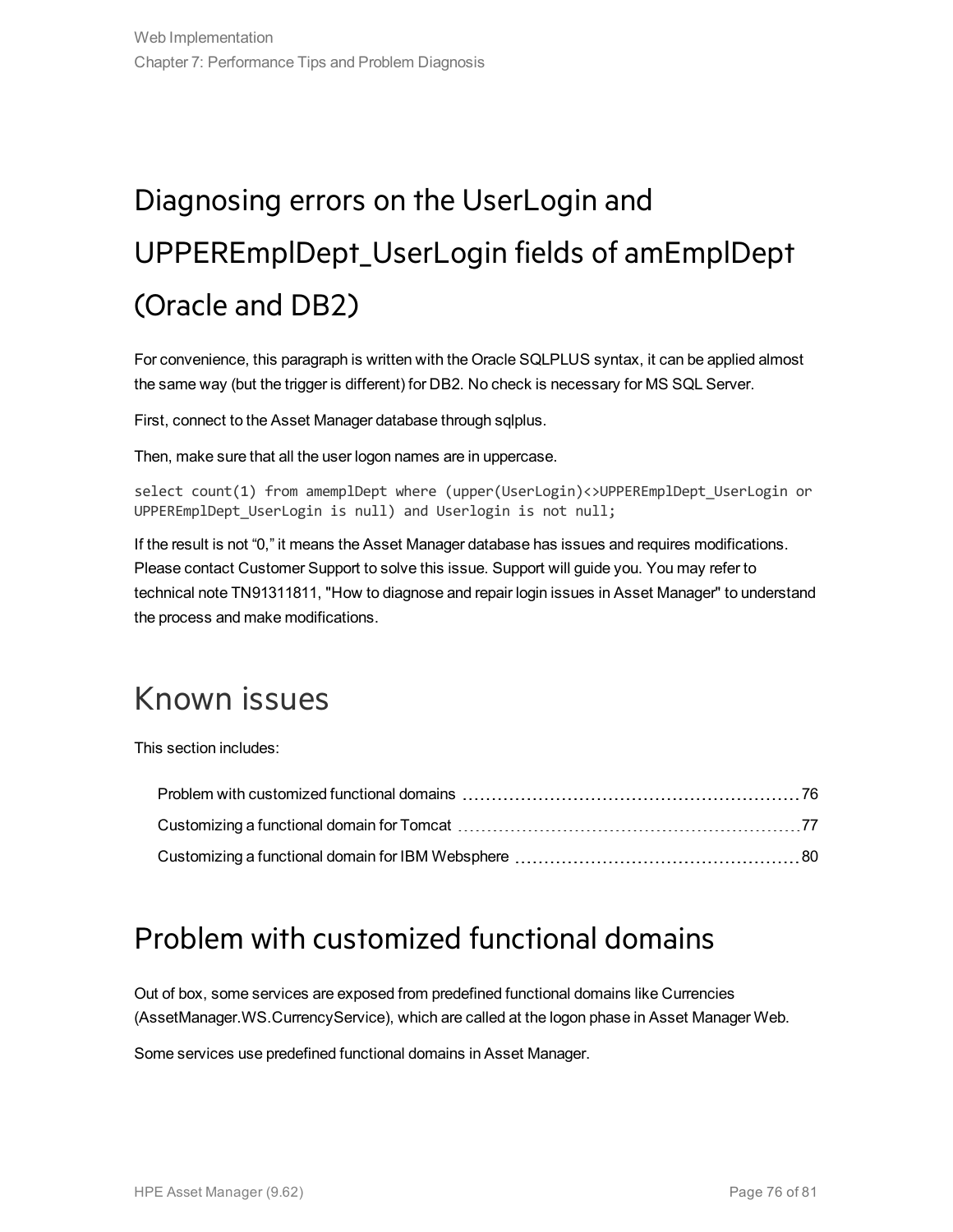# Diagnosing errors on the UserLogin and UPPEREmplDept_UserLogin fields of amEmplDept (Oracle and DB2)

For convenience, this paragraph is written with the Oracle SQLPLUS syntax, it can be applied almost the same way (but the trigger is different) for DB2. No check is necessary for MS SQL Server.

First, connect to the Asset Manager database through sqlplus.

Then, make sure that all the user logon names are in uppercase.

```
select count(1) from amemplDept where (upper(UserLogin)<>UPPEREmplDept_UserLogin or
UPPEREmplDept_UserLogin is null) and Userlogin is not null;
```

If the result is not “0,” it means the Asset Manager database has issues and requires modifications. Please contact Customer Support to solve this issue. Support will guide you. You may refer to technical note TN91311811, "How to diagnose and repair login issues in Asset Manager" to understand the process and make modifications.

# Known issues

This section includes:

- Problem with customized functional domains 76
- Customizing a functional domain for Tomcat 77
- Customizing a functional domain for IBM Websphere 80

## Problem with customized functional domains

Out of box, some services are exposed from predefined functional domains like Currencies (AssetManager.WS.CurrencyService), which are called at the logon phase in Asset Manager Web.

Some services use predefined functional domains in Asset Manager.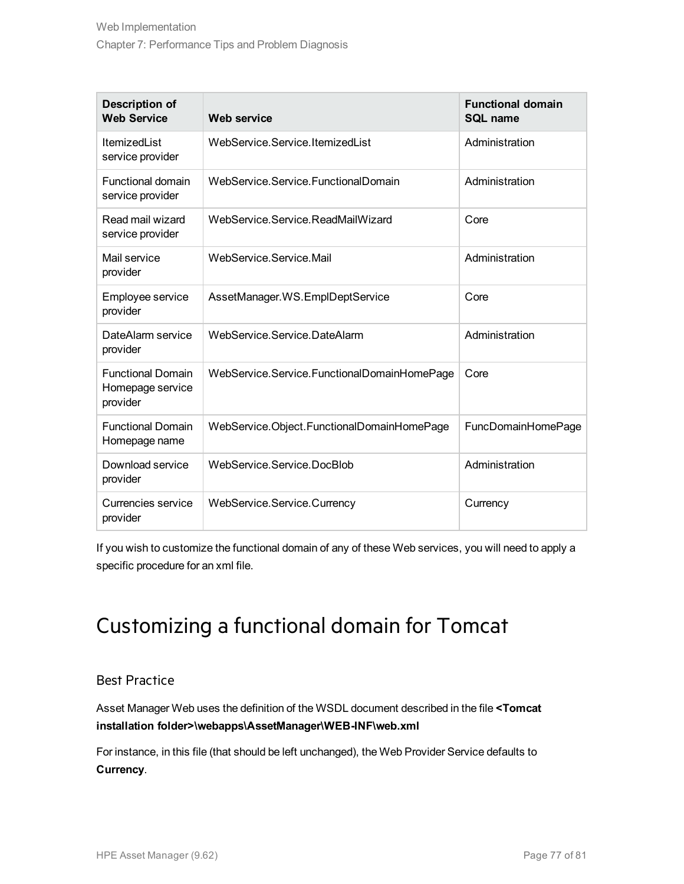| Description of Web Service | Web service | Functional domain SQL name |
|---|---|---|
| ItemizedList service provider | WebService.Service.ItemizedList | Administration |
| Functional domain service provider | WebService.Service.FunctionalDomain | Administration |
| Read mail wizard service provider | WebService.Service.ReadMailWizard | Core |
| Mail service provider | WebService.Service.Mail | Administration |
| Employee service provider | AssetManager.WS.EmplDeptService | Core |
| DateAlarm service provider | WebService.Service.DateAlarm | Administration |
| Functional Domain Homepage service provider | WebService.Service.FunctionalDomainHomePage | Core |
| Functional Domain Homepage name | WebService.Object.FunctionalDomainHomePage | FuncDomainHomePage |
| Download service provider | WebService.Service.DocBlob | Administration |
| Currencies service provider | WebService.Service.Currency | Currency |

If you wish to customize the functional domain of any of these Web services, you will need to apply a specific procedure for an xml file.

# Customizing a functional domain for Tomcat

## Best Practice

Asset Manager Web uses the definition of the WSDL document described in the file **<Tomcat installation folder>\webapps\AssetManager\WEB-INF\web.xml**

For instance, in this file (that should be left unchanged), the Web Provider Service defaults to **Currency**.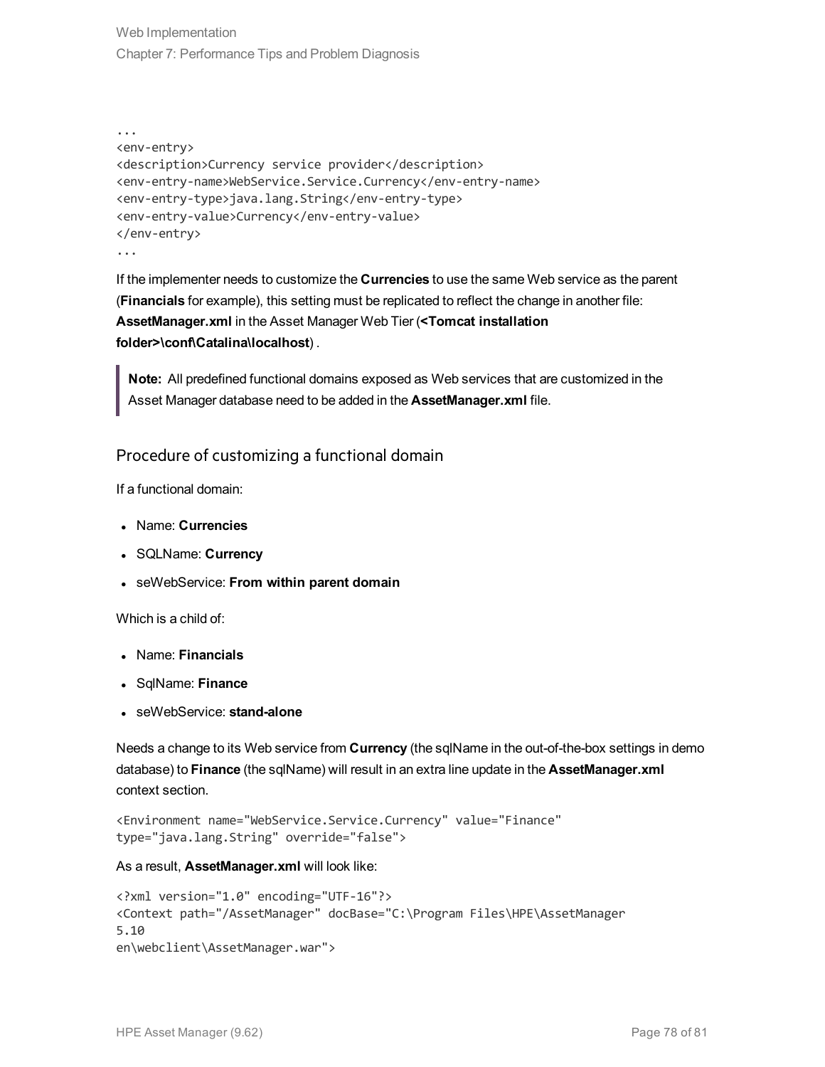```
...
<env-entry>
<description>Currency service provider</description>
<env-entry-name>WebService.Service.Currency</env-entry-name>
<env-entry-type>java.lang.String</env-entry-type>
<env-entry-value>Currency</env-entry-value>
</env-entry>
...
```

If the implementer needs to customize the **Currencies** to use the same Web service as the parent (**Financials** for example), this setting must be replicated to reflect the change in another file: **AssetManager.xml** in the Asset Manager Web Tier (**<Tomcat installation folder>\conf\Catalina\localhost**) .

> **Note:** All predefined functional domains exposed as Web services that are customized in the Asset Manager database need to be added in the **AssetManager.xml** file.

## Procedure of customizing a functional domain

If a functional domain:

- Name: **Currencies**
- SQLName: **Currency**
- seWebService: **From within parent domain**

Which is a child of:

- Name: **Financials**
- SqlName: **Finance**
- seWebService: **stand-alone**

Needs a change to its Web service from **Currency** (the sqlName in the out-of-the-box settings in demo database) to **Finance** (the sqlName) will result in an extra line update in the **AssetManager.xml** context section.

```
<Environment name="WebService.Service.Currency" value="Finance"
type="java.lang.String" override="false">
```

As a result, **AssetManager.xml** will look like:

```
<?xml version="1.0" encoding="UTF-16"?>
<Context path="/AssetManager" docBase="C:\Program Files\HPE\AssetManager
5.10
en\webclient\AssetManager.war">
```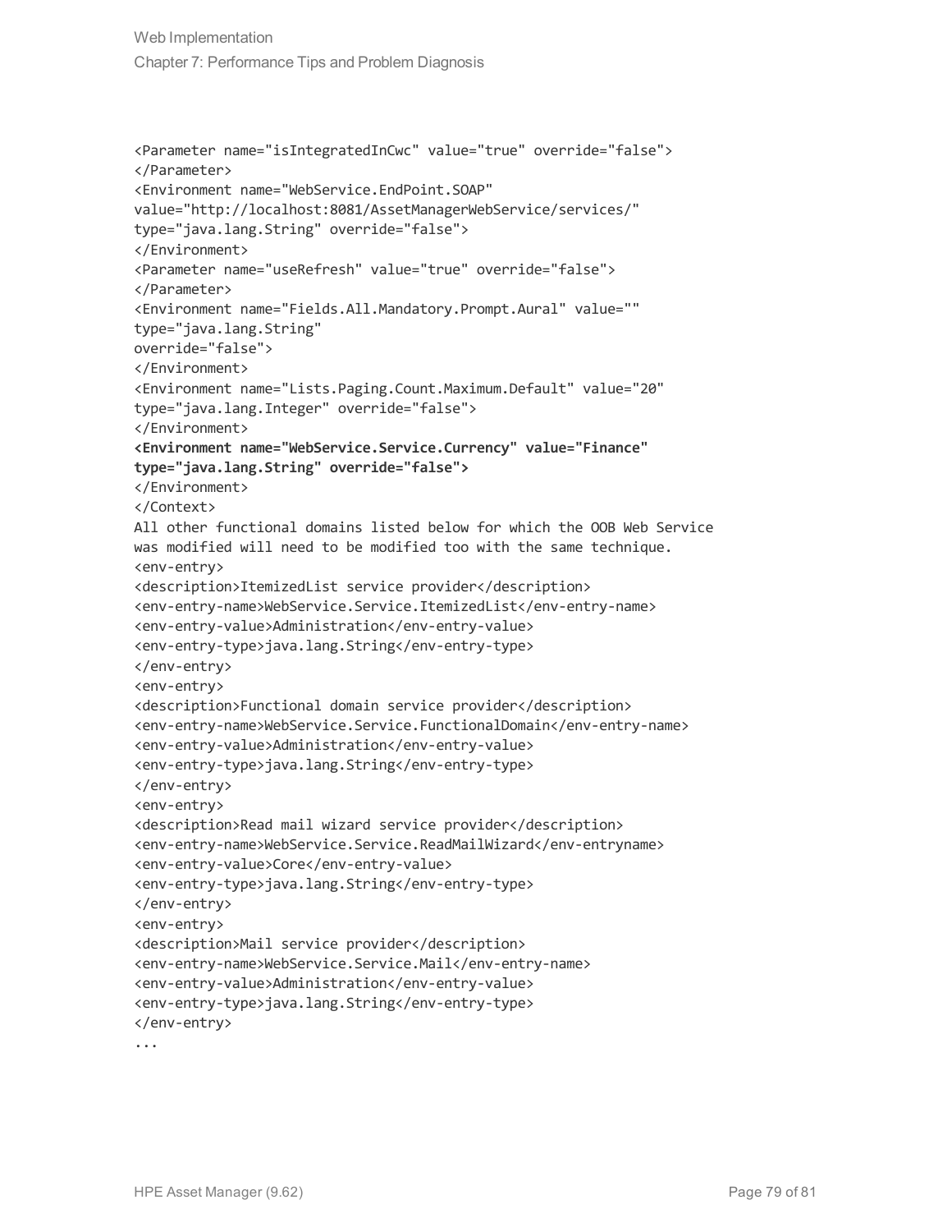```
<Parameter name="isIntegratedInCwc" value="true" override="false">
</Parameter>
<Environment name="WebService.EndPoint.SOAP"
value="http://localhost:8081/AssetManagerWebService/services/"
type="java.lang.String" override="false">
</Environment>
<Parameter name="useRefresh" value="true" override="false">
</Parameter>
<Environment name="Fields.All.Mandatory.Prompt.Aural" value=""
type="java.lang.String"
override="false">
</Environment>
<Environment name="Lists.Paging.Count.Maximum.Default" value="20"
type="java.lang.Integer" override="false">
</Environment>
<Environment name="WebService.Service.Currency" value="Finance"
type="java.lang.String" override="false">
</Environment>
</Context>
All other functional domains listed below for which the OOB Web Service
was modified will need to be modified too with the same technique.
<env-entry>
<description>ItemizedList service provider</description>
<env-entry-name>WebService.Service.ItemizedList</env-entry-name>
<env-entry-value>Administration</env-entry-value>
<env-entry-type>java.lang.String</env-entry-type>
</env-entry>
<env-entry>
<description>Functional domain service provider</description>
<env-entry-name>WebService.Service.FunctionalDomain</env-entry-name>
<env-entry-value>Administration</env-entry-value>
<env-entry-type>java.lang.String</env-entry-type>
</env-entry>
<env-entry>
<description>Read mail wizard service provider</description>
<env-entry-name>WebService.Service.ReadMailWizard</env-entryname>
<env-entry-value>Core</env-entry-value>
<env-entry-type>java.lang.String</env-entry-type>
</env-entry>
<env-entry>
<description>Mail service provider</description>
<env-entry-name>WebService.Service.Mail</env-entry-name>
<env-entry-value>Administration</env-entry-value>
<env-entry-type>java.lang.String</env-entry-type>
</env-entry>
...
```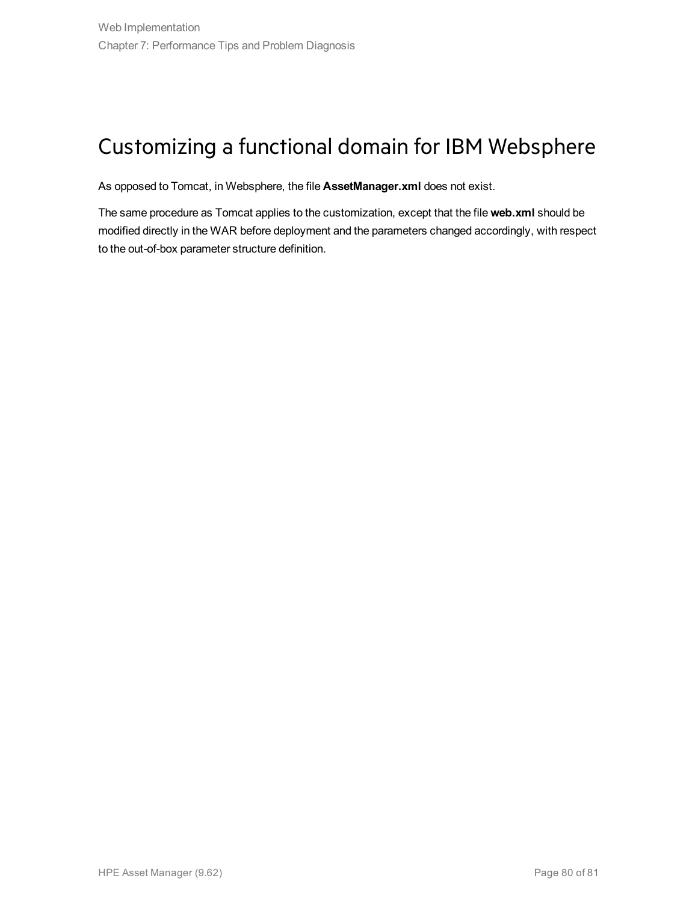# Customizing a functional domain for IBM Websphere

As opposed to Tomcat, in Websphere, the file **AssetManager.xml** does not exist.

The same procedure as Tomcat applies to the customization, except that the file **web.xml** should be modified directly in the WAR before deployment and the parameters changed accordingly, with respect to the out-of-box parameter structure definition.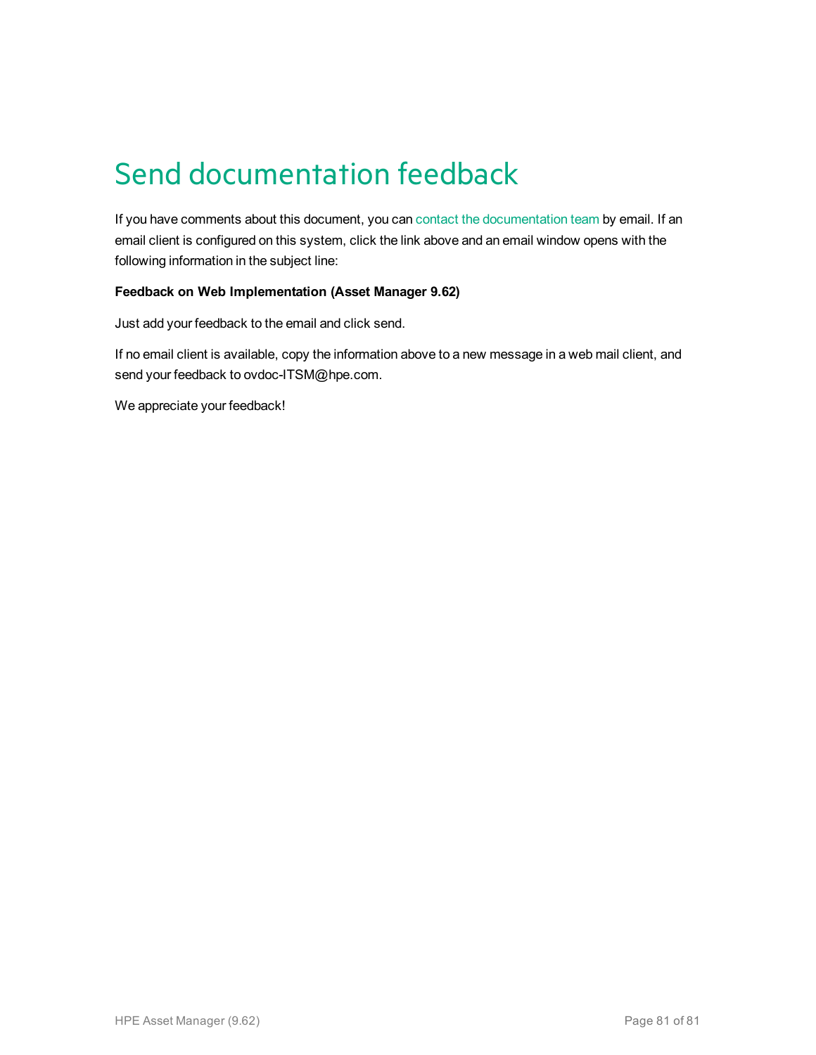# Send documentation feedback

If you have comments about this document, you can contact the documentation team by email. If an email client is configured on this system, click the link above and an email window opens with the following information in the subject line:

**Feedback on Web Implementation (Asset Manager 9.62)**

Just add your feedback to the email and click send.

If no email client is available, copy the information above to a new message in a web mail client, and send your feedback to ovdoc-ITSM@hpe.com.

We appreciate your feedback!